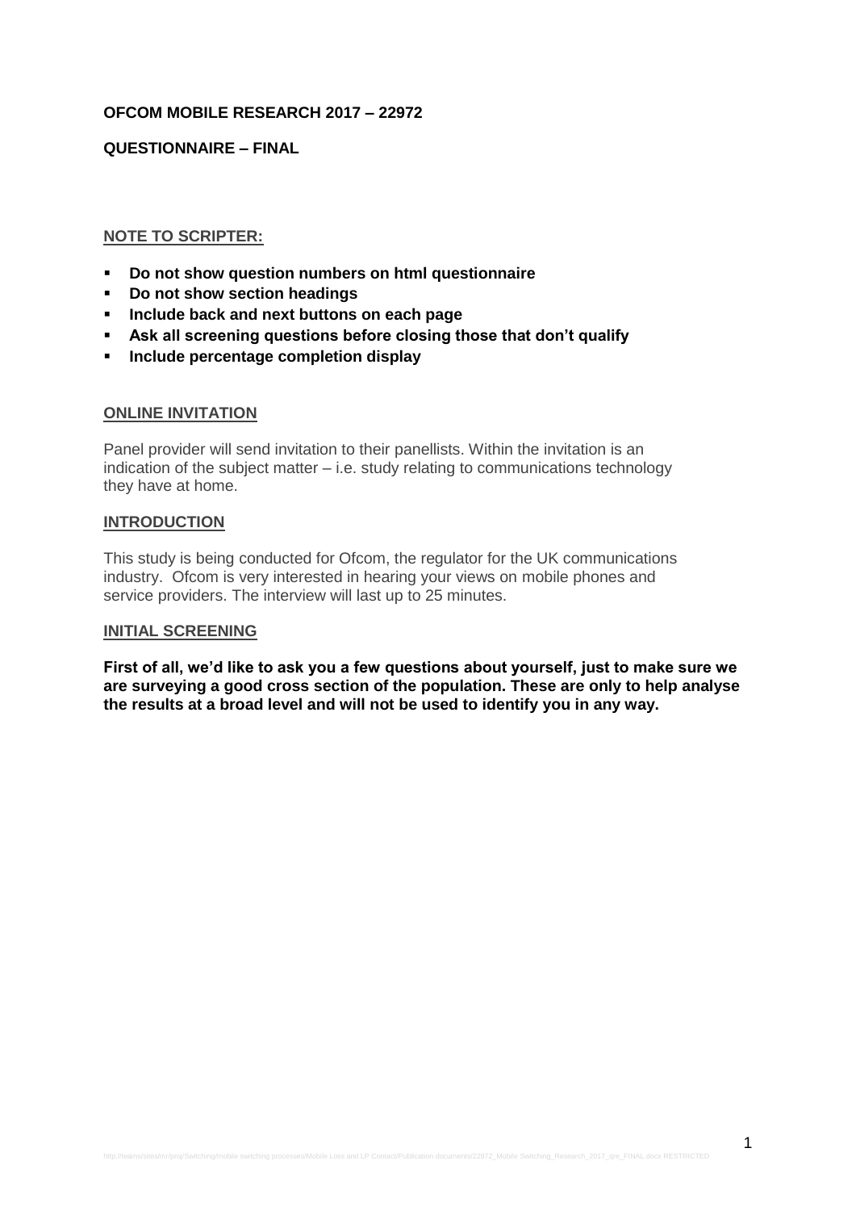**OFCOM MOBILE RESEARCH 2017 – 22972**

**QUESTIONNAIRE – FINAL**

## NOTE TO SCRIPTER:

- **Do not show question numbers on html questionnaire**
- **Do not show section headings**
- **Include back and next buttons on each page**
- **Ask all screening questions before closing those that don't qualify**
- **Include percentage completion display**

## ONLINE INVITATION

Panel provider will send invitation to their panellists. Within the invitation is an indication of the subject matter – i.e. study relating to communications technology they have at home.

## INTRODUCTION

This study is being conducted for Ofcom, the regulator for the UK communications industry. Ofcom is very interested in hearing your views on mobile phones and service providers. The interview will last up to 25 minutes.

## INITIAL SCREENING

**First of all, we'd like to ask you a few questions about yourself, just to make sure we are surveying a good cross section of the population. These are only to help analyse the results at a broad level and will not be used to identify you in any way.**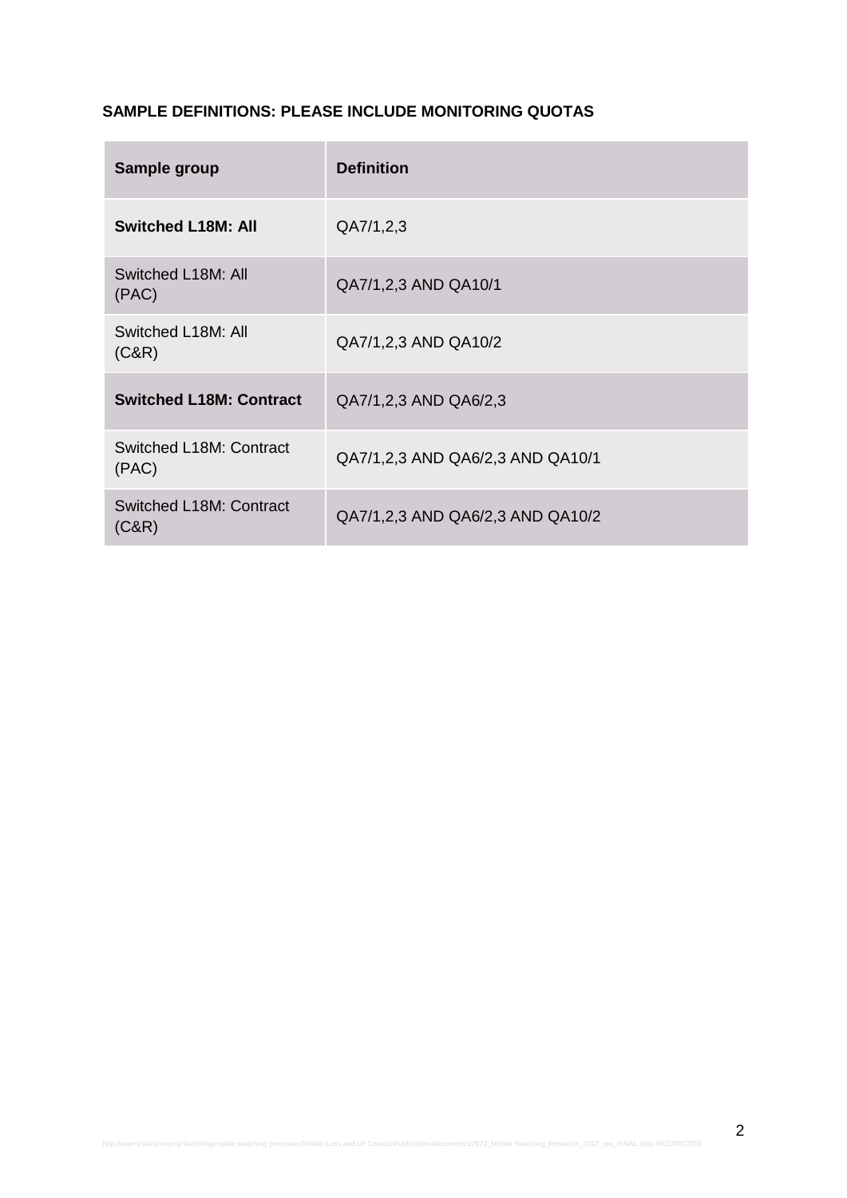**SAMPLE DEFINITIONS: PLEASE INCLUDE MONITORING QUOTAS**

| Sample group | Definition |
|---|---|
| **Switched L18M: All** | QA7/1,2,3 |
| Switched L18M: All (PAC) | QA7/1,2,3 AND QA10/1 |
| Switched L18M: All (C&R) | QA7/1,2,3 AND QA10/2 |
| **Switched L18M: Contract** | QA7/1,2,3 AND QA6/2,3 |
| Switched L18M: Contract (PAC) | QA7/1,2,3 AND QA6/2,3 AND QA10/1 |
| Switched L18M: Contract (C&R) | QA7/1,2,3 AND QA6/2,3 AND QA10/2 |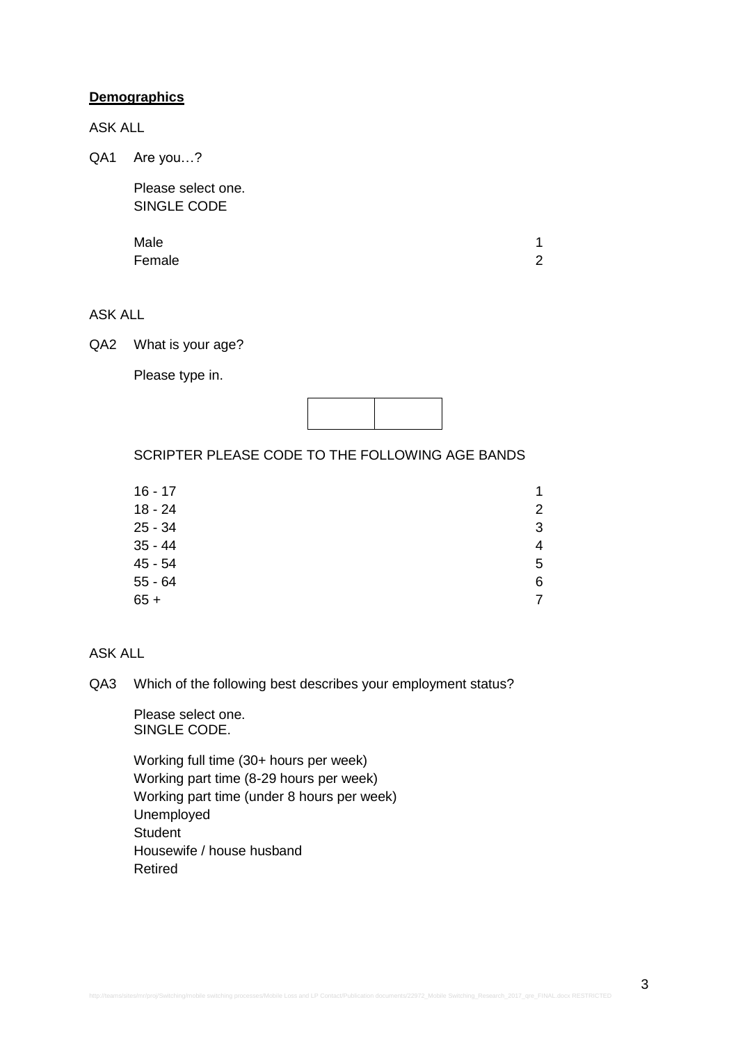**Demographics**

ASK ALL

QA1 Are you…?

Please select one.
SINGLE CODE

| | |
|---|---|
| Male | 1 |
| Female | 2 |

ASK ALL

QA2 What is your age?

Please type in.

| | |
|---|---|
| | |

SCRIPTER PLEASE CODE TO THE FOLLOWING AGE BANDS

| | |
|---|---|
| 16 - 17 | 1 |
| 18 - 24 | 2 |
| 25 - 34 | 3 |
| 35 - 44 | 4 |
| 45 - 54 | 5 |
| 55 - 64 | 6 |
| 65 + | 7 |

ASK ALL

QA3 Which of the following best describes your employment status?

Please select one.
SINGLE CODE.

Working full time (30+ hours per week)
Working part time (8-29 hours per week)
Working part time (under 8 hours per week)
Unemployed
Student
Housewife / house husband
Retired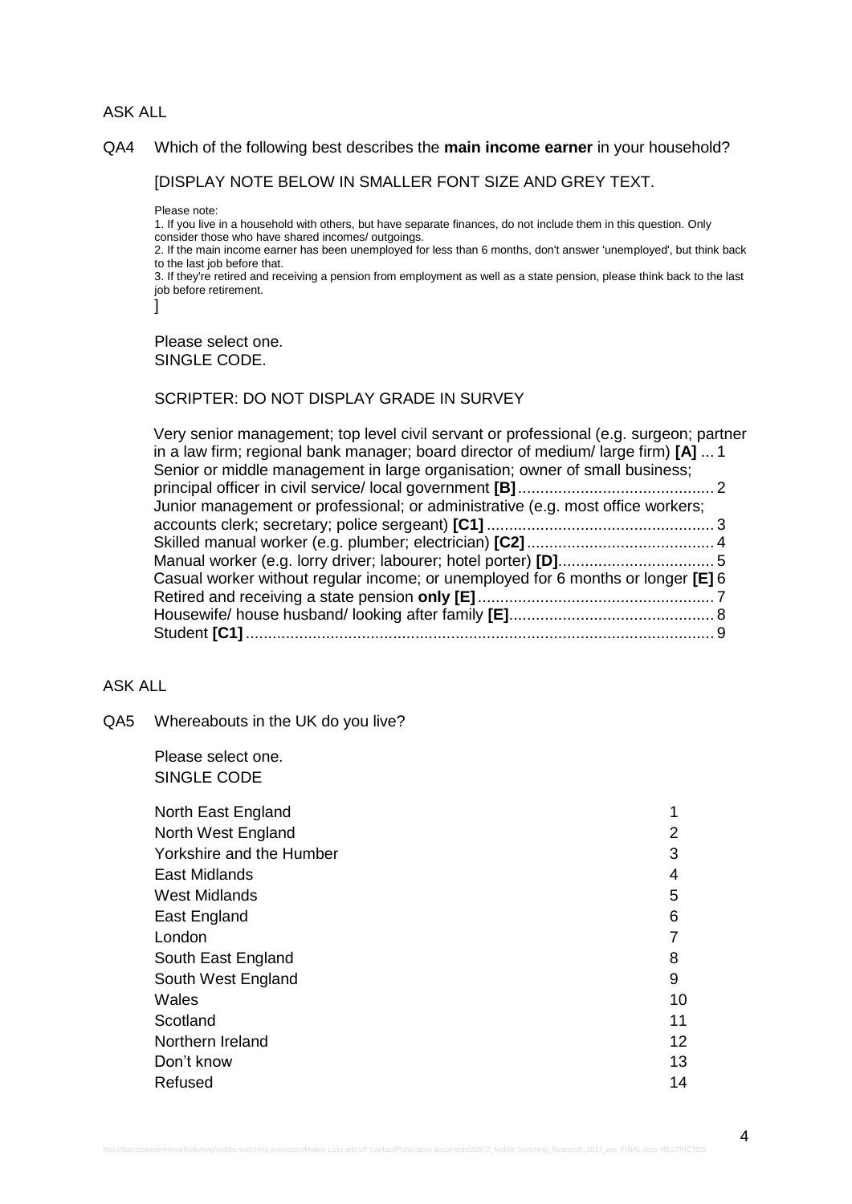ASK ALL

QA4 Which of the following best describes the **main income earner** in your household?

[DISPLAY NOTE BELOW IN SMALLER FONT SIZE AND GREY TEXT.

Please note:
1. If you live in a household with others, but have separate finances, do not include them in this question. Only consider those who have shared incomes/ outgoings.
2. If the main income earner has been unemployed for less than 6 months, don't answer 'unemployed', but think back to the last job before that.
3. If they're retired and receiving a pension from employment as well as a state pension, please think back to the last job before retirement.
]

Please select one.
SINGLE CODE.

SCRIPTER: DO NOT DISPLAY GRADE IN SURVEY

| | |
|---|---|
| Very senior management; top level civil servant or professional (e.g. surgeon; partner in a law firm; regional bank manager; board director of medium/ large firm) **[A]** | 1 |
| Senior or middle management in large organisation; owner of small business; principal officer in civil service/ local government **[B]** | 2 |
| Junior management or professional; or administrative (e.g. most office workers; accounts clerk; secretary; police sergeant) **[C1]** | 3 |
| Skilled manual worker (e.g. plumber; electrician) **[C2]** | 4 |
| Manual worker (e.g. lorry driver; labourer; hotel porter) **[D]** | 5 |
| Casual worker without regular income; or unemployed for 6 months or longer **[E]** | 6 |
| Retired and receiving a state pension **only [E]** | 7 |
| Housewife/ house husband/ looking after family **[E]** | 8 |
| Student **[C1]** | 9 |

ASK ALL

QA5 Whereabouts in the UK do you live?

Please select one.
SINGLE CODE

| | |
|---|---|
| North East England | 1 |
| North West England | 2 |
| Yorkshire and the Humber | 3 |
| East Midlands | 4 |
| West Midlands | 5 |
| East England | 6 |
| London | 7 |
| South East England | 8 |
| South West England | 9 |
| Wales | 10 |
| Scotland | 11 |
| Northern Ireland | 12 |
| Don't know | 13 |
| Refused | 14 |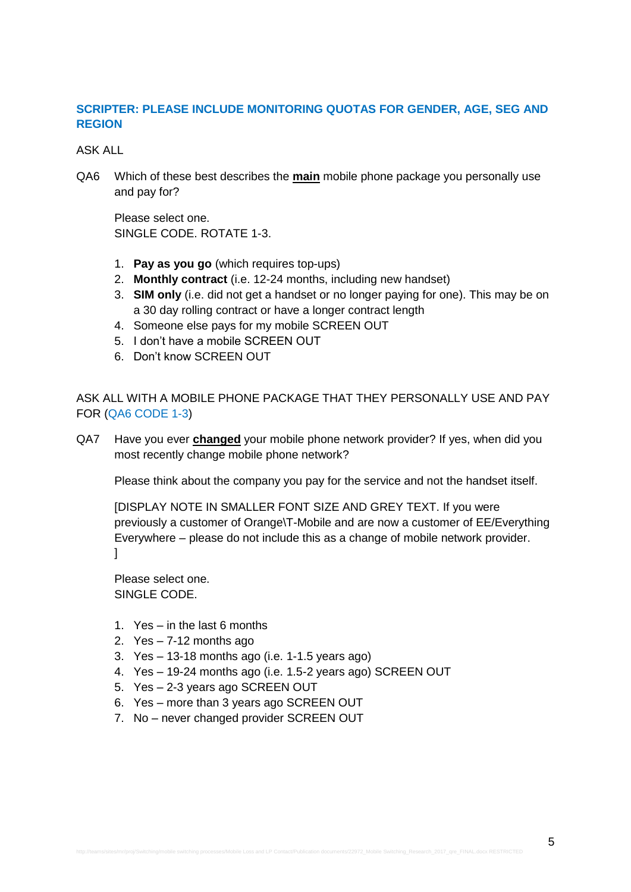**SCRIPTER: PLEASE INCLUDE MONITORING QUOTAS FOR GENDER, AGE, SEG AND REGION**

ASK ALL

QA6 Which of these best describes the **main** mobile phone package you personally use and pay for?

Please select one.
SINGLE CODE. ROTATE 1-3.

1. **Pay as you go** (which requires top-ups)
2. **Monthly contract** (i.e. 12-24 months, including new handset)
3. **SIM only** (i.e. did not get a handset or no longer paying for one). This may be on a 30 day rolling contract or have a longer contract length
4. Someone else pays for my mobile SCREEN OUT
5. I don't have a mobile SCREEN OUT
6. Don't know SCREEN OUT

ASK ALL WITH A MOBILE PHONE PACKAGE THAT THEY PERSONALLY USE AND PAY FOR (QA6 CODE 1-3)

QA7 Have you ever **changed** your mobile phone network provider? If yes, when did you most recently change mobile phone network?

Please think about the company you pay for the service and not the handset itself.

[DISPLAY NOTE IN SMALLER FONT SIZE AND GREY TEXT. If you were previously a customer of Orange\T-Mobile and are now a customer of EE/Everything Everywhere – please do not include this as a change of mobile network provider.
]

Please select one.
SINGLE CODE.

1. Yes – in the last 6 months
2. Yes – 7-12 months ago
3. Yes – 13-18 months ago (i.e. 1-1.5 years ago)
4. Yes – 19-24 months ago (i.e. 1.5-2 years ago) SCREEN OUT
5. Yes – 2-3 years ago SCREEN OUT
6. Yes – more than 3 years ago SCREEN OUT
7. No – never changed provider SCREEN OUT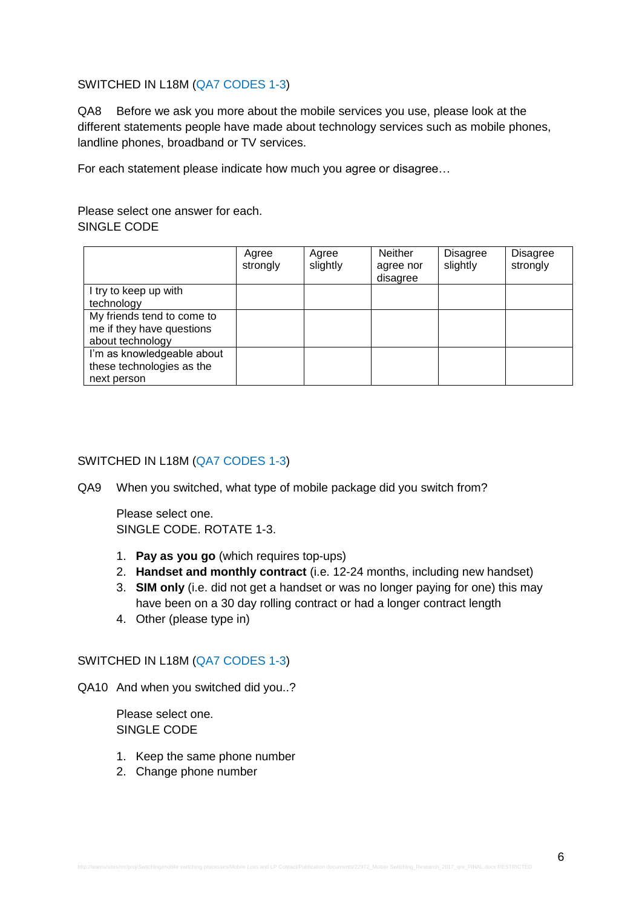SWITCHED IN L18M (QA7 CODES 1-3)

QA8 Before we ask you more about the mobile services you use, please look at the different statements people have made about technology services such as mobile phones, landline phones, broadband or TV services.

For each statement please indicate how much you agree or disagree…

Please select one answer for each.
SINGLE CODE

| | Agree strongly | Agree slightly | Neither agree nor disagree | Disagree slightly | Disagree strongly |
|---|---|---|---|---|---|
| I try to keep up with technology | | | | | |
| My friends tend to come to me if they have questions about technology | | | | | |
| I'm as knowledgeable about these technologies as the next person | | | | | |

SWITCHED IN L18M (QA7 CODES 1-3)

QA9 When you switched, what type of mobile package did you switch from?

Please select one.
SINGLE CODE. ROTATE 1-3.

1. **Pay as you go** (which requires top-ups)
2. **Handset and monthly contract** (i.e. 12-24 months, including new handset)
3. **SIM only** (i.e. did not get a handset or was no longer paying for one) this may have been on a 30 day rolling contract or had a longer contract length
4. Other (please type in)

SWITCHED IN L18M (QA7 CODES 1-3)

QA10 And when you switched did you..?

Please select one.
SINGLE CODE

1. Keep the same phone number
2. Change phone number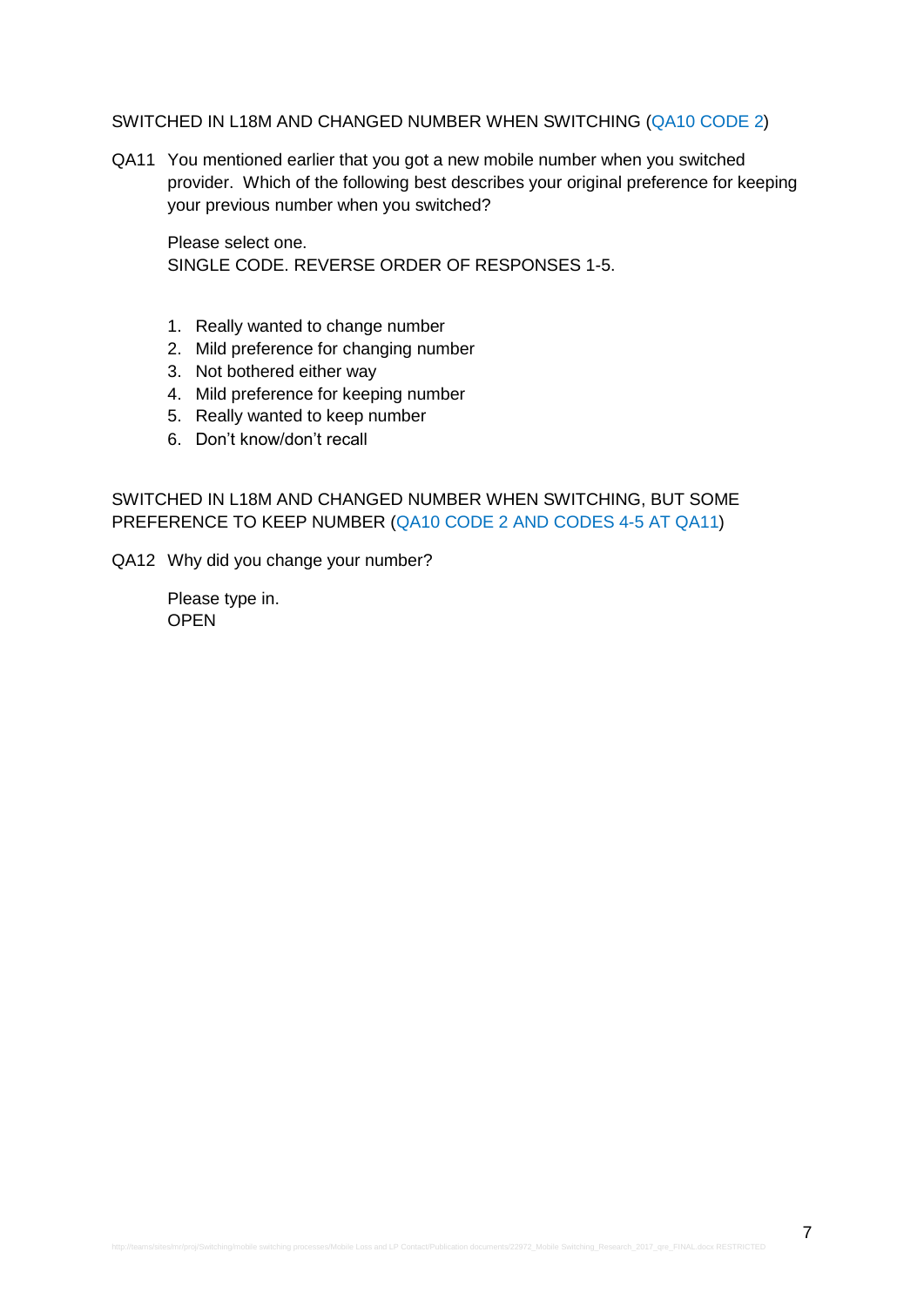SWITCHED IN L18M AND CHANGED NUMBER WHEN SWITCHING (QA10 CODE 2)

QA11 You mentioned earlier that you got a new mobile number when you switched provider. Which of the following best describes your original preference for keeping your previous number when you switched?

Please select one.
SINGLE CODE. REVERSE ORDER OF RESPONSES 1-5.

1. Really wanted to change number
2. Mild preference for changing number
3. Not bothered either way
4. Mild preference for keeping number
5. Really wanted to keep number
6. Don't know/don't recall

SWITCHED IN L18M AND CHANGED NUMBER WHEN SWITCHING, BUT SOME PREFERENCE TO KEEP NUMBER (QA10 CODE 2 AND CODES 4-5 AT QA11)

QA12 Why did you change your number?

Please type in.
OPEN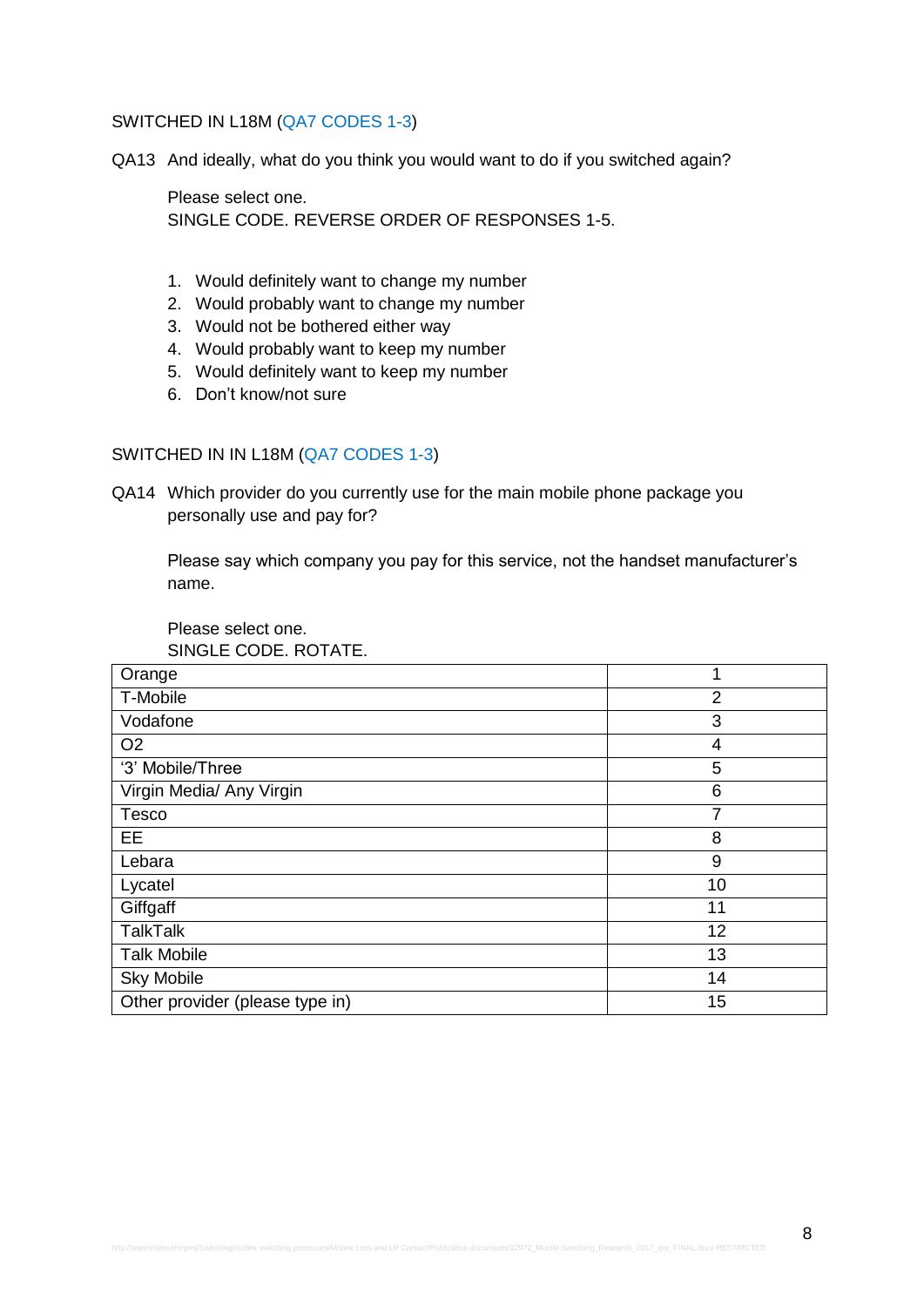SWITCHED IN L18M (QA7 CODES 1-3)

QA13 And ideally, what do you think you would want to do if you switched again?

Please select one.
SINGLE CODE. REVERSE ORDER OF RESPONSES 1-5.

1. Would definitely want to change my number
2. Would probably want to change my number
3. Would not be bothered either way
4. Would probably want to keep my number
5. Would definitely want to keep my number
6. Don't know/not sure

SWITCHED IN IN L18M (QA7 CODES 1-3)

QA14 Which provider do you currently use for the main mobile phone package you personally use and pay for?

Please say which company you pay for this service, not the handset manufacturer's name.

Please select one.
SINGLE CODE. ROTATE.

| | |
|---|---|
| Orange | 1 |
| T-Mobile | 2 |
| Vodafone | 3 |
| O2 | 4 |
| '3' Mobile/Three | 5 |
| Virgin Media/ Any Virgin | 6 |
| Tesco | 7 |
| EE | 8 |
| Lebara | 9 |
| Lycatel | 10 |
| Giffgaff | 11 |
| TalkTalk | 12 |
| Talk Mobile | 13 |
| Sky Mobile | 14 |
| Other provider (please type in) | 15 |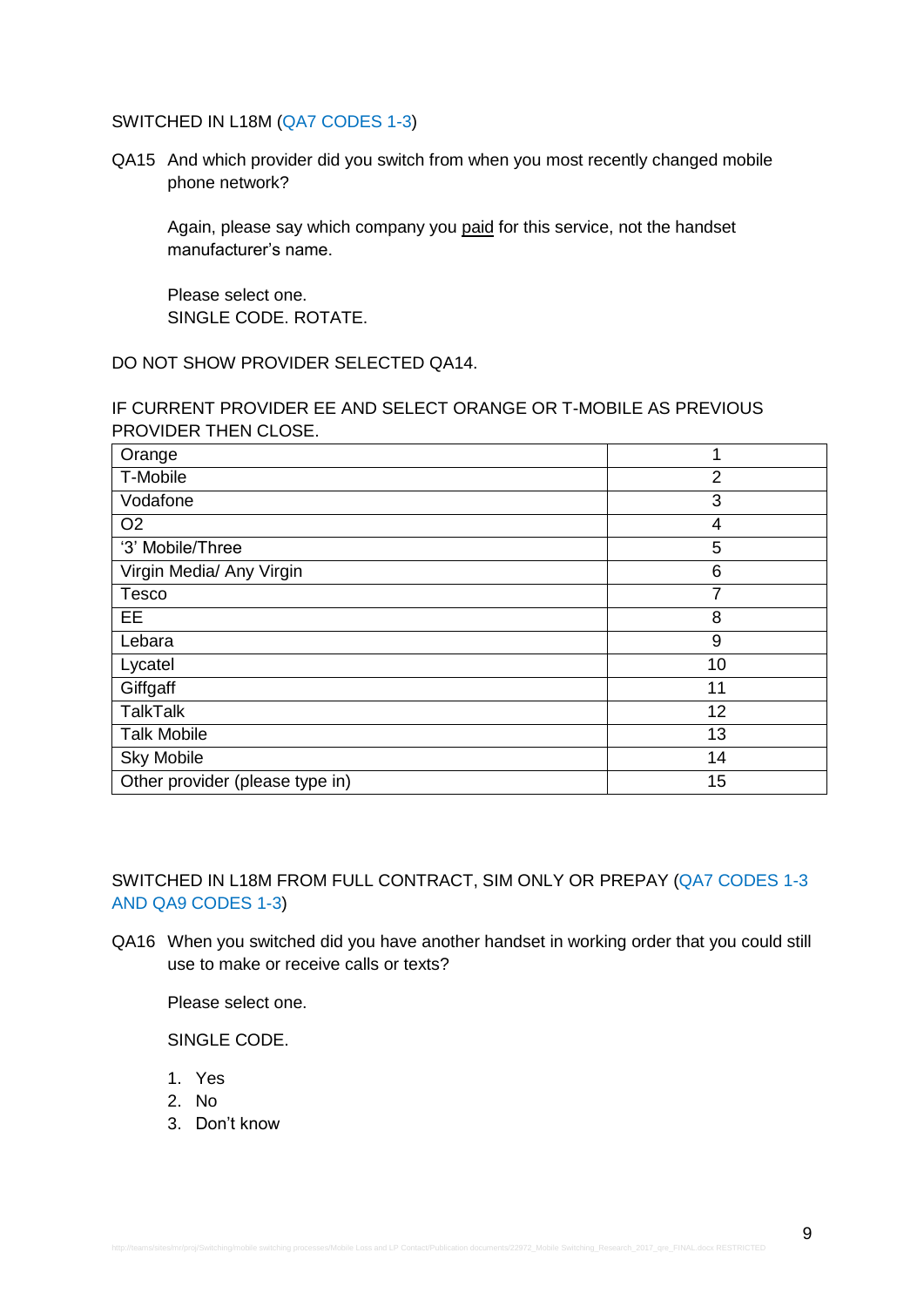SWITCHED IN L18M (QA7 CODES 1-3)

QA15 And which provider did you switch from when you most recently changed mobile phone network?

Again, please say which company you paid for this service, not the handset manufacturer's name.

Please select one.
SINGLE CODE. ROTATE.

DO NOT SHOW PROVIDER SELECTED QA14.

IF CURRENT PROVIDER EE AND SELECT ORANGE OR T-MOBILE AS PREVIOUS PROVIDER THEN CLOSE.

| | |
|---|---|
| Orange | 1 |
| T-Mobile | 2 |
| Vodafone | 3 |
| O2 | 4 |
| '3' Mobile/Three | 5 |
| Virgin Media/ Any Virgin | 6 |
| Tesco | 7 |
| EE | 8 |
| Lebara | 9 |
| Lycatel | 10 |
| Giffgaff | 11 |
| TalkTalk | 12 |
| Talk Mobile | 13 |
| Sky Mobile | 14 |
| Other provider (please type in) | 15 |

SWITCHED IN L18M FROM FULL CONTRACT, SIM ONLY OR PREPAY (QA7 CODES 1-3 AND QA9 CODES 1-3)

QA16 When you switched did you have another handset in working order that you could still use to make or receive calls or texts?

Please select one.

SINGLE CODE.

1. Yes
2. No
3. Don't know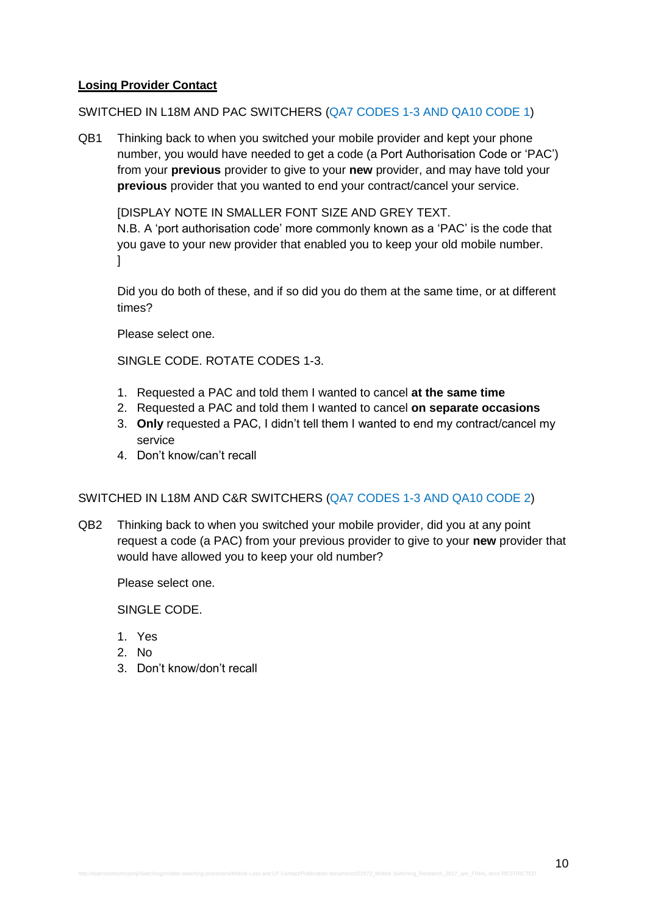**Losing Provider Contact**

SWITCHED IN L18M AND PAC SWITCHERS (QA7 CODES 1-3 AND QA10 CODE 1)

QB1 Thinking back to when you switched your mobile provider and kept your phone number, you would have needed to get a code (a Port Authorisation Code or 'PAC') from your **previous** provider to give to your **new** provider, and may have told your **previous** provider that you wanted to end your contract/cancel your service.

[DISPLAY NOTE IN SMALLER FONT SIZE AND GREY TEXT.
N.B. A 'port authorisation code' more commonly known as a 'PAC' is the code that you gave to your new provider that enabled you to keep your old mobile number.
]

Did you do both of these, and if so did you do them at the same time, or at different times?

Please select one.

SINGLE CODE. ROTATE CODES 1-3.

1. Requested a PAC and told them I wanted to cancel **at the same time**
2. Requested a PAC and told them I wanted to cancel **on separate occasions**
3. **Only** requested a PAC, I didn't tell them I wanted to end my contract/cancel my service
4. Don't know/can't recall

SWITCHED IN L18M AND C&R SWITCHERS (QA7 CODES 1-3 AND QA10 CODE 2)

QB2 Thinking back to when you switched your mobile provider, did you at any point request a code (a PAC) from your previous provider to give to your **new** provider that would have allowed you to keep your old number?

Please select one.

SINGLE CODE.

1. Yes
2. No
3. Don't know/don't recall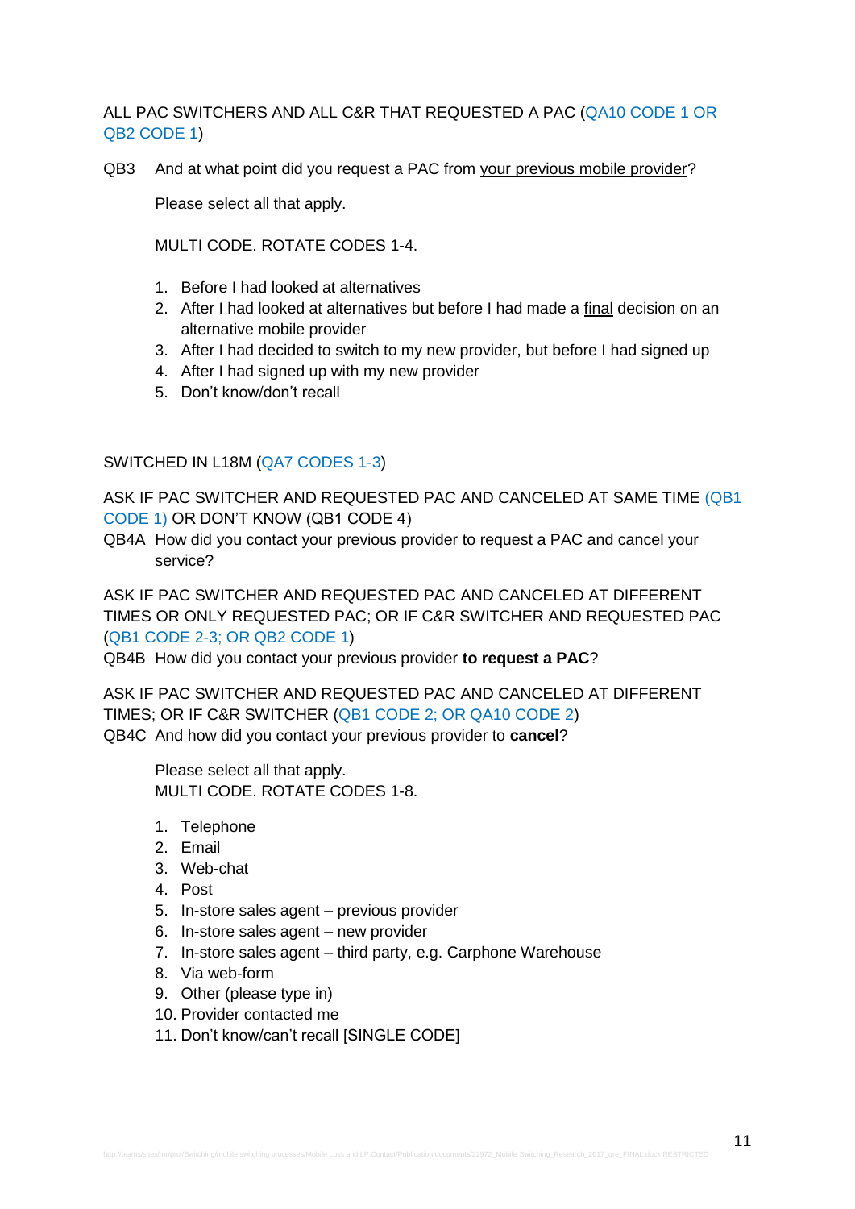ALL PAC SWITCHERS AND ALL C&R THAT REQUESTED A PAC (QA10 CODE 1 OR QB2 CODE 1)

QB3 And at what point did you request a PAC from your previous mobile provider?

Please select all that apply.

MULTI CODE. ROTATE CODES 1-4.

1. Before I had looked at alternatives
2. After I had looked at alternatives but before I had made a final decision on an alternative mobile provider
3. After I had decided to switch to my new provider, but before I had signed up
4. After I had signed up with my new provider
5. Don't know/don't recall

SWITCHED IN L18M (QA7 CODES 1-3)

ASK IF PAC SWITCHER AND REQUESTED PAC AND CANCELED AT SAME TIME (QB1 CODE 1) OR DON'T KNOW (QB1 CODE 4)

QB4A How did you contact your previous provider to request a PAC and cancel your service?

ASK IF PAC SWITCHER AND REQUESTED PAC AND CANCELED AT DIFFERENT TIMES OR ONLY REQUESTED PAC; OR IF C&R SWITCHER AND REQUESTED PAC (QB1 CODE 2-3; OR QB2 CODE 1)

QB4B How did you contact your previous provider **to request a PAC**?

ASK IF PAC SWITCHER AND REQUESTED PAC AND CANCELED AT DIFFERENT TIMES; OR IF C&R SWITCHER (QB1 CODE 2; OR QA10 CODE 2)

QB4C And how did you contact your previous provider to **cancel**?

Please select all that apply.
MULTI CODE. ROTATE CODES 1-8.

1. Telephone
2. Email
3. Web-chat
4. Post
5. In-store sales agent – previous provider
6. In-store sales agent – new provider
7. In-store sales agent – third party, e.g. Carphone Warehouse
8. Via web-form
9. Other (please type in)
10. Provider contacted me
11. Don't know/can't recall [SINGLE CODE]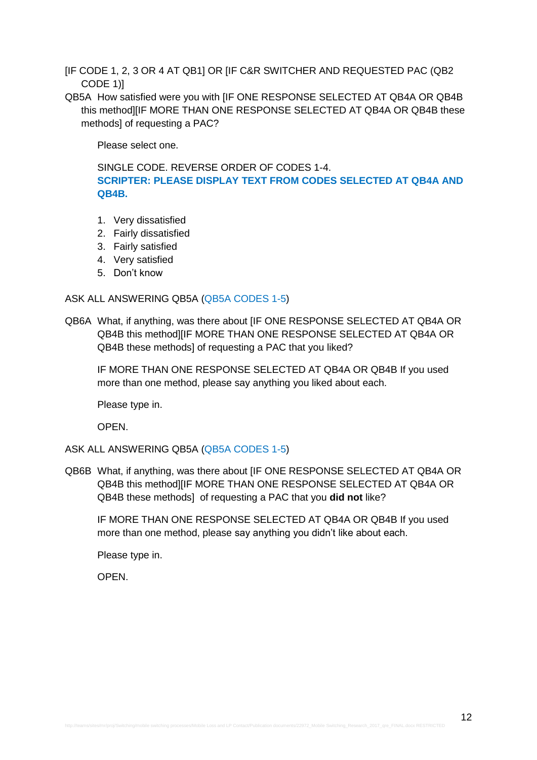[IF CODE 1, 2, 3 OR 4 AT QB1] OR [IF C&R SWITCHER AND REQUESTED PAC (QB2 CODE 1)]

QB5A How satisfied were you with [IF ONE RESPONSE SELECTED AT QB4A OR QB4B this method][IF MORE THAN ONE RESPONSE SELECTED AT QB4A OR QB4B these methods] of requesting a PAC?

Please select one.

SINGLE CODE. REVERSE ORDER OF CODES 1-4.
**SCRIPTER: PLEASE DISPLAY TEXT FROM CODES SELECTED AT QB4A AND QB4B.**

1. Very dissatisfied
2. Fairly dissatisfied
3. Fairly satisfied
4. Very satisfied
5. Don't know

ASK ALL ANSWERING QB5A (QB5A CODES 1-5)

QB6A What, if anything, was there about [IF ONE RESPONSE SELECTED AT QB4A OR QB4B this method][IF MORE THAN ONE RESPONSE SELECTED AT QB4A OR QB4B these methods] of requesting a PAC that you liked?

IF MORE THAN ONE RESPONSE SELECTED AT QB4A OR QB4B If you used more than one method, please say anything you liked about each.

Please type in.

OPEN.

ASK ALL ANSWERING QB5A (QB5A CODES 1-5)

QB6B What, if anything, was there about [IF ONE RESPONSE SELECTED AT QB4A OR QB4B this method][IF MORE THAN ONE RESPONSE SELECTED AT QB4A OR QB4B these methods] of requesting a PAC that you **did not** like?

IF MORE THAN ONE RESPONSE SELECTED AT QB4A OR QB4B If you used more than one method, please say anything you didn't like about each.

Please type in.

OPEN.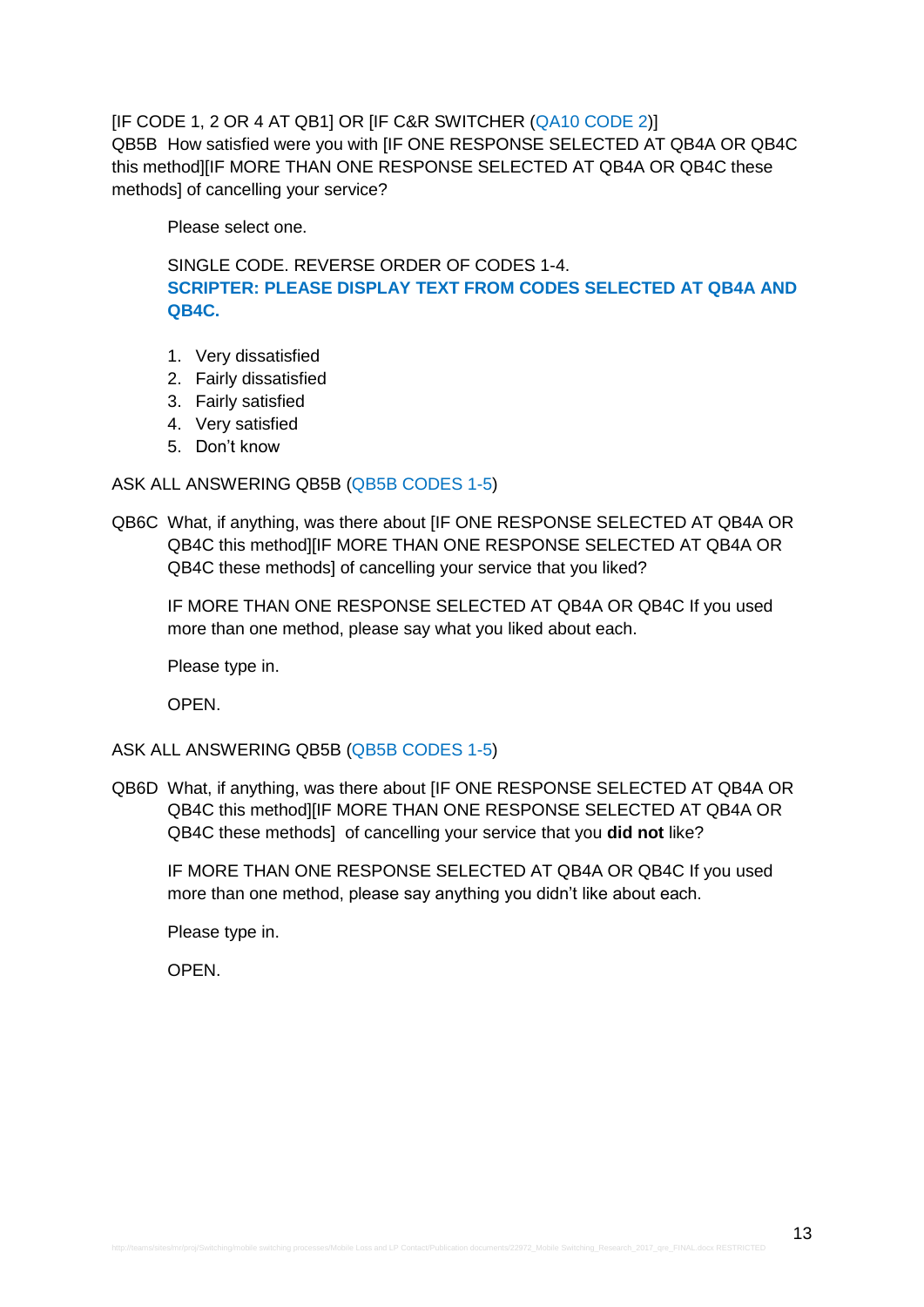[IF CODE 1, 2 OR 4 AT QB1] OR [IF C&R SWITCHER (QA10 CODE 2)]
QB5B How satisfied were you with [IF ONE RESPONSE SELECTED AT QB4A OR QB4C this method][IF MORE THAN ONE RESPONSE SELECTED AT QB4A OR QB4C these methods] of cancelling your service?

Please select one.

SINGLE CODE. REVERSE ORDER OF CODES 1-4.
**SCRIPTER: PLEASE DISPLAY TEXT FROM CODES SELECTED AT QB4A AND QB4C.**

1. Very dissatisfied
2. Fairly dissatisfied
3. Fairly satisfied
4. Very satisfied
5. Don't know

ASK ALL ANSWERING QB5B (QB5B CODES 1-5)

QB6C What, if anything, was there about [IF ONE RESPONSE SELECTED AT QB4A OR QB4C this method][IF MORE THAN ONE RESPONSE SELECTED AT QB4A OR QB4C these methods] of cancelling your service that you liked?

IF MORE THAN ONE RESPONSE SELECTED AT QB4A OR QB4C If you used more than one method, please say what you liked about each.

Please type in.

OPEN.

ASK ALL ANSWERING QB5B (QB5B CODES 1-5)

QB6D What, if anything, was there about [IF ONE RESPONSE SELECTED AT QB4A OR QB4C this method][IF MORE THAN ONE RESPONSE SELECTED AT QB4A OR QB4C these methods] of cancelling your service that you **did not** like?

IF MORE THAN ONE RESPONSE SELECTED AT QB4A OR QB4C If you used more than one method, please say anything you didn't like about each.

Please type in.

OPEN.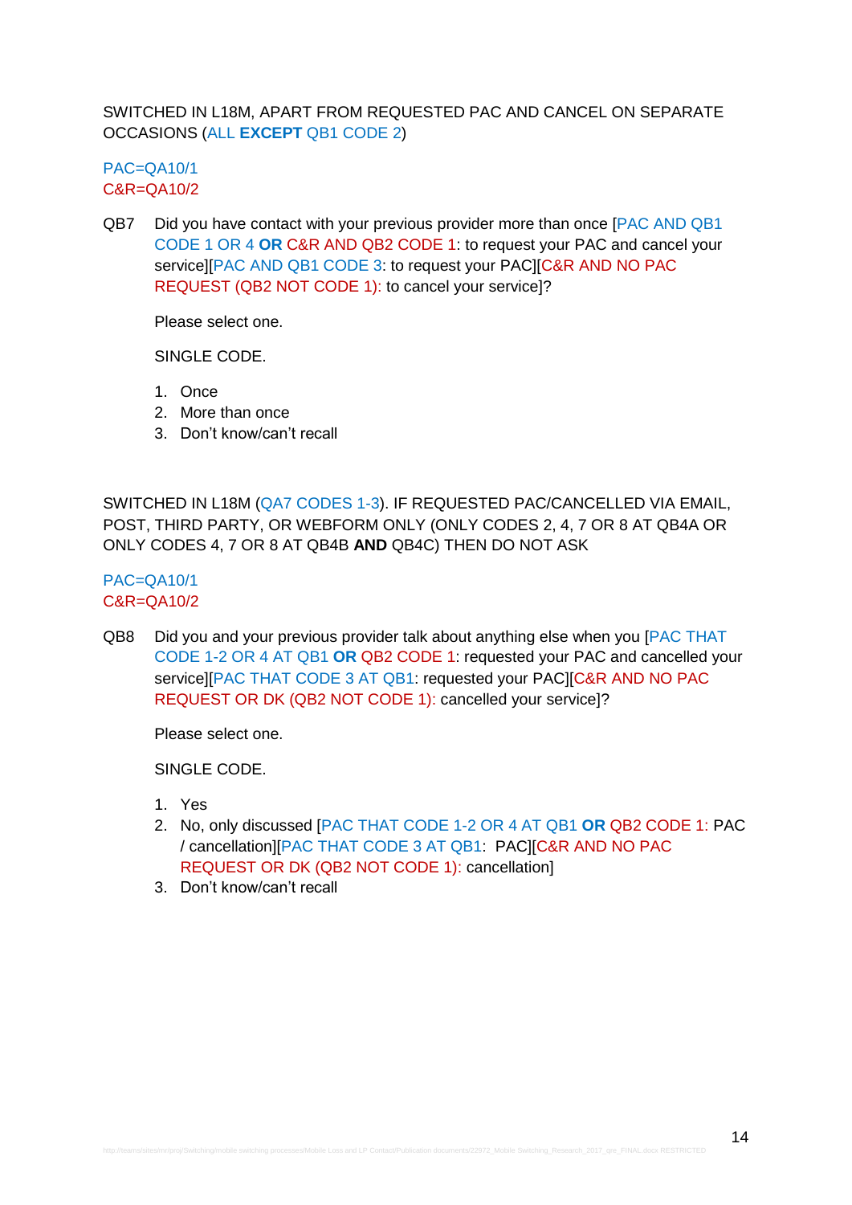SWITCHED IN L18M, APART FROM REQUESTED PAC AND CANCEL ON SEPARATE OCCASIONS (ALL **EXCEPT** QB1 CODE 2)

PAC=QA10/1
C&R=QA10/2

QB7 Did you have contact with your previous provider more than once [PAC AND QB1 CODE 1 OR 4 **OR** C&R AND QB2 CODE 1: to request your PAC and cancel your service][PAC AND QB1 CODE 3: to request your PAC][C&R AND NO PAC REQUEST (QB2 NOT CODE 1): to cancel your service]?

Please select one.

SINGLE CODE.

1. Once
2. More than once
3. Don't know/can't recall

SWITCHED IN L18M (QA7 CODES 1-3). IF REQUESTED PAC/CANCELLED VIA EMAIL, POST, THIRD PARTY, OR WEBFORM ONLY (ONLY CODES 2, 4, 7 OR 8 AT QB4A OR ONLY CODES 4, 7 OR 8 AT QB4B **AND** QB4C) THEN DO NOT ASK

PAC=QA10/1
C&R=QA10/2

QB8 Did you and your previous provider talk about anything else when you [PAC THAT CODE 1-2 OR 4 AT QB1 **OR** QB2 CODE 1: requested your PAC and cancelled your service][PAC THAT CODE 3 AT QB1: requested your PAC][C&R AND NO PAC REQUEST OR DK (QB2 NOT CODE 1): cancelled your service]?

Please select one.

SINGLE CODE.

1. Yes
2. No, only discussed [PAC THAT CODE 1-2 OR 4 AT QB1 **OR** QB2 CODE 1: PAC / cancellation][PAC THAT CODE 3 AT QB1: PAC][C&R AND NO PAC REQUEST OR DK (QB2 NOT CODE 1): cancellation]
3. Don't know/can't recall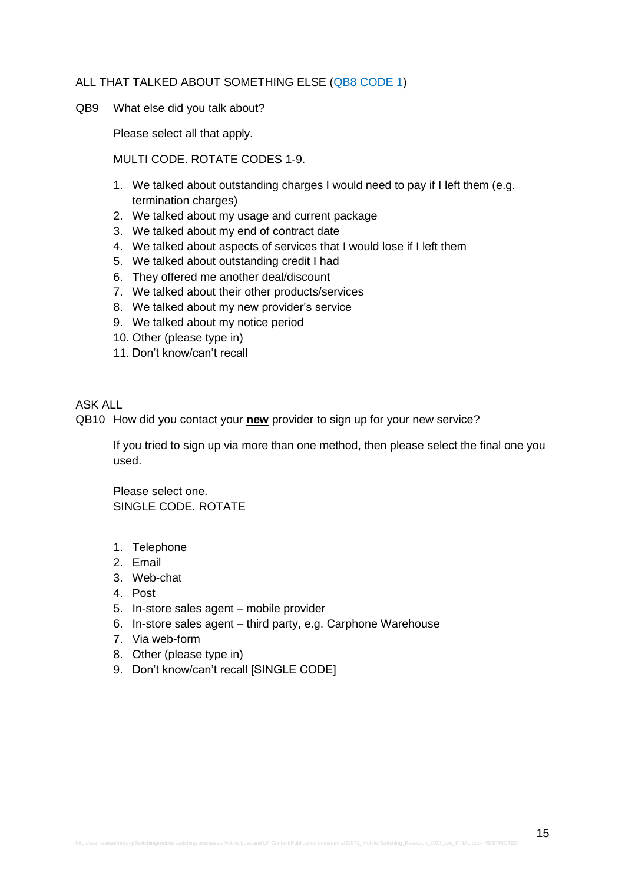ALL THAT TALKED ABOUT SOMETHING ELSE (QB8 CODE 1)

QB9 What else did you talk about?

Please select all that apply.

MULTI CODE. ROTATE CODES 1-9.

1. We talked about outstanding charges I would need to pay if I left them (e.g. termination charges)
2. We talked about my usage and current package
3. We talked about my end of contract date
4. We talked about aspects of services that I would lose if I left them
5. We talked about outstanding credit I had
6. They offered me another deal/discount
7. We talked about their other products/services
8. We talked about my new provider's service
9. We talked about my notice period
10. Other (please type in)
11. Don't know/can't recall

ASK ALL

QB10 How did you contact your **new** provider to sign up for your new service?

If you tried to sign up via more than one method, then please select the final one you used.

Please select one.
SINGLE CODE. ROTATE

1. Telephone
2. Email
3. Web-chat
4. Post
5. In-store sales agent – mobile provider
6. In-store sales agent – third party, e.g. Carphone Warehouse
7. Via web-form
8. Other (please type in)
9. Don't know/can't recall [SINGLE CODE]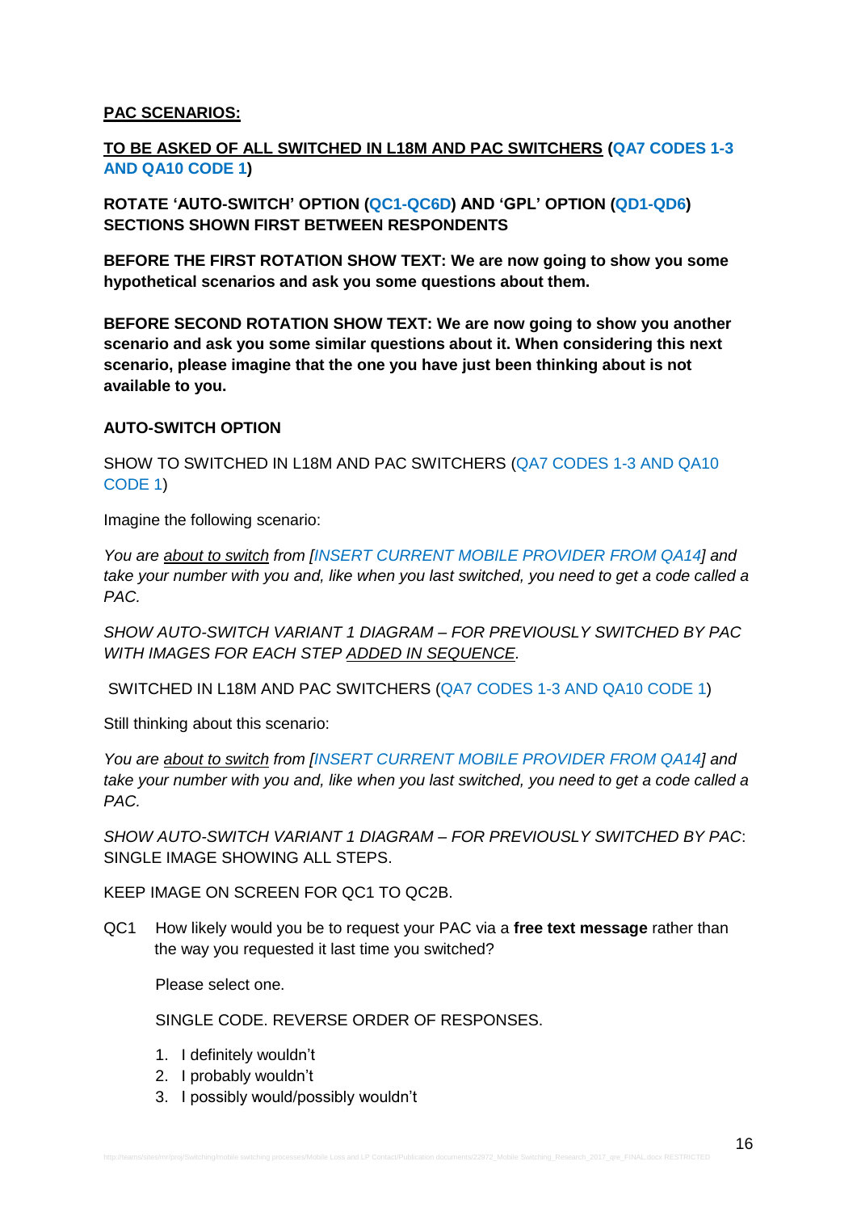**PAC SCENARIOS:**

**TO BE ASKED OF ALL SWITCHED IN L18M AND PAC SWITCHERS (QA7 CODES 1-3 AND QA10 CODE 1)**

**ROTATE 'AUTO-SWITCH' OPTION (QC1-QC6D) AND 'GPL' OPTION (QD1-QD6) SECTIONS SHOWN FIRST BETWEEN RESPONDENTS**

**BEFORE THE FIRST ROTATION SHOW TEXT: We are now going to show you some hypothetical scenarios and ask you some questions about them.**

**BEFORE SECOND ROTATION SHOW TEXT: We are now going to show you another scenario and ask you some similar questions about it. When considering this next scenario, please imagine that the one you have just been thinking about is not available to you.**

**AUTO-SWITCH OPTION**

SHOW TO SWITCHED IN L18M AND PAC SWITCHERS (QA7 CODES 1-3 AND QA10 CODE 1)

Imagine the following scenario:

*You are about to switch from [INSERT CURRENT MOBILE PROVIDER FROM QA14] and take your number with you and, like when you last switched, you need to get a code called a PAC.*

*SHOW AUTO-SWITCH VARIANT 1 DIAGRAM – FOR PREVIOUSLY SWITCHED BY PAC WITH IMAGES FOR EACH STEP ADDED IN SEQUENCE.*

SWITCHED IN L18M AND PAC SWITCHERS (QA7 CODES 1-3 AND QA10 CODE 1)

Still thinking about this scenario:

*You are about to switch from [INSERT CURRENT MOBILE PROVIDER FROM QA14] and take your number with you and, like when you last switched, you need to get a code called a PAC.*

*SHOW AUTO-SWITCH VARIANT 1 DIAGRAM – FOR PREVIOUSLY SWITCHED BY PAC*: SINGLE IMAGE SHOWING ALL STEPS.

KEEP IMAGE ON SCREEN FOR QC1 TO QC2B.

QC1 How likely would you be to request your PAC via a **free text message** rather than the way you requested it last time you switched?

Please select one.

SINGLE CODE. REVERSE ORDER OF RESPONSES.

1. I definitely wouldn't
2. I probably wouldn't
3. I possibly would/possibly wouldn't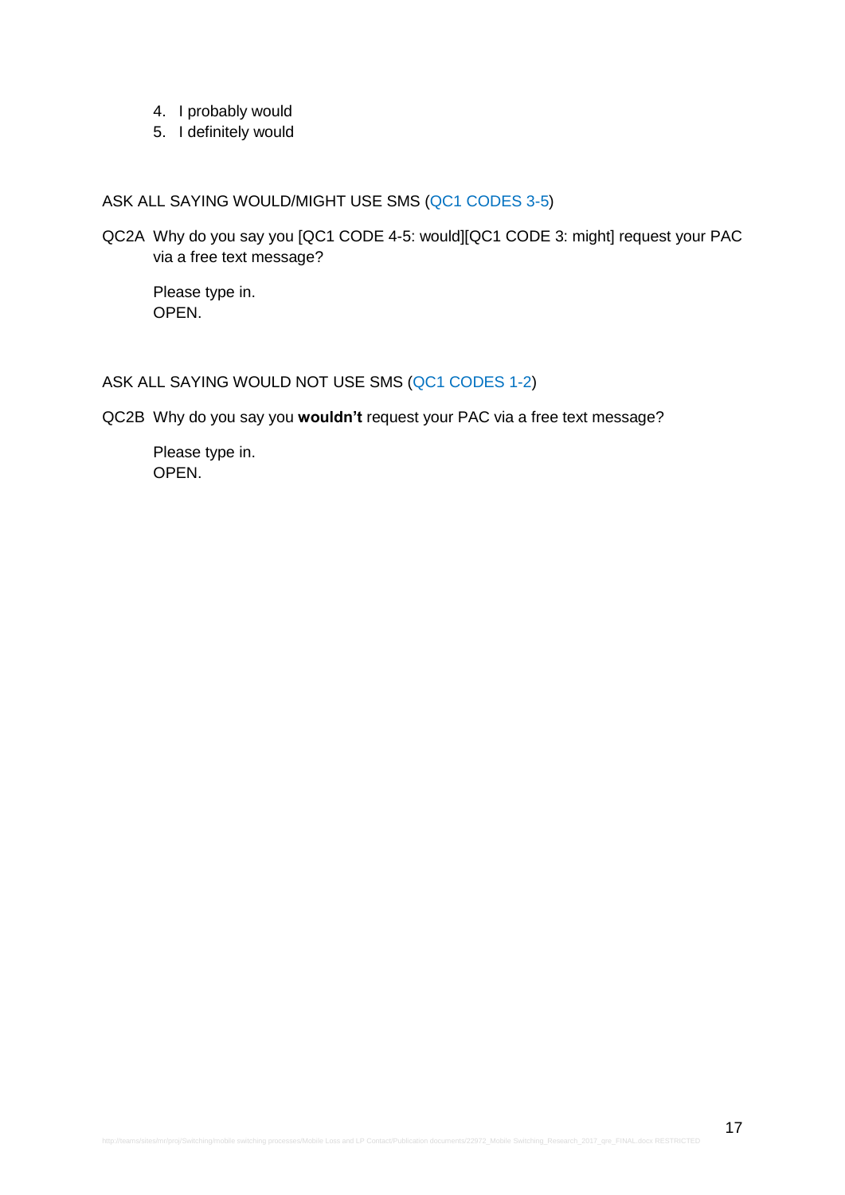4. I probably would
5. I definitely would

ASK ALL SAYING WOULD/MIGHT USE SMS (QC1 CODES 3-5)

QC2A Why do you say you [QC1 CODE 4-5: would][QC1 CODE 3: might] request your PAC via a free text message?

Please type in.
OPEN.

ASK ALL SAYING WOULD NOT USE SMS (QC1 CODES 1-2)

QC2B Why do you say you **wouldn't** request your PAC via a free text message?

Please type in.
OPEN.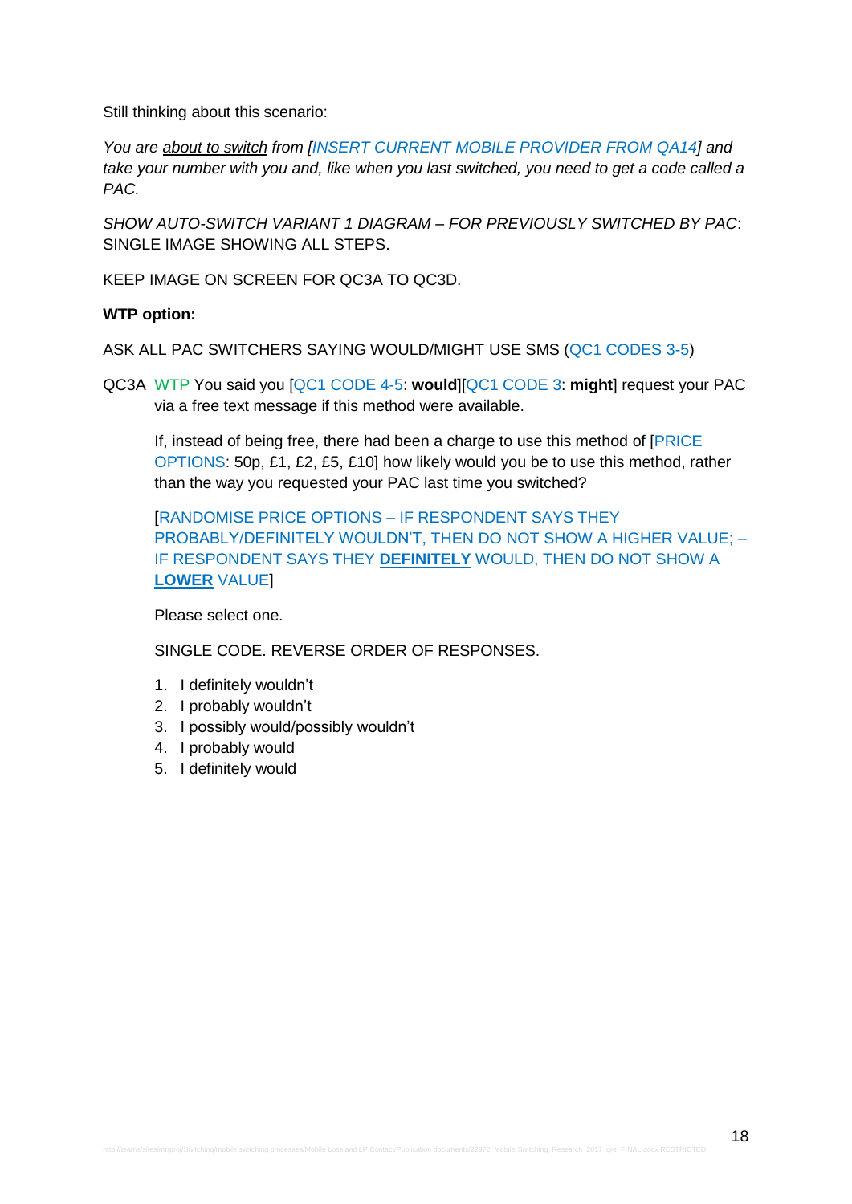Still thinking about this scenario:

*You are about to switch from [INSERT CURRENT MOBILE PROVIDER FROM QA14] and take your number with you and, like when you last switched, you need to get a code called a PAC.*

*SHOW AUTO-SWITCH VARIANT 1 DIAGRAM – FOR PREVIOUSLY SWITCHED BY PAC*: SINGLE IMAGE SHOWING ALL STEPS.

KEEP IMAGE ON SCREEN FOR QC3A TO QC3D.

**WTP option:**

ASK ALL PAC SWITCHERS SAYING WOULD/MIGHT USE SMS (QC1 CODES 3-5)

QC3A WTP You said you [QC1 CODE 4-5: **would**][QC1 CODE 3: **might**] request your PAC via a free text message if this method were available.

If, instead of being free, there had been a charge to use this method of [PRICE OPTIONS: 50p, £1, £2, £5, £10] how likely would you be to use this method, rather than the way you requested your PAC last time you switched?

[RANDOMISE PRICE OPTIONS – IF RESPONDENT SAYS THEY PROBABLY/DEFINITELY WOULDN'T, THEN DO NOT SHOW A HIGHER VALUE; – IF RESPONDENT SAYS THEY **DEFINITELY** WOULD, THEN DO NOT SHOW A **LOWER** VALUE]

Please select one.

SINGLE CODE. REVERSE ORDER OF RESPONSES.

1. I definitely wouldn't
2. I probably wouldn't
3. I possibly would/possibly wouldn't
4. I probably would
5. I definitely would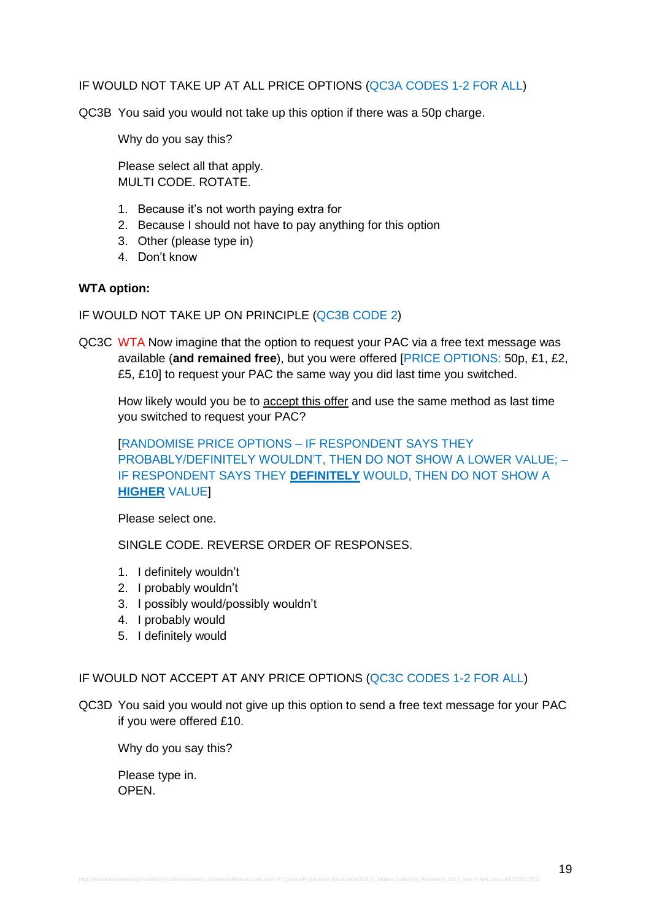IF WOULD NOT TAKE UP AT ALL PRICE OPTIONS (QC3A CODES 1-2 FOR ALL)

QC3B You said you would not take up this option if there was a 50p charge.

Why do you say this?

Please select all that apply.
MULTI CODE. ROTATE.

1. Because it's not worth paying extra for
2. Because I should not have to pay anything for this option
3. Other (please type in)
4. Don't know

**WTA option:**

IF WOULD NOT TAKE UP ON PRINCIPLE (QC3B CODE 2)

QC3C WTA Now imagine that the option to request your PAC via a free text message was available (**and remained free**), but you were offered [PRICE OPTIONS: 50p, £1, £2, £5, £10] to request your PAC the same way you did last time you switched.

How likely would you be to accept this offer and use the same method as last time you switched to request your PAC?

[RANDOMISE PRICE OPTIONS – IF RESPONDENT SAYS THEY PROBABLY/DEFINITELY WOULDN'T, THEN DO NOT SHOW A LOWER VALUE; – IF RESPONDENT SAYS THEY **DEFINITELY** WOULD, THEN DO NOT SHOW A **HIGHER** VALUE]

Please select one.

SINGLE CODE. REVERSE ORDER OF RESPONSES.

1. I definitely wouldn't
2. I probably wouldn't
3. I possibly would/possibly wouldn't
4. I probably would
5. I definitely would

IF WOULD NOT ACCEPT AT ANY PRICE OPTIONS (QC3C CODES 1-2 FOR ALL)

QC3D You said you would not give up this option to send a free text message for your PAC if you were offered £10.

Why do you say this?

Please type in.
OPEN.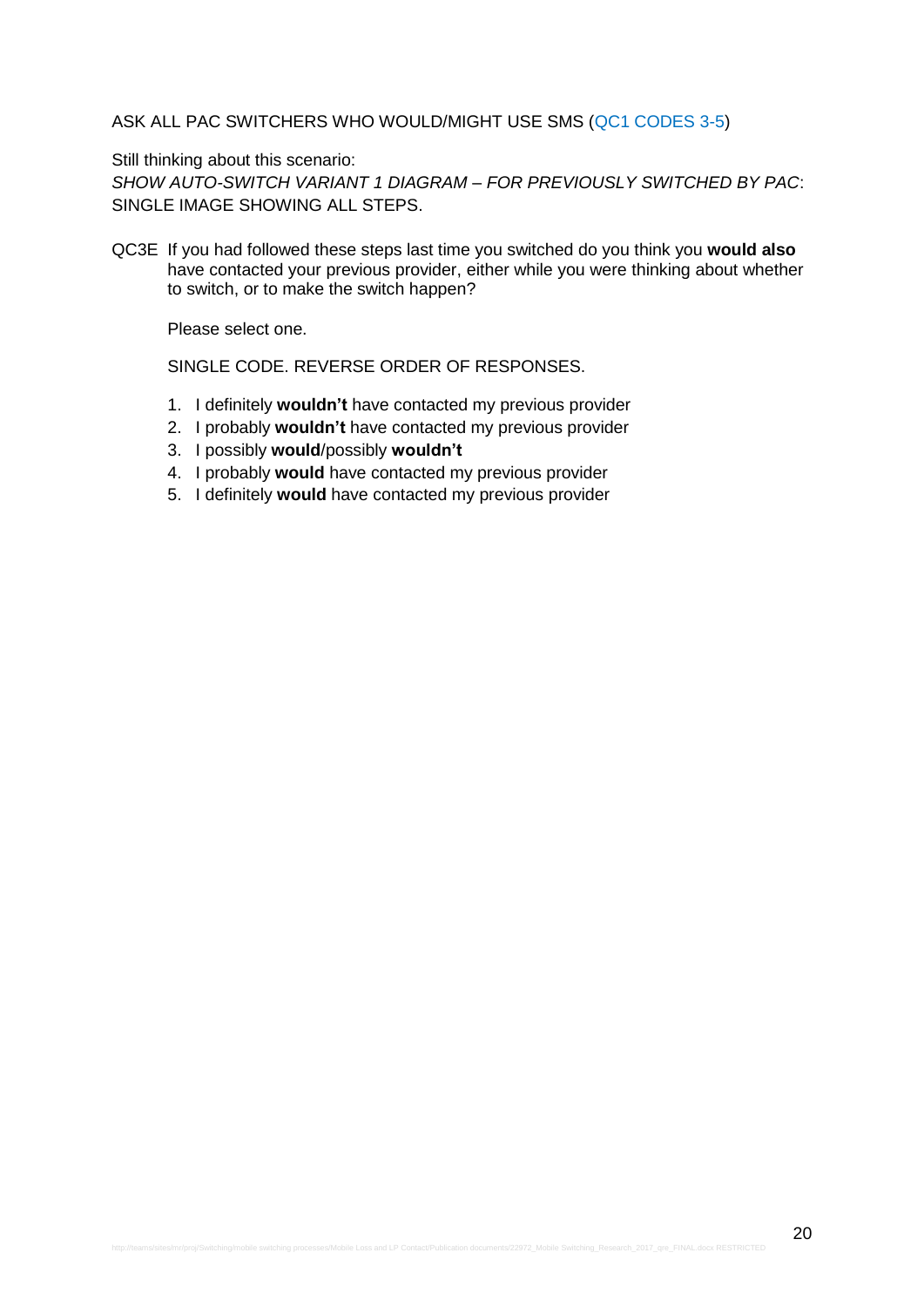ASK ALL PAC SWITCHERS WHO WOULD/MIGHT USE SMS (QC1 CODES 3-5)

Still thinking about this scenario:
*SHOW AUTO-SWITCH VARIANT 1 DIAGRAM – FOR PREVIOUSLY SWITCHED BY PAC*: SINGLE IMAGE SHOWING ALL STEPS.

QC3E If you had followed these steps last time you switched do you think you **would also** have contacted your previous provider, either while you were thinking about whether to switch, or to make the switch happen?

Please select one.

SINGLE CODE. REVERSE ORDER OF RESPONSES.

1. I definitely **wouldn't** have contacted my previous provider
2. I probably **wouldn't** have contacted my previous provider
3. I possibly **would**/possibly **wouldn't**
4. I probably **would** have contacted my previous provider
5. I definitely **would** have contacted my previous provider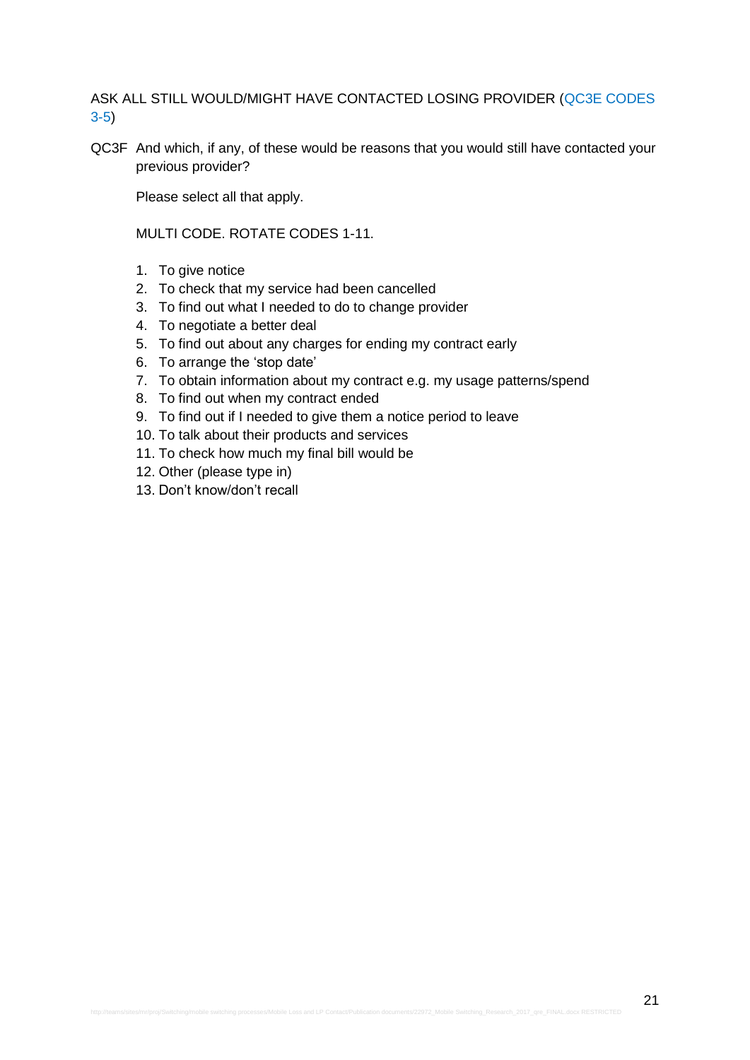ASK ALL STILL WOULD/MIGHT HAVE CONTACTED LOSING PROVIDER (QC3E CODES 3-5)

QC3F And which, if any, of these would be reasons that you would still have contacted your previous provider?

Please select all that apply.

MULTI CODE. ROTATE CODES 1-11.

1. To give notice
2. To check that my service had been cancelled
3. To find out what I needed to do to change provider
4. To negotiate a better deal
5. To find out about any charges for ending my contract early
6. To arrange the 'stop date'
7. To obtain information about my contract e.g. my usage patterns/spend
8. To find out when my contract ended
9. To find out if I needed to give them a notice period to leave
10. To talk about their products and services
11. To check how much my final bill would be
12. Other (please type in)
13. Don't know/don't recall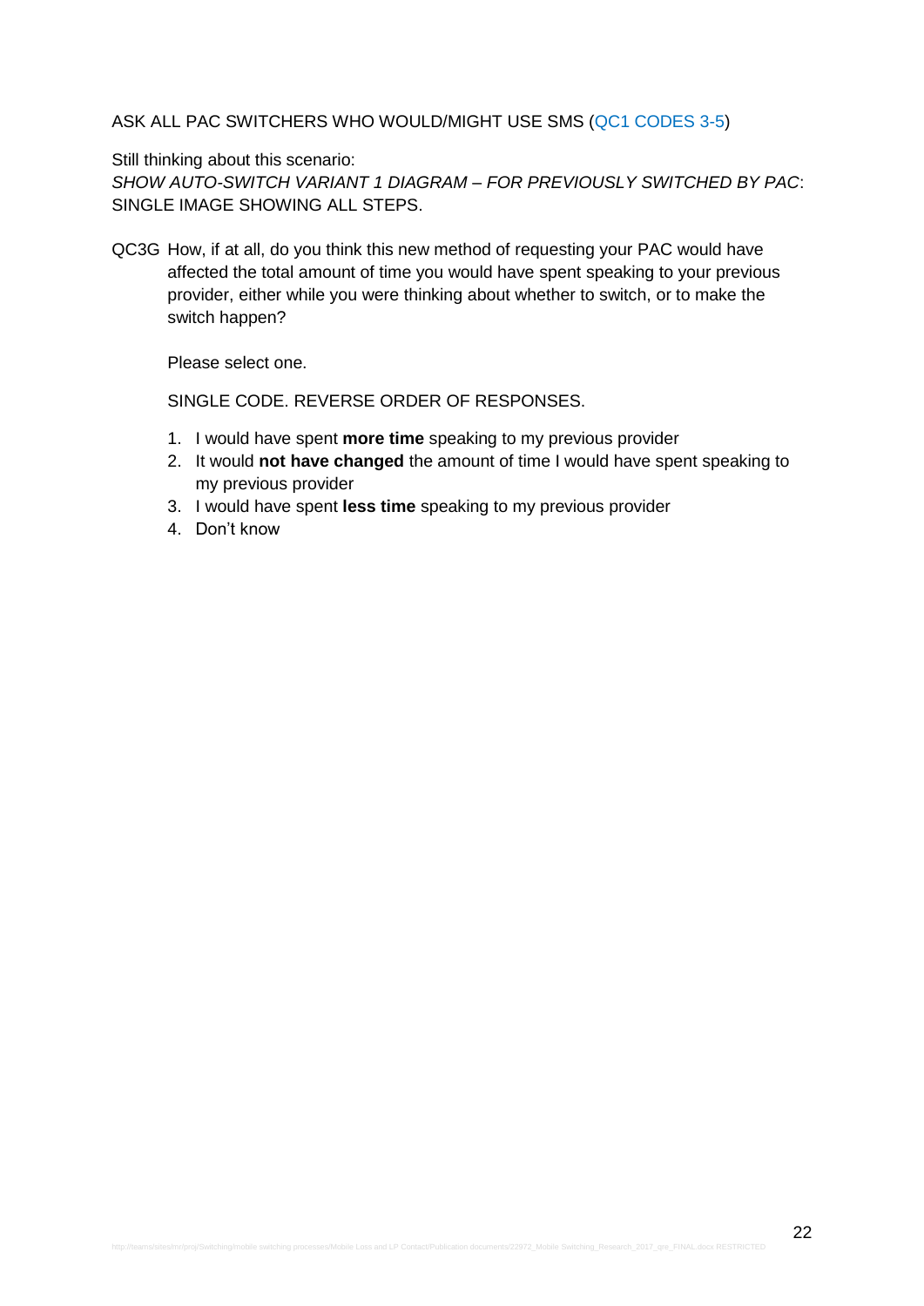ASK ALL PAC SWITCHERS WHO WOULD/MIGHT USE SMS (QC1 CODES 3-5)

Still thinking about this scenario:
*SHOW AUTO-SWITCH VARIANT 1 DIAGRAM – FOR PREVIOUSLY SWITCHED BY PAC*: SINGLE IMAGE SHOWING ALL STEPS.

QC3G How, if at all, do you think this new method of requesting your PAC would have affected the total amount of time you would have spent speaking to your previous provider, either while you were thinking about whether to switch, or to make the switch happen?

Please select one.

SINGLE CODE. REVERSE ORDER OF RESPONSES.

1. I would have spent **more time** speaking to my previous provider
2. It would **not have changed** the amount of time I would have spent speaking to my previous provider
3. I would have spent **less time** speaking to my previous provider
4. Don't know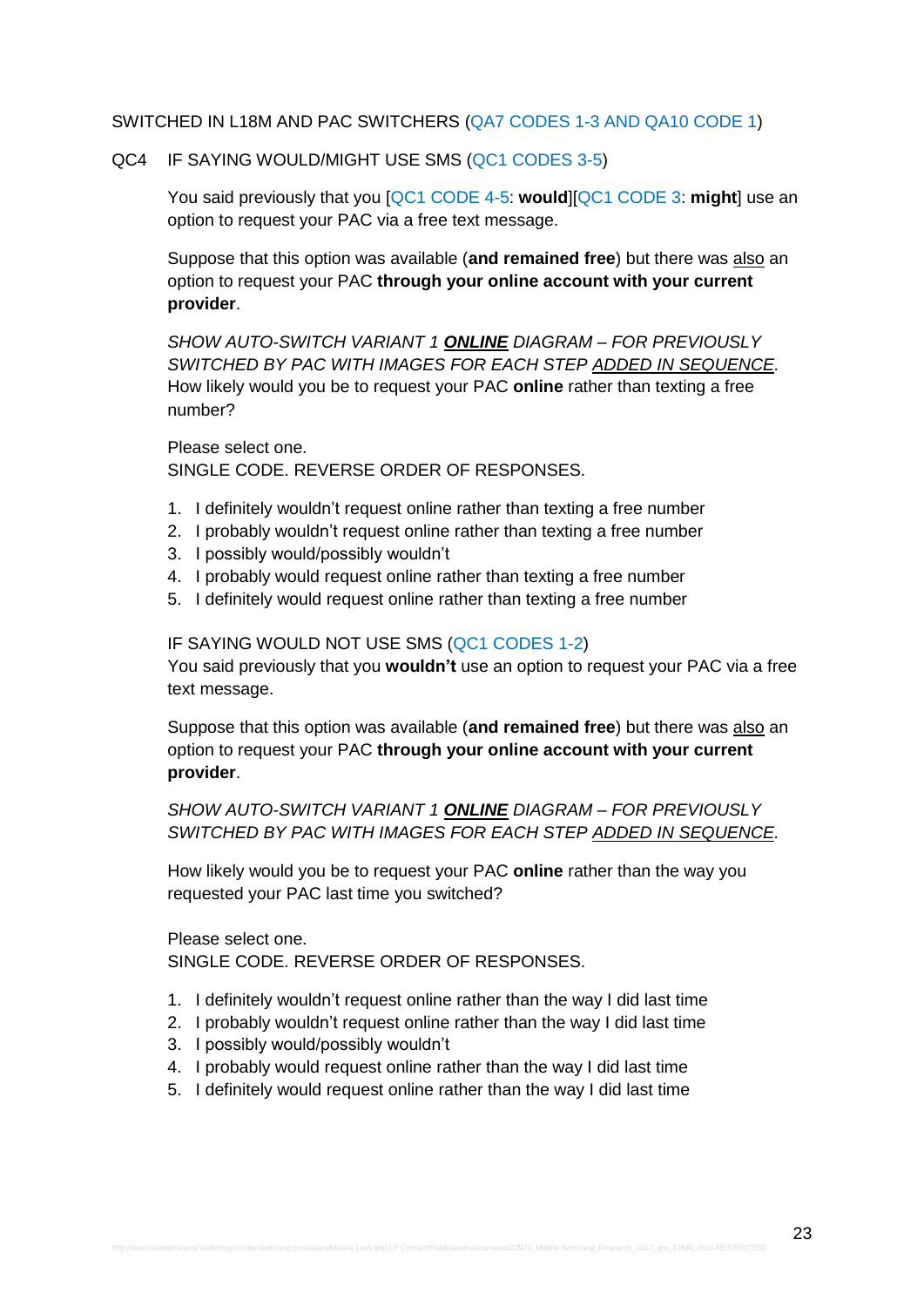SWITCHED IN L18M AND PAC SWITCHERS (QA7 CODES 1-3 AND QA10 CODE 1)

QC4 IF SAYING WOULD/MIGHT USE SMS (QC1 CODES 3-5)

You said previously that you [QC1 CODE 4-5: **would**][QC1 CODE 3: **might**] use an option to request your PAC via a free text message.

Suppose that this option was available (**and remained free**) but there was <u>also</u> an option to request your PAC **through your online account with your current provider**.

*SHOW AUTO-SWITCH VARIANT 1 **ONLINE** DIAGRAM – FOR PREVIOUSLY SWITCHED BY PAC WITH IMAGES FOR EACH STEP ADDED IN SEQUENCE.*
How likely would you be to request your PAC **online** rather than texting a free number?

Please select one.
SINGLE CODE. REVERSE ORDER OF RESPONSES.

1. I definitely wouldn't request online rather than texting a free number
2. I probably wouldn't request online rather than texting a free number
3. I possibly would/possibly wouldn't
4. I probably would request online rather than texting a free number
5. I definitely would request online rather than texting a free number

IF SAYING WOULD NOT USE SMS (QC1 CODES 1-2)
You said previously that you **wouldn't** use an option to request your PAC via a free text message.

Suppose that this option was available (**and remained free**) but there was <u>also</u> an option to request your PAC **through your online account with your current provider**.

*SHOW AUTO-SWITCH VARIANT 1 **ONLINE** DIAGRAM – FOR PREVIOUSLY SWITCHED BY PAC WITH IMAGES FOR EACH STEP ADDED IN SEQUENCE.*

How likely would you be to request your PAC **online** rather than the way you requested your PAC last time you switched?

Please select one.
SINGLE CODE. REVERSE ORDER OF RESPONSES.

1. I definitely wouldn't request online rather than the way I did last time
2. I probably wouldn't request online rather than the way I did last time
3. I possibly would/possibly wouldn't
4. I probably would request online rather than the way I did last time
5. I definitely would request online rather than the way I did last time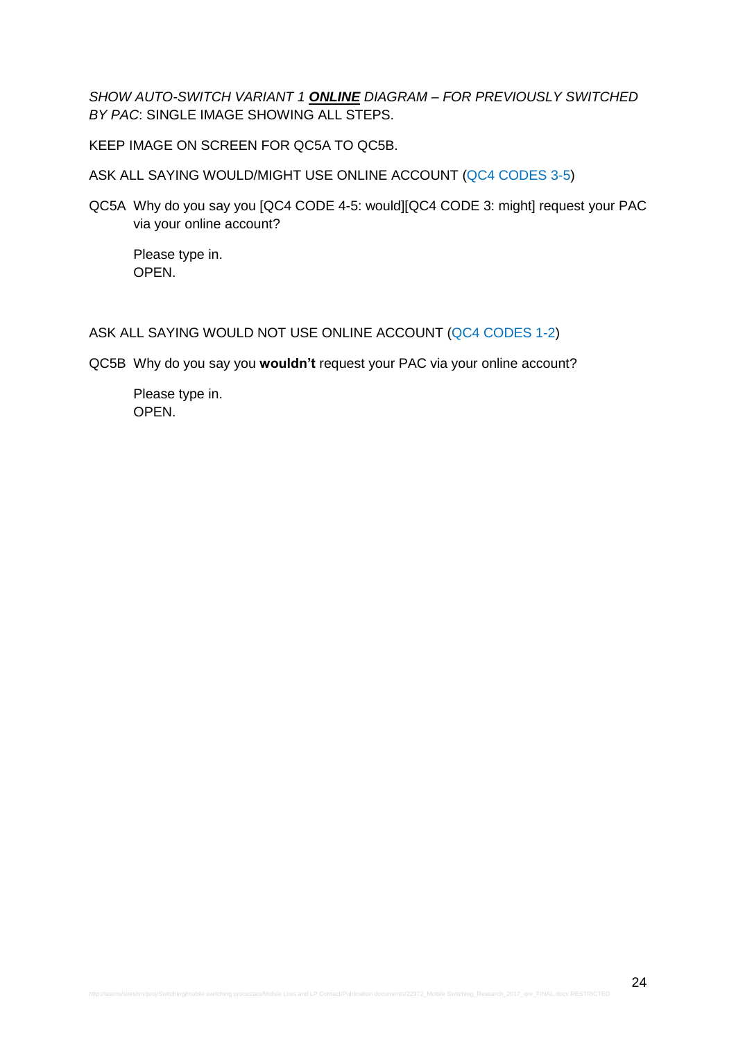*SHOW AUTO-SWITCH VARIANT 1* ***ONLINE*** *DIAGRAM – FOR PREVIOUSLY SWITCHED BY PAC*: SINGLE IMAGE SHOWING ALL STEPS.

KEEP IMAGE ON SCREEN FOR QC5A TO QC5B.

ASK ALL SAYING WOULD/MIGHT USE ONLINE ACCOUNT (QC4 CODES 3-5)

QC5A Why do you say you [QC4 CODE 4-5: would][QC4 CODE 3: might] request your PAC via your online account?

Please type in.
OPEN.

ASK ALL SAYING WOULD NOT USE ONLINE ACCOUNT (QC4 CODES 1-2)

QC5B Why do you say you **wouldn't** request your PAC via your online account?

Please type in.
OPEN.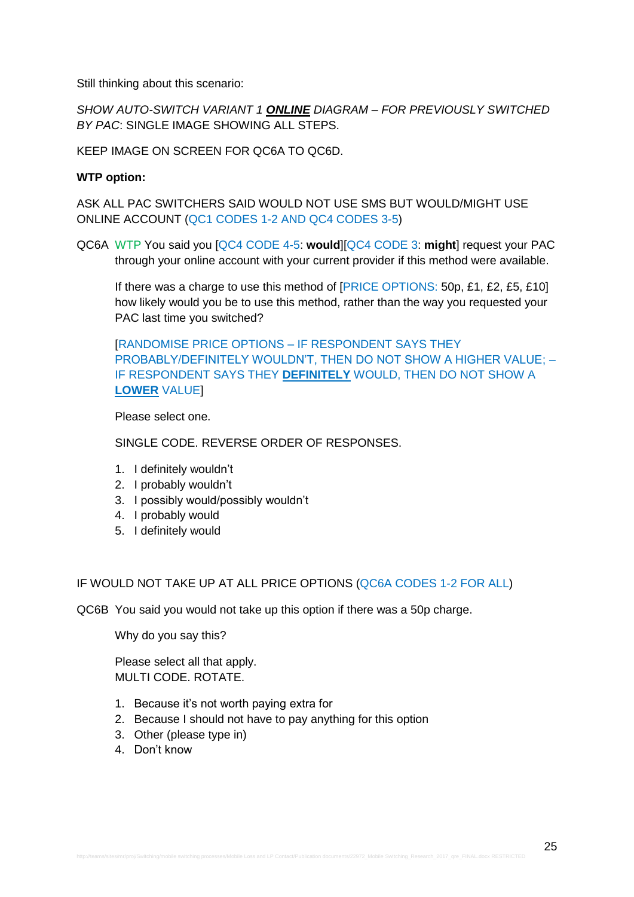Still thinking about this scenario:

*SHOW AUTO-SWITCH VARIANT 1* ***ONLINE*** *DIAGRAM – FOR PREVIOUSLY SWITCHED BY PAC*: SINGLE IMAGE SHOWING ALL STEPS.

KEEP IMAGE ON SCREEN FOR QC6A TO QC6D.

**WTP option:**

ASK ALL PAC SWITCHERS SAID WOULD NOT USE SMS BUT WOULD/MIGHT USE ONLINE ACCOUNT (QC1 CODES 1-2 AND QC4 CODES 3-5)

QC6A WTP You said you [QC4 CODE 4-5: **would**][QC4 CODE 3: **might**] request your PAC through your online account with your current provider if this method were available.

If there was a charge to use this method of [PRICE OPTIONS: 50p, £1, £2, £5, £10] how likely would you be to use this method, rather than the way you requested your PAC last time you switched?

[RANDOMISE PRICE OPTIONS – IF RESPONDENT SAYS THEY PROBABLY/DEFINITELY WOULDN'T, THEN DO NOT SHOW A HIGHER VALUE; – IF RESPONDENT SAYS THEY **DEFINITELY** WOULD, THEN DO NOT SHOW A **LOWER** VALUE]

Please select one.

SINGLE CODE. REVERSE ORDER OF RESPONSES.

1. I definitely wouldn't
2. I probably wouldn't
3. I possibly would/possibly wouldn't
4. I probably would
5. I definitely would

IF WOULD NOT TAKE UP AT ALL PRICE OPTIONS (QC6A CODES 1-2 FOR ALL)

QC6B You said you would not take up this option if there was a 50p charge.

Why do you say this?

Please select all that apply.
MULTI CODE. ROTATE.

1. Because it's not worth paying extra for
2. Because I should not have to pay anything for this option
3. Other (please type in)
4. Don't know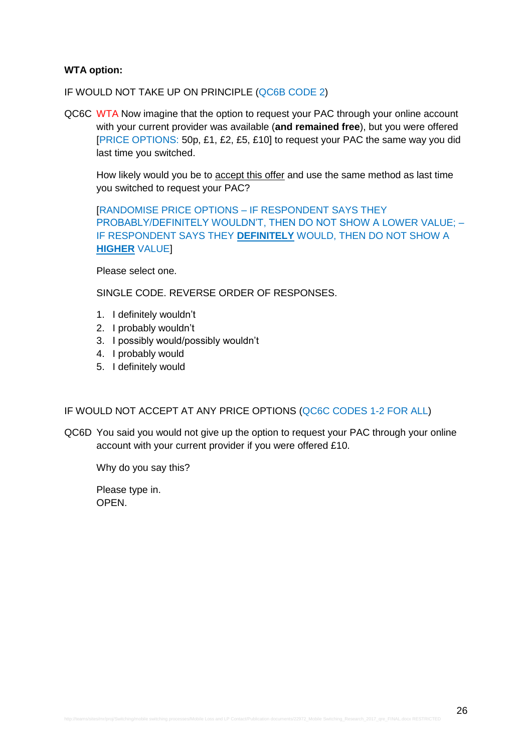**WTA option:**

IF WOULD NOT TAKE UP ON PRINCIPLE (QC6B CODE 2)

QC6C WTA Now imagine that the option to request your PAC through your online account with your current provider was available (**and remained free**), but you were offered [PRICE OPTIONS: 50p, £1, £2, £5, £10] to request your PAC the same way you did last time you switched.

How likely would you be to <u>accept this offer</u> and use the same method as last time you switched to request your PAC?

[RANDOMISE PRICE OPTIONS – IF RESPONDENT SAYS THEY PROBABLY/DEFINITELY WOULDN'T, THEN DO NOT SHOW A LOWER VALUE; – IF RESPONDENT SAYS THEY **<u>DEFINITELY</u>** WOULD, THEN DO NOT SHOW A **<u>HIGHER</u>** VALUE]

Please select one.

SINGLE CODE. REVERSE ORDER OF RESPONSES.

1. I definitely wouldn't
2. I probably wouldn't
3. I possibly would/possibly wouldn't
4. I probably would
5. I definitely would

IF WOULD NOT ACCEPT AT ANY PRICE OPTIONS (QC6C CODES 1-2 FOR ALL)

QC6D You said you would not give up the option to request your PAC through your online account with your current provider if you were offered £10.

Why do you say this?

Please type in.
OPEN.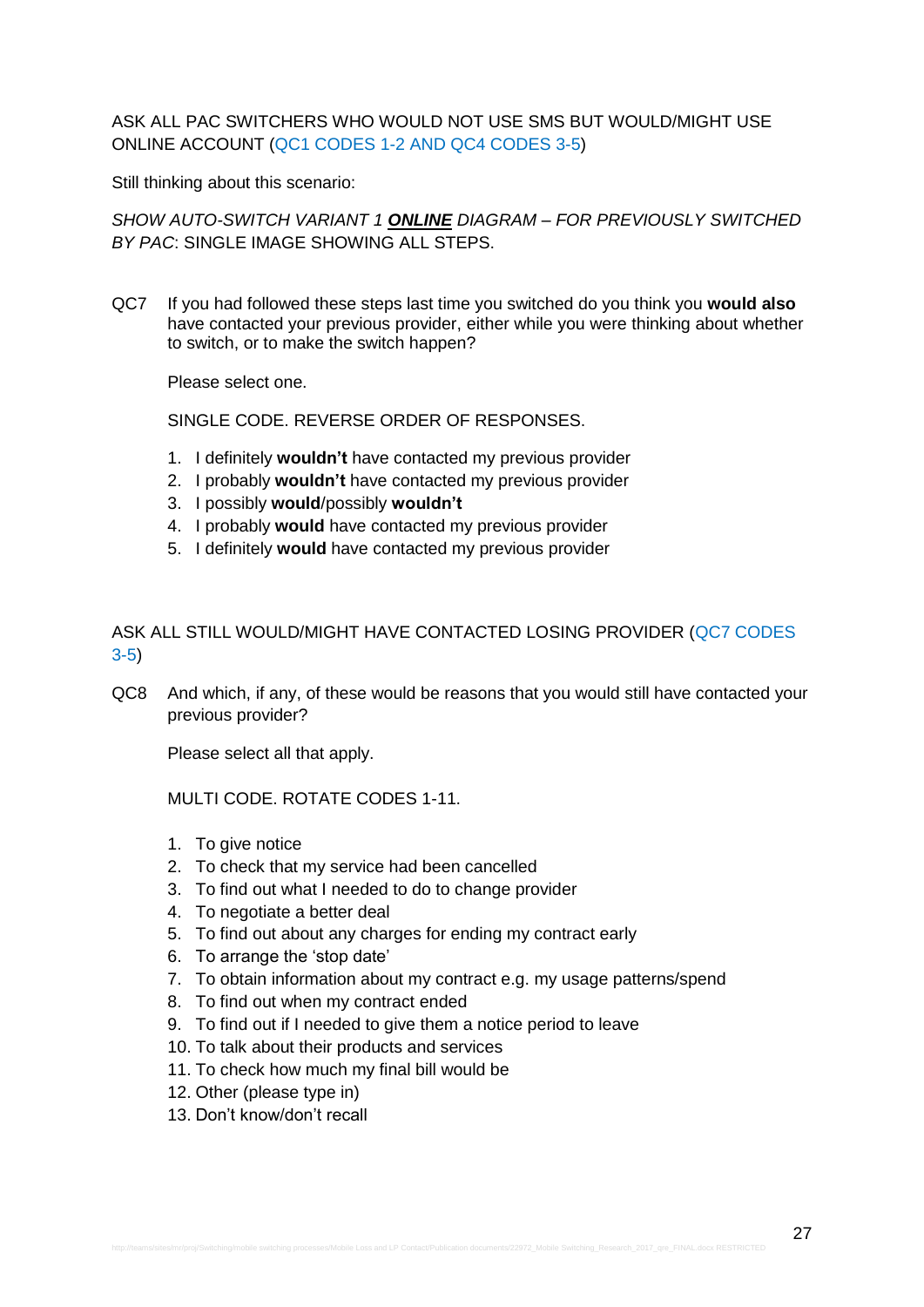ASK ALL PAC SWITCHERS WHO WOULD NOT USE SMS BUT WOULD/MIGHT USE ONLINE ACCOUNT (QC1 CODES 1-2 AND QC4 CODES 3-5)

Still thinking about this scenario:

*SHOW AUTO-SWITCH VARIANT 1* ***ONLINE*** *DIAGRAM – FOR PREVIOUSLY SWITCHED BY PAC*: SINGLE IMAGE SHOWING ALL STEPS.

QC7 If you had followed these steps last time you switched do you think you **would also** have contacted your previous provider, either while you were thinking about whether to switch, or to make the switch happen?

Please select one.

SINGLE CODE. REVERSE ORDER OF RESPONSES.

1. I definitely **wouldn't** have contacted my previous provider
2. I probably **wouldn't** have contacted my previous provider
3. I possibly **would**/possibly **wouldn't**
4. I probably **would** have contacted my previous provider
5. I definitely **would** have contacted my previous provider

ASK ALL STILL WOULD/MIGHT HAVE CONTACTED LOSING PROVIDER (QC7 CODES 3-5)

QC8 And which, if any, of these would be reasons that you would still have contacted your previous provider?

Please select all that apply.

MULTI CODE. ROTATE CODES 1-11.

1. To give notice
2. To check that my service had been cancelled
3. To find out what I needed to do to change provider
4. To negotiate a better deal
5. To find out about any charges for ending my contract early
6. To arrange the 'stop date'
7. To obtain information about my contract e.g. my usage patterns/spend
8. To find out when my contract ended
9. To find out if I needed to give them a notice period to leave
10. To talk about their products and services
11. To check how much my final bill would be
12. Other (please type in)
13. Don't know/don't recall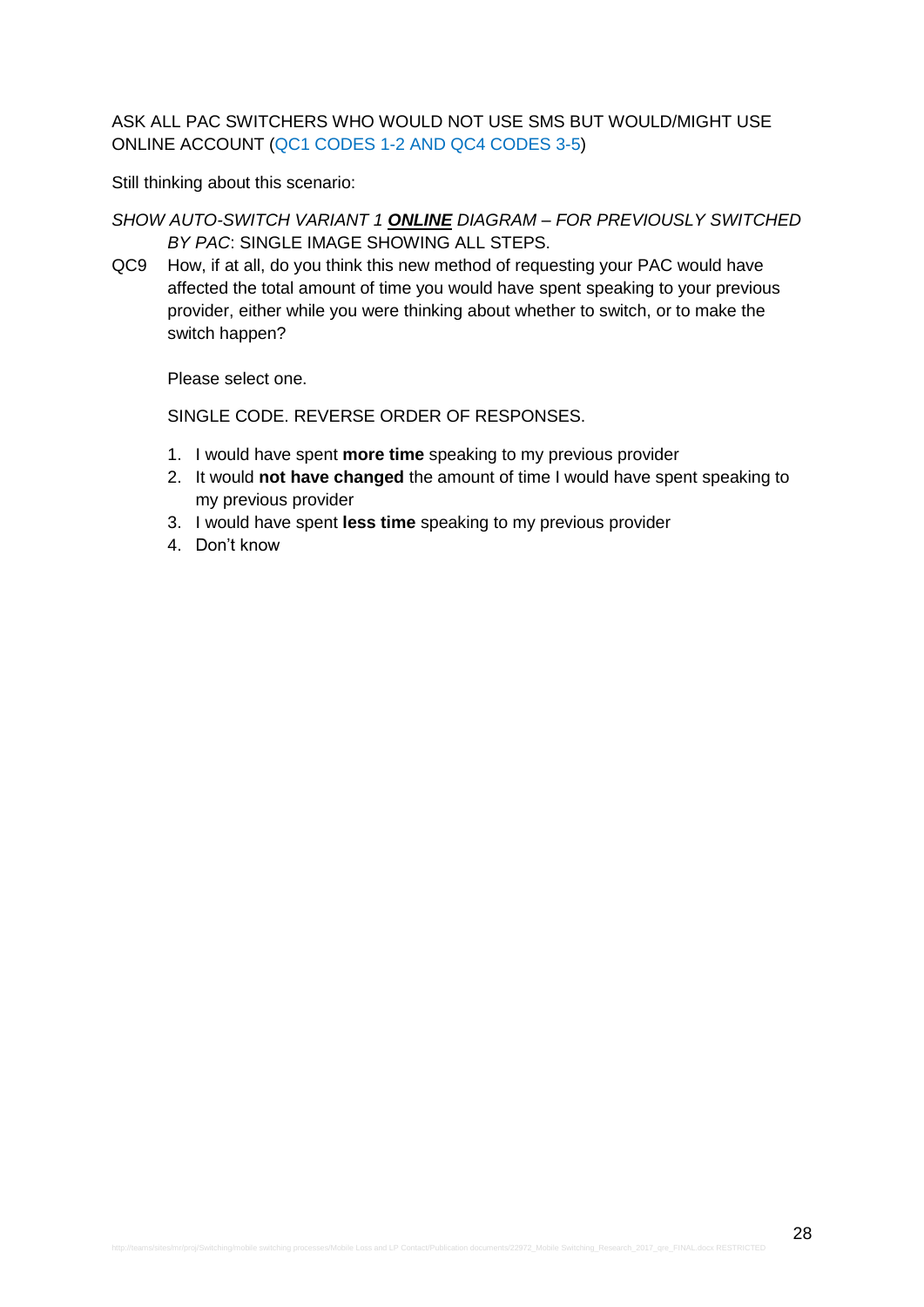ASK ALL PAC SWITCHERS WHO WOULD NOT USE SMS BUT WOULD/MIGHT USE ONLINE ACCOUNT (QC1 CODES 1-2 AND QC4 CODES 3-5)

Still thinking about this scenario:

*SHOW AUTO-SWITCH VARIANT 1* ***ONLINE*** *DIAGRAM – FOR PREVIOUSLY SWITCHED BY PAC*: SINGLE IMAGE SHOWING ALL STEPS.

QC9 How, if at all, do you think this new method of requesting your PAC would have affected the total amount of time you would have spent speaking to your previous provider, either while you were thinking about whether to switch, or to make the switch happen?

Please select one.

SINGLE CODE. REVERSE ORDER OF RESPONSES.

1. I would have spent **more time** speaking to my previous provider
2. It would **not have changed** the amount of time I would have spent speaking to my previous provider
3. I would have spent **less time** speaking to my previous provider
4. Don't know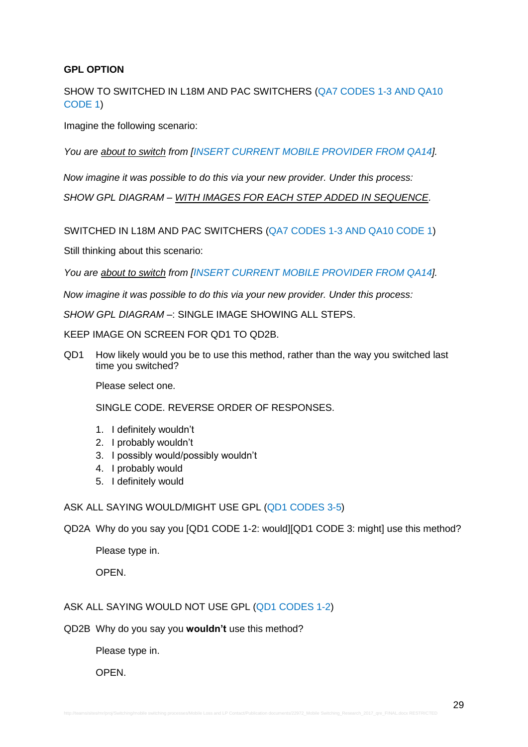**GPL OPTION**

SHOW TO SWITCHED IN L18M AND PAC SWITCHERS (QA7 CODES 1-3 AND QA10 CODE 1)

Imagine the following scenario:

*You are <u>about to switch</u> from [INSERT CURRENT MOBILE PROVIDER FROM QA14].*

*Now imagine it was possible to do this via your new provider. Under this process:*

*SHOW GPL DIAGRAM –* <u>*WITH IMAGES FOR EACH STEP ADDED IN SEQUENCE*</u>*.*

SWITCHED IN L18M AND PAC SWITCHERS (QA7 CODES 1-3 AND QA10 CODE 1)

Still thinking about this scenario:

*You are <u>about to switch</u> from [INSERT CURRENT MOBILE PROVIDER FROM QA14].*

*Now imagine it was possible to do this via your new provider. Under this process:*

*SHOW GPL DIAGRAM –*: SINGLE IMAGE SHOWING ALL STEPS.

KEEP IMAGE ON SCREEN FOR QD1 TO QD2B.

QD1 How likely would you be to use this method, rather than the way you switched last time you switched?

Please select one.

SINGLE CODE. REVERSE ORDER OF RESPONSES.

1. I definitely wouldn't
2. I probably wouldn't
3. I possibly would/possibly wouldn't
4. I probably would
5. I definitely would

ASK ALL SAYING WOULD/MIGHT USE GPL (QD1 CODES 3-5)

QD2A Why do you say you [QD1 CODE 1-2: would][QD1 CODE 3: might] use this method?

Please type in.

OPEN.

ASK ALL SAYING WOULD NOT USE GPL (QD1 CODES 1-2)

QD2B Why do you say you **wouldn't** use this method?

Please type in.

OPEN.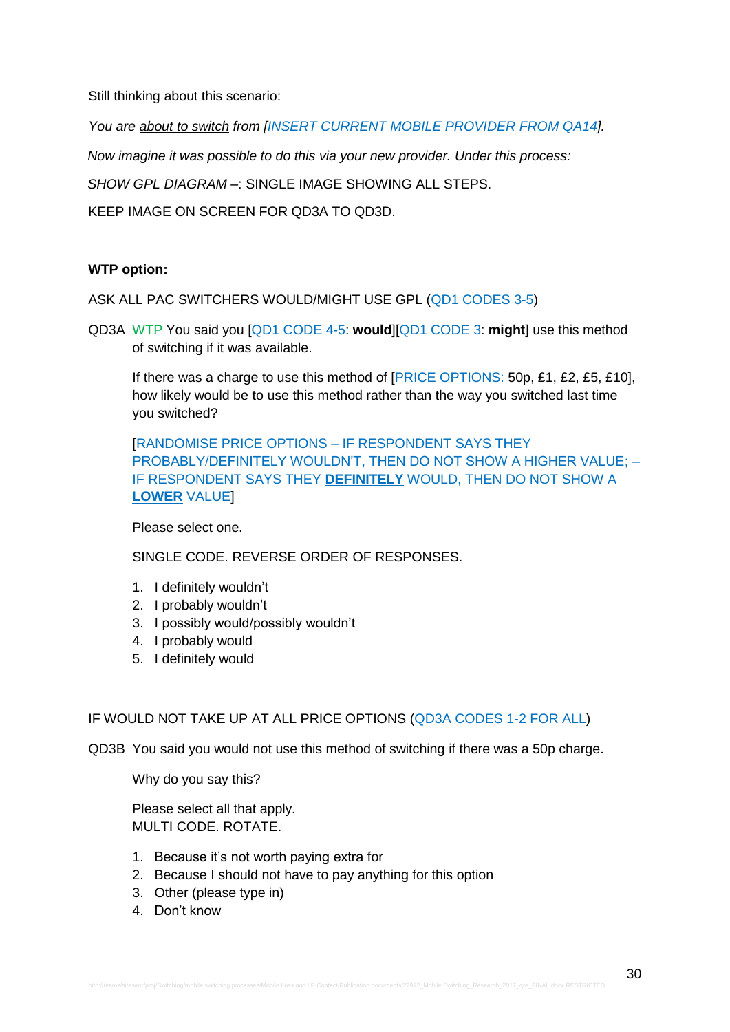Still thinking about this scenario:

*You are* *about to switch* *from [INSERT CURRENT MOBILE PROVIDER FROM QA14].*

*Now imagine it was possible to do this via your new provider. Under this process:*

*SHOW GPL DIAGRAM* –: SINGLE IMAGE SHOWING ALL STEPS.

KEEP IMAGE ON SCREEN FOR QD3A TO QD3D.

**WTP option:**

ASK ALL PAC SWITCHERS WOULD/MIGHT USE GPL (QD1 CODES 3-5)

QD3A WTP You said you [QD1 CODE 4-5: **would**][QD1 CODE 3: **might**] use this method of switching if it was available.

If there was a charge to use this method of [PRICE OPTIONS: 50p, £1, £2, £5, £10], how likely would be to use this method rather than the way you switched last time you switched?

[RANDOMISE PRICE OPTIONS – IF RESPONDENT SAYS THEY PROBABLY/DEFINITELY WOULDN'T, THEN DO NOT SHOW A HIGHER VALUE; – IF RESPONDENT SAYS THEY **DEFINITELY** WOULD, THEN DO NOT SHOW A **LOWER** VALUE]

Please select one.

SINGLE CODE. REVERSE ORDER OF RESPONSES.

1. I definitely wouldn't
2. I probably wouldn't
3. I possibly would/possibly wouldn't
4. I probably would
5. I definitely would

IF WOULD NOT TAKE UP AT ALL PRICE OPTIONS (QD3A CODES 1-2 FOR ALL)

QD3B You said you would not use this method of switching if there was a 50p charge.

Why do you say this?

Please select all that apply.
MULTI CODE. ROTATE.

1. Because it's not worth paying extra for
2. Because I should not have to pay anything for this option
3. Other (please type in)
4. Don't know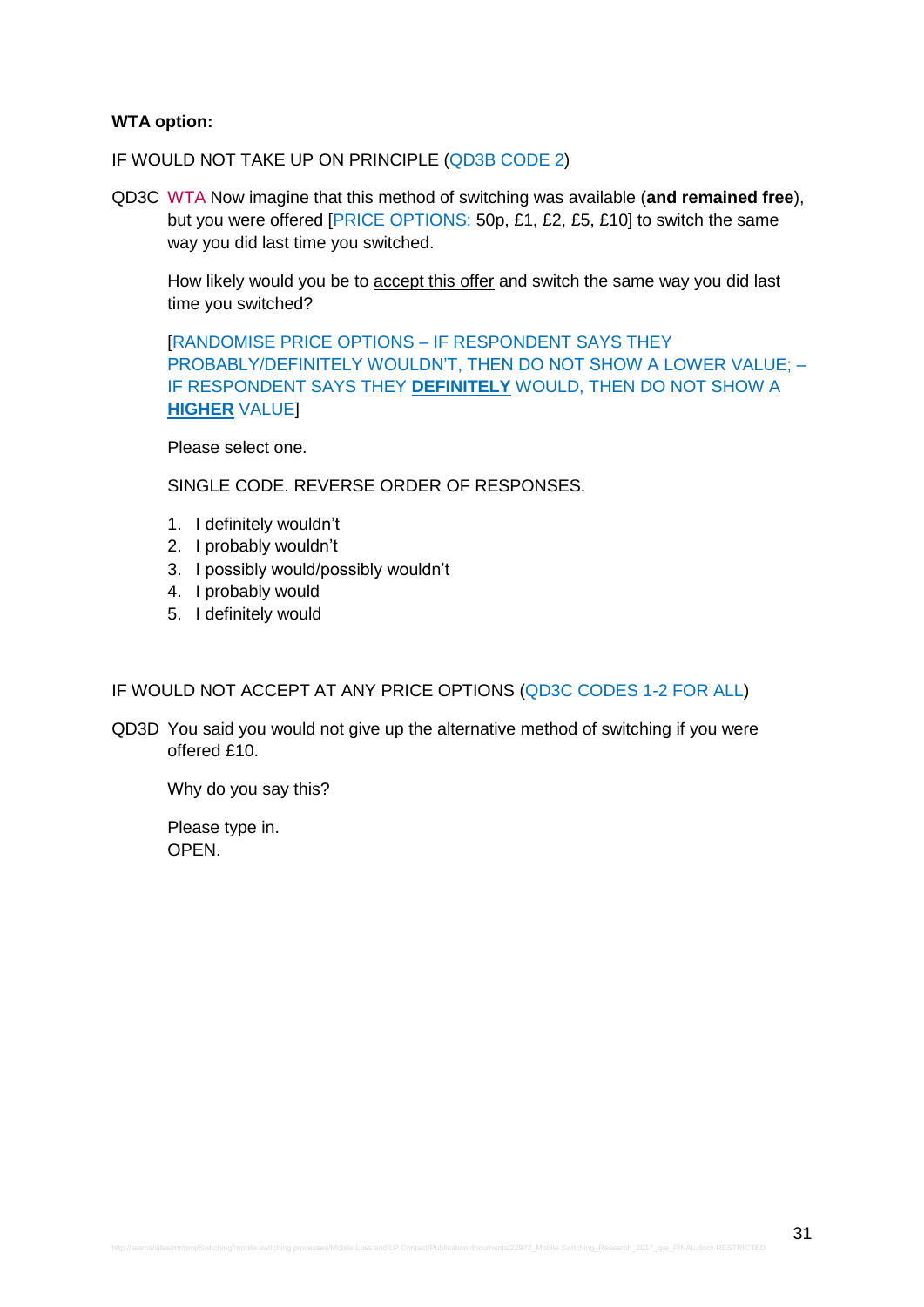**WTA option:**

IF WOULD NOT TAKE UP ON PRINCIPLE (QD3B CODE 2)

QD3C WTA Now imagine that this method of switching was available (**and remained free**), but you were offered [PRICE OPTIONS: 50p, £1, £2, £5, £10] to switch the same way you did last time you switched.

How likely would you be to <u>accept this offer</u> and switch the same way you did last time you switched?

[RANDOMISE PRICE OPTIONS – IF RESPONDENT SAYS THEY PROBABLY/DEFINITELY WOULDN'T, THEN DO NOT SHOW A LOWER VALUE; – IF RESPONDENT SAYS THEY **<u>DEFINITELY</u>** WOULD, THEN DO NOT SHOW A **<u>HIGHER</u>** VALUE]

Please select one.

SINGLE CODE. REVERSE ORDER OF RESPONSES.

1. I definitely wouldn't
2. I probably wouldn't
3. I possibly would/possibly wouldn't
4. I probably would
5. I definitely would

IF WOULD NOT ACCEPT AT ANY PRICE OPTIONS (QD3C CODES 1-2 FOR ALL)

QD3D You said you would not give up the alternative method of switching if you were offered £10.

Why do you say this?

Please type in.
OPEN.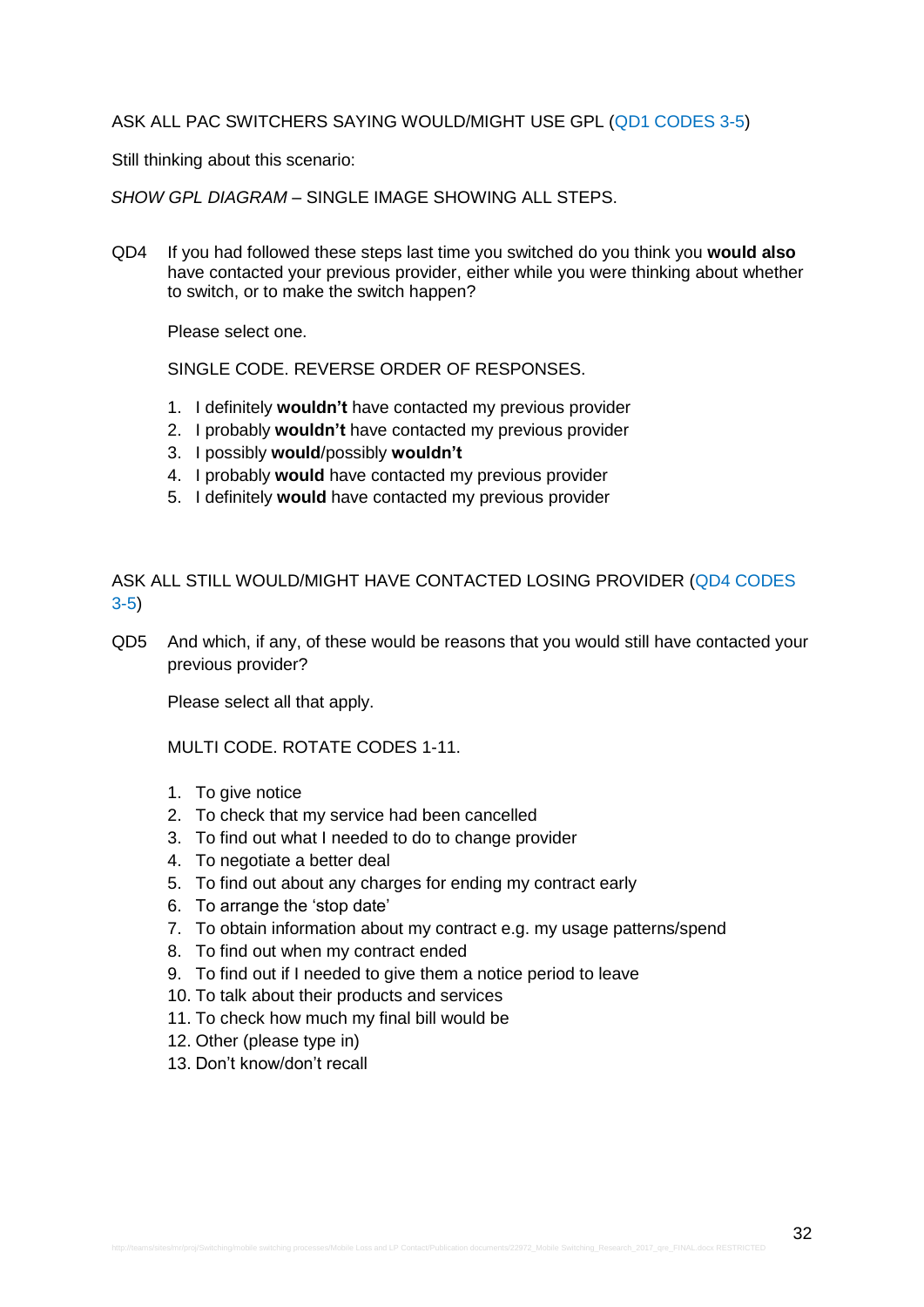ASK ALL PAC SWITCHERS SAYING WOULD/MIGHT USE GPL (QD1 CODES 3-5)

Still thinking about this scenario:

*SHOW GPL DIAGRAM* – SINGLE IMAGE SHOWING ALL STEPS.

QD4 If you had followed these steps last time you switched do you think you **would also** have contacted your previous provider, either while you were thinking about whether to switch, or to make the switch happen?

Please select one.

SINGLE CODE. REVERSE ORDER OF RESPONSES.

1. I definitely **wouldn't** have contacted my previous provider
2. I probably **wouldn't** have contacted my previous provider
3. I possibly **would**/possibly **wouldn't**
4. I probably **would** have contacted my previous provider
5. I definitely **would** have contacted my previous provider

ASK ALL STILL WOULD/MIGHT HAVE CONTACTED LOSING PROVIDER (QD4 CODES 3-5)

QD5 And which, if any, of these would be reasons that you would still have contacted your previous provider?

Please select all that apply.

MULTI CODE. ROTATE CODES 1-11.

1. To give notice
2. To check that my service had been cancelled
3. To find out what I needed to do to change provider
4. To negotiate a better deal
5. To find out about any charges for ending my contract early
6. To arrange the 'stop date'
7. To obtain information about my contract e.g. my usage patterns/spend
8. To find out when my contract ended
9. To find out if I needed to give them a notice period to leave
10. To talk about their products and services
11. To check how much my final bill would be
12. Other (please type in)
13. Don't know/don't recall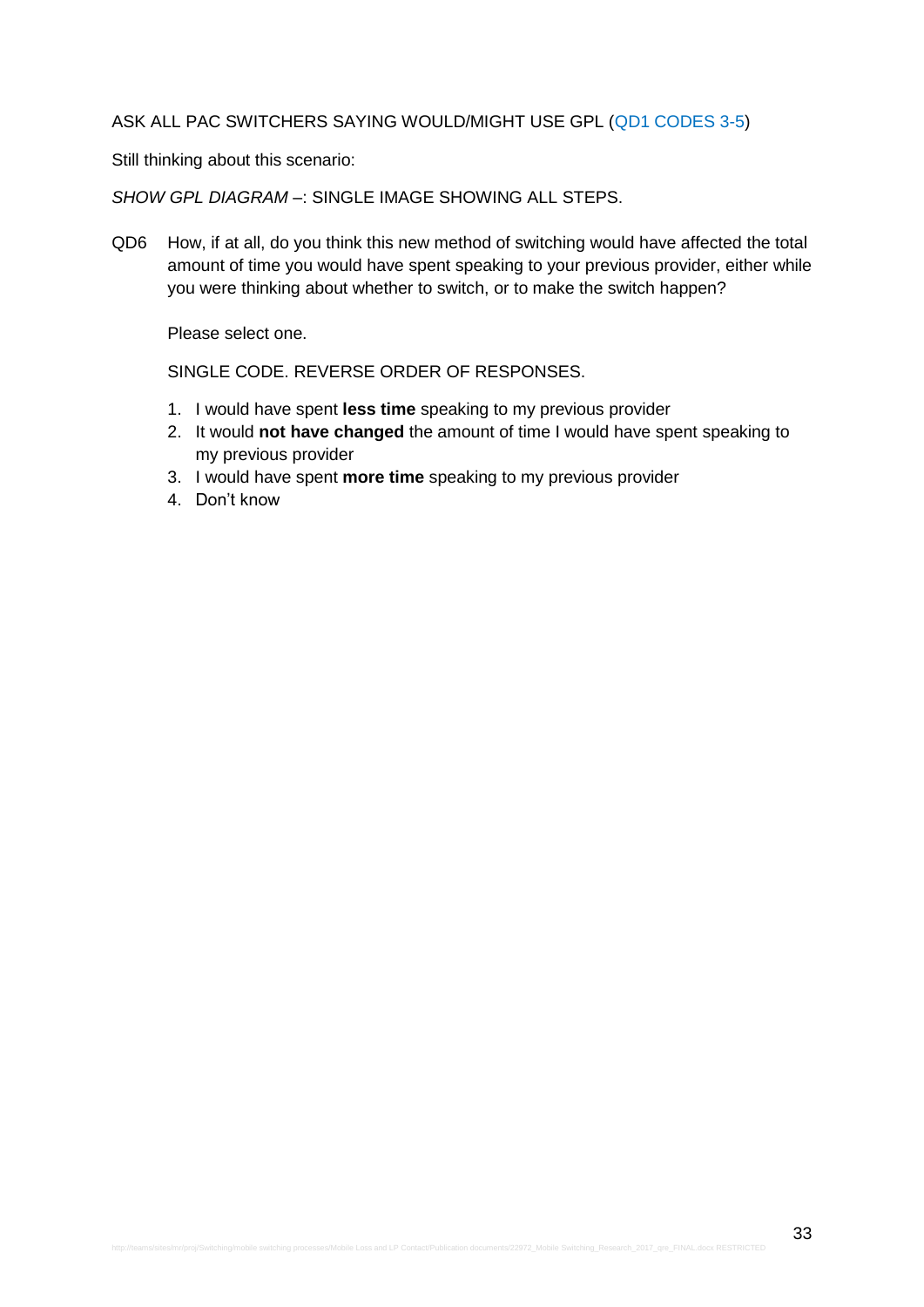ASK ALL PAC SWITCHERS SAYING WOULD/MIGHT USE GPL (QD1 CODES 3-5)

Still thinking about this scenario:

*SHOW GPL DIAGRAM* –: SINGLE IMAGE SHOWING ALL STEPS.

QD6 How, if at all, do you think this new method of switching would have affected the total amount of time you would have spent speaking to your previous provider, either while you were thinking about whether to switch, or to make the switch happen?

Please select one.

SINGLE CODE. REVERSE ORDER OF RESPONSES.

1. I would have spent **less time** speaking to my previous provider
2. It would **not have changed** the amount of time I would have spent speaking to my previous provider
3. I would have spent **more time** speaking to my previous provider
4. Don't know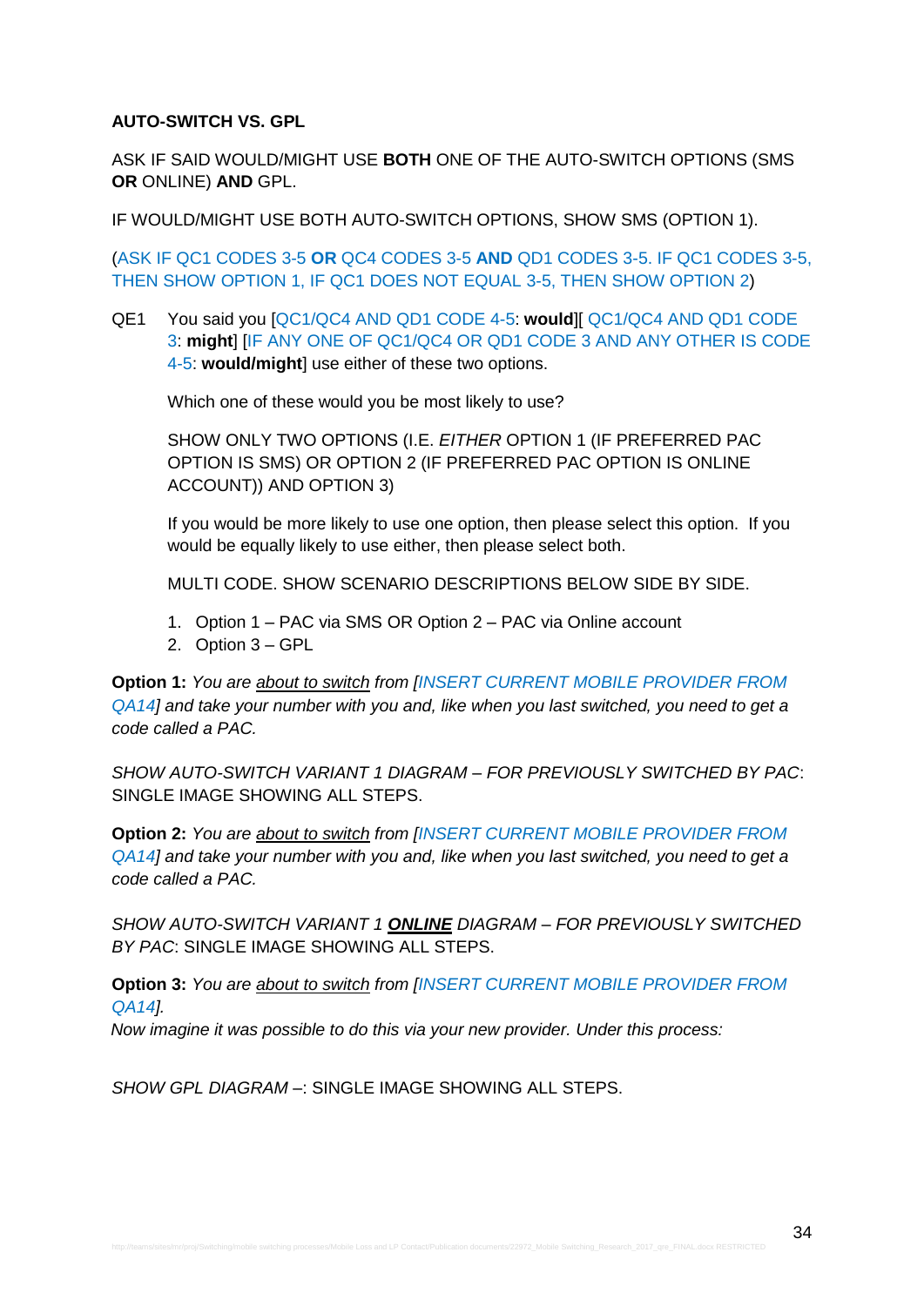**AUTO-SWITCH VS. GPL**

ASK IF SAID WOULD/MIGHT USE **BOTH** ONE OF THE AUTO-SWITCH OPTIONS (SMS **OR** ONLINE) **AND** GPL.

IF WOULD/MIGHT USE BOTH AUTO-SWITCH OPTIONS, SHOW SMS (OPTION 1).

(ASK IF QC1 CODES 3-5 **OR** QC4 CODES 3-5 **AND** QD1 CODES 3-5. IF QC1 CODES 3-5, THEN SHOW OPTION 1, IF QC1 DOES NOT EQUAL 3-5, THEN SHOW OPTION 2)

QE1 You said you [QC1/QC4 AND QD1 CODE 4-5: **would**][ QC1/QC4 AND QD1 CODE 3: **might**] [IF ANY ONE OF QC1/QC4 OR QD1 CODE 3 AND ANY OTHER IS CODE 4-5: **would/might**] use either of these two options.

Which one of these would you be most likely to use?

SHOW ONLY TWO OPTIONS (I.E. *EITHER* OPTION 1 (IF PREFERRED PAC OPTION IS SMS) OR OPTION 2 (IF PREFERRED PAC OPTION IS ONLINE ACCOUNT)) AND OPTION 3)

If you would be more likely to use one option, then please select this option. If you would be equally likely to use either, then please select both.

MULTI CODE. SHOW SCENARIO DESCRIPTIONS BELOW SIDE BY SIDE.

1. Option 1 – PAC via SMS OR Option 2 – PAC via Online account
2. Option 3 – GPL

**Option 1:** *You are about to switch from [INSERT CURRENT MOBILE PROVIDER FROM QA14] and take your number with you and, like when you last switched, you need to get a code called a PAC.*

*SHOW AUTO-SWITCH VARIANT 1 DIAGRAM – FOR PREVIOUSLY SWITCHED BY PAC*: SINGLE IMAGE SHOWING ALL STEPS.

**Option 2:** *You are about to switch from [INSERT CURRENT MOBILE PROVIDER FROM QA14] and take your number with you and, like when you last switched, you need to get a code called a PAC.*

*SHOW AUTO-SWITCH VARIANT 1* ***ONLINE*** *DIAGRAM – FOR PREVIOUSLY SWITCHED BY PAC*: SINGLE IMAGE SHOWING ALL STEPS.

**Option 3:** *You are about to switch from [INSERT CURRENT MOBILE PROVIDER FROM QA14].*
*Now imagine it was possible to do this via your new provider. Under this process:*

*SHOW GPL DIAGRAM* –: SINGLE IMAGE SHOWING ALL STEPS.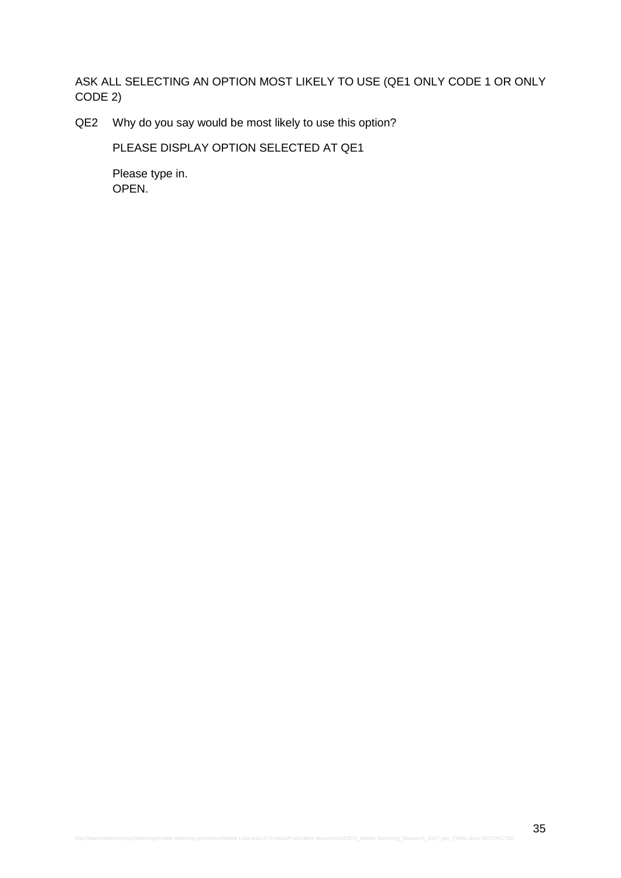ASK ALL SELECTING AN OPTION MOST LIKELY TO USE (QE1 ONLY CODE 1 OR ONLY CODE 2)

QE2 Why do you say would be most likely to use this option?

PLEASE DISPLAY OPTION SELECTED AT QE1

Please type in.
OPEN.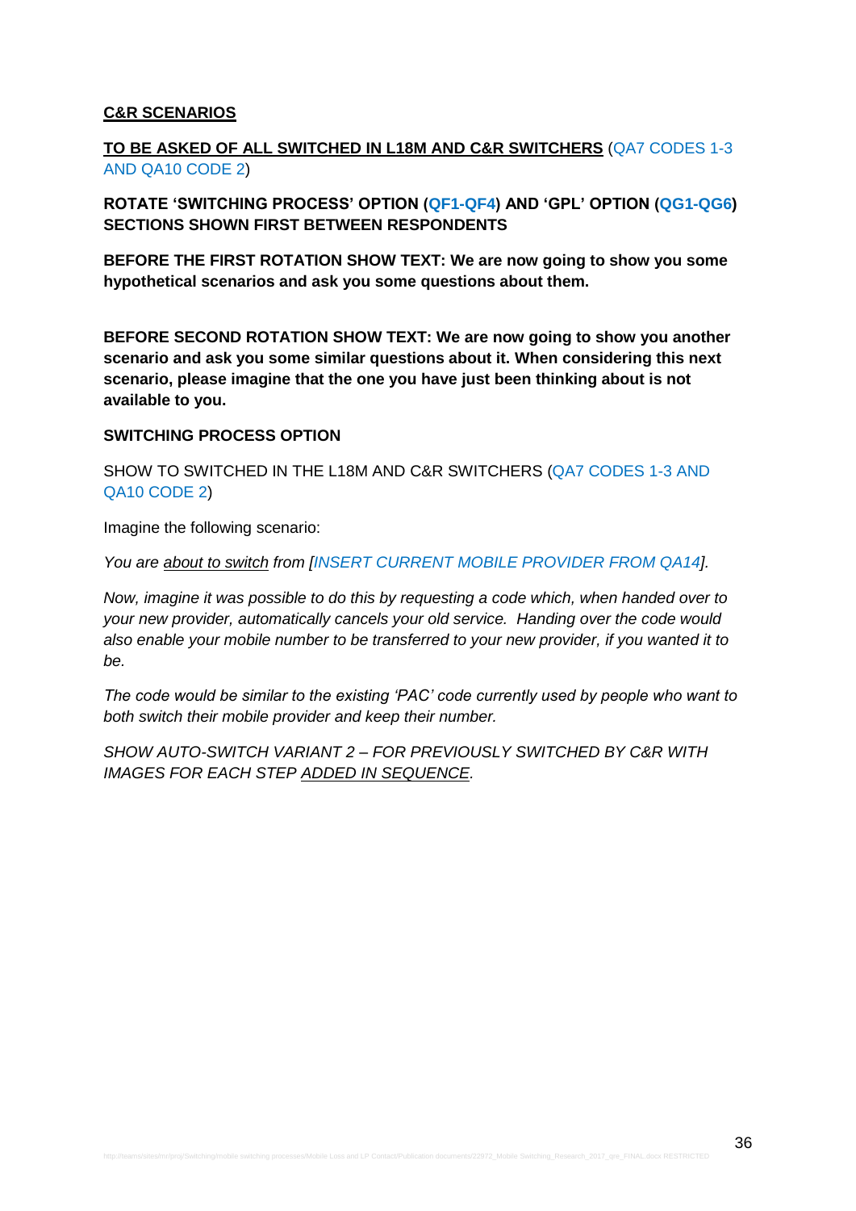**<u>C&R SCENARIOS</u>**

**<u>TO BE ASKED OF ALL SWITCHED IN L18M AND C&R SWITCHERS</u>** (QA7 CODES 1-3 AND QA10 CODE 2)

**ROTATE 'SWITCHING PROCESS' OPTION (QF1-QF4) AND 'GPL' OPTION (QG1-QG6) SECTIONS SHOWN FIRST BETWEEN RESPONDENTS**

**BEFORE THE FIRST ROTATION SHOW TEXT: We are now going to show you some hypothetical scenarios and ask you some questions about them.**

**BEFORE SECOND ROTATION SHOW TEXT: We are now going to show you another scenario and ask you some similar questions about it. When considering this next scenario, please imagine that the one you have just been thinking about is not available to you.**

**SWITCHING PROCESS OPTION**

SHOW TO SWITCHED IN THE L18M AND C&R SWITCHERS (QA7 CODES 1-3 AND QA10 CODE 2)

Imagine the following scenario:

*You are <u>about to switch</u> from [INSERT CURRENT MOBILE PROVIDER FROM QA14].*

*Now, imagine it was possible to do this by requesting a code which, when handed over to your new provider, automatically cancels your old service. Handing over the code would also enable your mobile number to be transferred to your new provider, if you wanted it to be.*

*The code would be similar to the existing 'PAC' code currently used by people who want to both switch their mobile provider and keep their number.*

*SHOW AUTO-SWITCH VARIANT 2 – FOR PREVIOUSLY SWITCHED BY C&R WITH IMAGES FOR EACH STEP <u>ADDED IN SEQUENCE</u>.*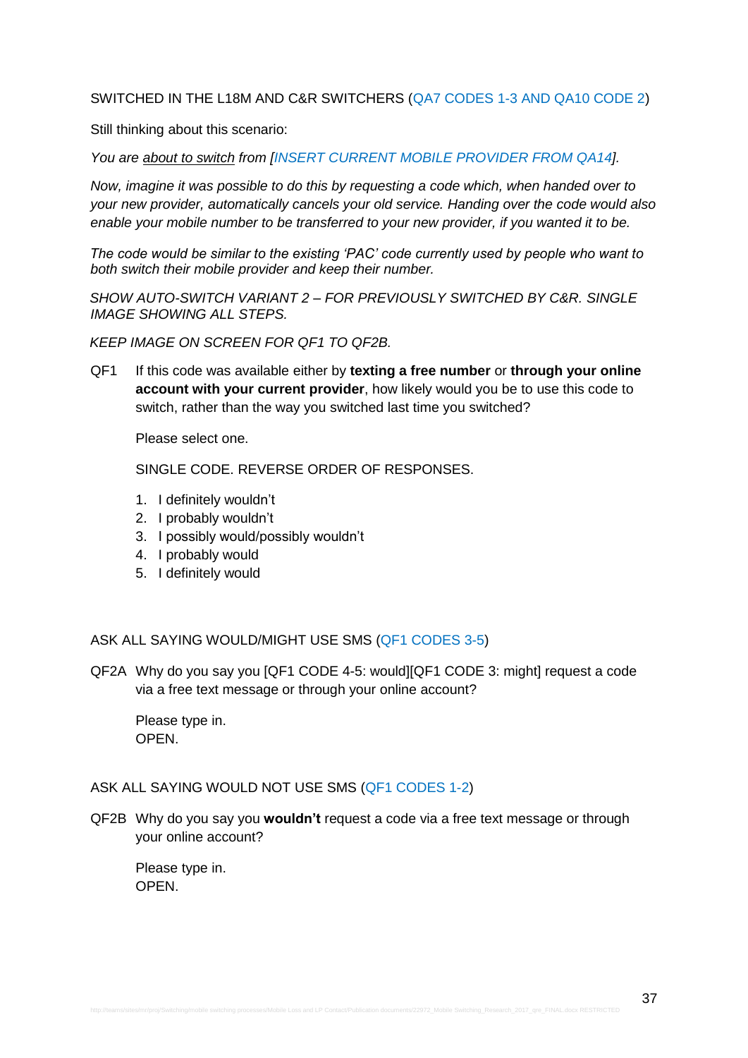SWITCHED IN THE L18M AND C&R SWITCHERS (QA7 CODES 1-3 AND QA10 CODE 2)

Still thinking about this scenario:

*You are <u>about to switch</u> from [INSERT CURRENT MOBILE PROVIDER FROM QA14].*

*Now, imagine it was possible to do this by requesting a code which, when handed over to your new provider, automatically cancels your old service. Handing over the code would also enable your mobile number to be transferred to your new provider, if you wanted it to be.*

*The code would be similar to the existing 'PAC' code currently used by people who want to both switch their mobile provider and keep their number.*

*SHOW AUTO-SWITCH VARIANT 2 – FOR PREVIOUSLY SWITCHED BY C&R. SINGLE IMAGE SHOWING ALL STEPS.*

*KEEP IMAGE ON SCREEN FOR QF1 TO QF2B.*

QF1 If this code was available either by **texting a free number** or **through your online account with your current provider**, how likely would you be to use this code to switch, rather than the way you switched last time you switched?

Please select one.

SINGLE CODE. REVERSE ORDER OF RESPONSES.

1. I definitely wouldn't
2. I probably wouldn't
3. I possibly would/possibly wouldn't
4. I probably would
5. I definitely would

ASK ALL SAYING WOULD/MIGHT USE SMS (QF1 CODES 3-5)

QF2A Why do you say you [QF1 CODE 4-5: would][QF1 CODE 3: might] request a code via a free text message or through your online account?

Please type in.
OPEN.

ASK ALL SAYING WOULD NOT USE SMS (QF1 CODES 1-2)

QF2B Why do you say you **wouldn't** request a code via a free text message or through your online account?

Please type in.
OPEN.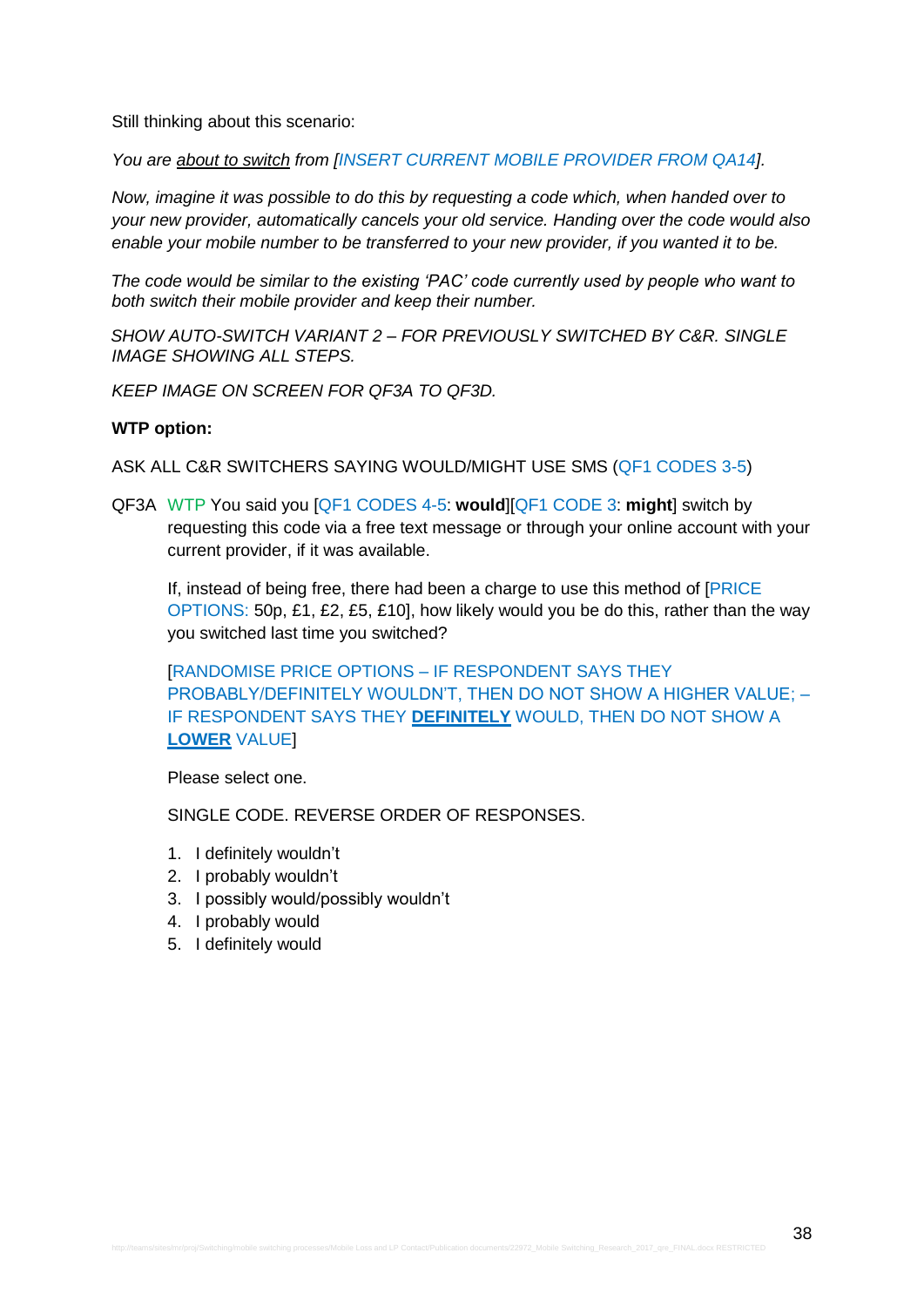Still thinking about this scenario:

*You are <u>about to switch</u> from [INSERT CURRENT MOBILE PROVIDER FROM QA14].*

*Now, imagine it was possible to do this by requesting a code which, when handed over to your new provider, automatically cancels your old service. Handing over the code would also enable your mobile number to be transferred to your new provider, if you wanted it to be.*

*The code would be similar to the existing 'PAC' code currently used by people who want to both switch their mobile provider and keep their number.*

*SHOW AUTO-SWITCH VARIANT 2 – FOR PREVIOUSLY SWITCHED BY C&R. SINGLE IMAGE SHOWING ALL STEPS.*

*KEEP IMAGE ON SCREEN FOR QF3A TO QF3D.*

**WTP option:**

ASK ALL C&R SWITCHERS SAYING WOULD/MIGHT USE SMS (QF1 CODES 3-5)

QF3A WTP You said you [QF1 CODES 4-5: **would**][QF1 CODE 3: **might**] switch by requesting this code via a free text message or through your online account with your current provider, if it was available.

If, instead of being free, there had been a charge to use this method of [PRICE OPTIONS: 50p, £1, £2, £5, £10], how likely would you be do this, rather than the way you switched last time you switched?

[RANDOMISE PRICE OPTIONS – IF RESPONDENT SAYS THEY PROBABLY/DEFINITELY WOULDN'T, THEN DO NOT SHOW A HIGHER VALUE; – IF RESPONDENT SAYS THEY **<u>DEFINITELY</u>** WOULD, THEN DO NOT SHOW A **<u>LOWER</u>** VALUE]

Please select one.

SINGLE CODE. REVERSE ORDER OF RESPONSES.

1. I definitely wouldn't
2. I probably wouldn't
3. I possibly would/possibly wouldn't
4. I probably would
5. I definitely would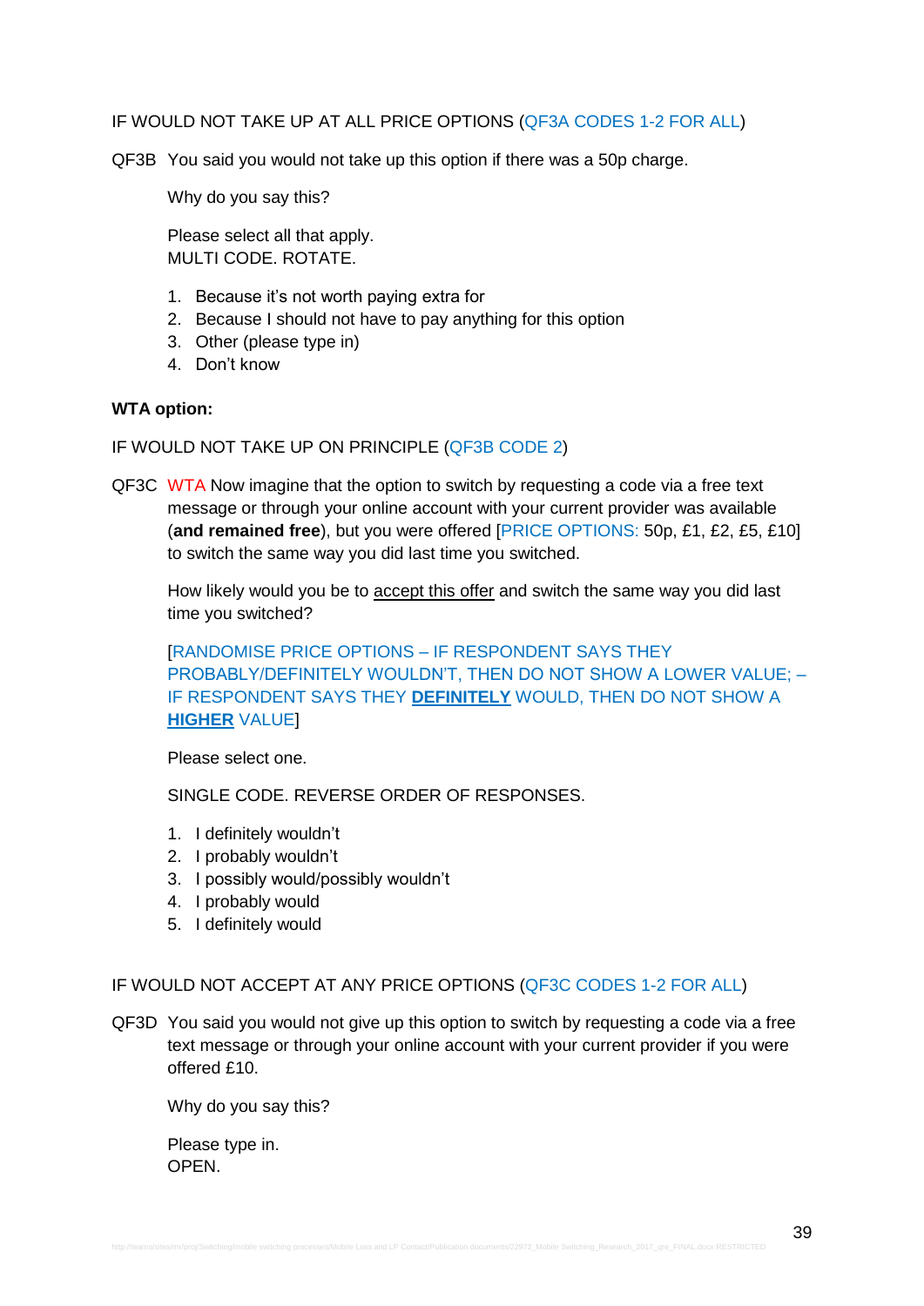IF WOULD NOT TAKE UP AT ALL PRICE OPTIONS (QF3A CODES 1-2 FOR ALL)

QF3B You said you would not take up this option if there was a 50p charge.

Why do you say this?

Please select all that apply.
MULTI CODE. ROTATE.

1. Because it's not worth paying extra for
2. Because I should not have to pay anything for this option
3. Other (please type in)
4. Don't know

**WTA option:**

IF WOULD NOT TAKE UP ON PRINCIPLE (QF3B CODE 2)

QF3C WTA Now imagine that the option to switch by requesting a code via a free text message or through your online account with your current provider was available (**and remained free**), but you were offered [PRICE OPTIONS: 50p, £1, £2, £5, £10] to switch the same way you did last time you switched.

How likely would you be to accept this offer and switch the same way you did last time you switched?

[RANDOMISE PRICE OPTIONS – IF RESPONDENT SAYS THEY PROBABLY/DEFINITELY WOULDN'T, THEN DO NOT SHOW A LOWER VALUE; – IF RESPONDENT SAYS THEY **DEFINITELY** WOULD, THEN DO NOT SHOW A **HIGHER** VALUE]

Please select one.

SINGLE CODE. REVERSE ORDER OF RESPONSES.

1. I definitely wouldn't
2. I probably wouldn't
3. I possibly would/possibly wouldn't
4. I probably would
5. I definitely would

IF WOULD NOT ACCEPT AT ANY PRICE OPTIONS (QF3C CODES 1-2 FOR ALL)

QF3D You said you would not give up this option to switch by requesting a code via a free text message or through your online account with your current provider if you were offered £10.

Why do you say this?

Please type in.
OPEN.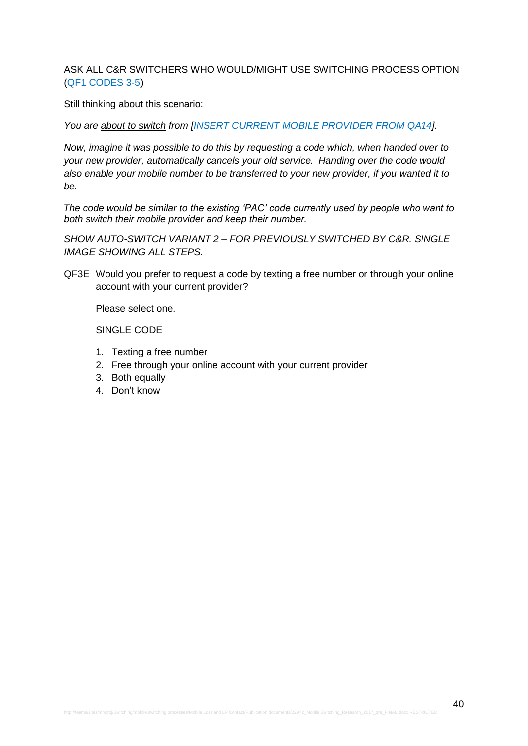ASK ALL C&R SWITCHERS WHO WOULD/MIGHT USE SWITCHING PROCESS OPTION (QF1 CODES 3-5)

Still thinking about this scenario:

*You are <u>about to switch</u> from [INSERT CURRENT MOBILE PROVIDER FROM QA14].*

*Now, imagine it was possible to do this by requesting a code which, when handed over to your new provider, automatically cancels your old service. Handing over the code would also enable your mobile number to be transferred to your new provider, if you wanted it to be.*

*The code would be similar to the existing 'PAC' code currently used by people who want to both switch their mobile provider and keep their number.*

*SHOW AUTO-SWITCH VARIANT 2 – FOR PREVIOUSLY SWITCHED BY C&R. SINGLE IMAGE SHOWING ALL STEPS.*

QF3E Would you prefer to request a code by texting a free number or through your online account with your current provider?

Please select one.

SINGLE CODE

1. Texting a free number
2. Free through your online account with your current provider
3. Both equally
4. Don't know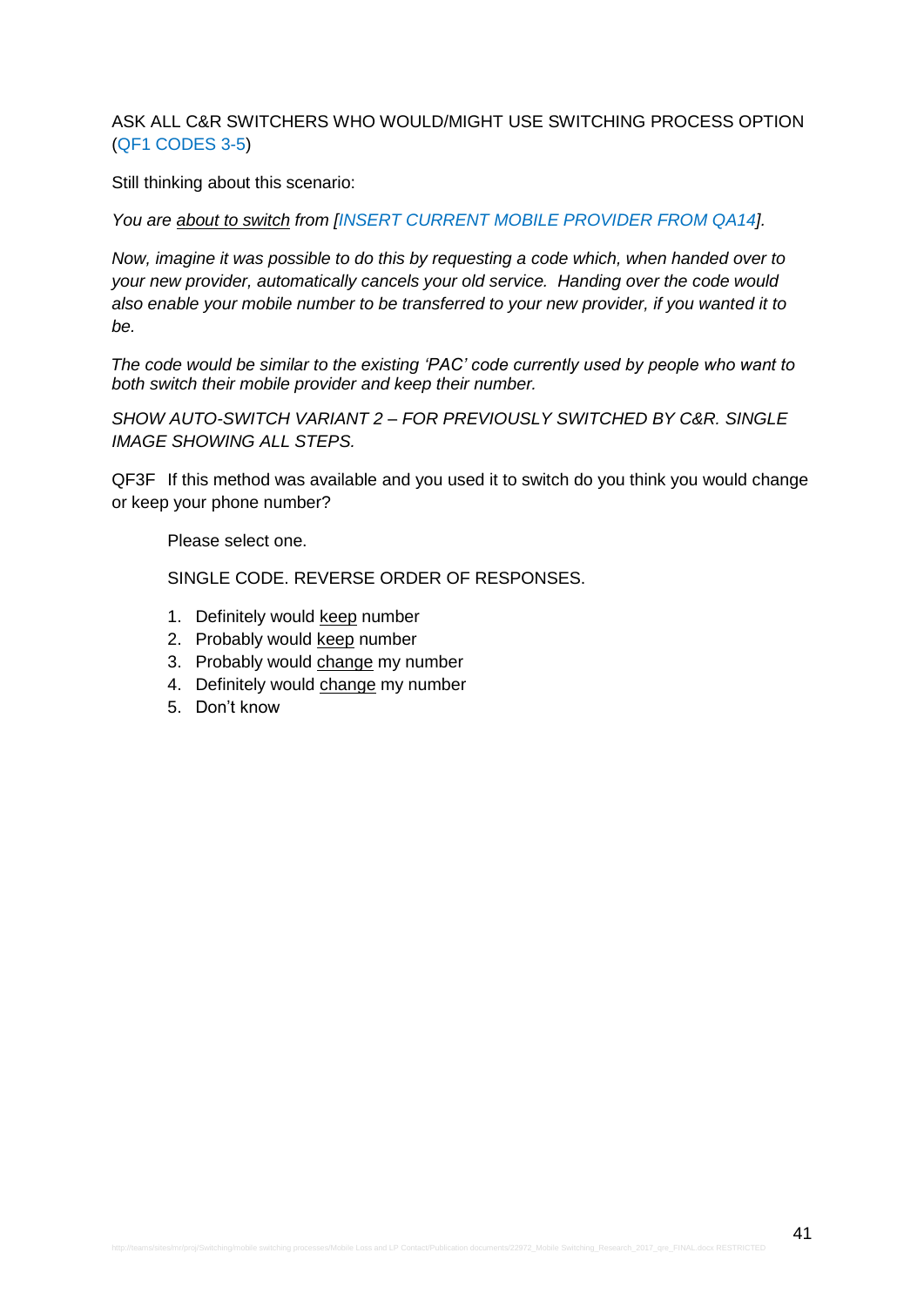ASK ALL C&R SWITCHERS WHO WOULD/MIGHT USE SWITCHING PROCESS OPTION (QF1 CODES 3-5)

Still thinking about this scenario:

*You are about to switch from [INSERT CURRENT MOBILE PROVIDER FROM QA14].*

*Now, imagine it was possible to do this by requesting a code which, when handed over to your new provider, automatically cancels your old service. Handing over the code would also enable your mobile number to be transferred to your new provider, if you wanted it to be.*

*The code would be similar to the existing 'PAC' code currently used by people who want to both switch their mobile provider and keep their number.*

*SHOW AUTO-SWITCH VARIANT 2 – FOR PREVIOUSLY SWITCHED BY C&R. SINGLE IMAGE SHOWING ALL STEPS.*

QF3F If this method was available and you used it to switch do you think you would change or keep your phone number?

Please select one.

SINGLE CODE. REVERSE ORDER OF RESPONSES.

1. Definitely would keep number
2. Probably would keep number
3. Probably would change my number
4. Definitely would change my number
5. Don't know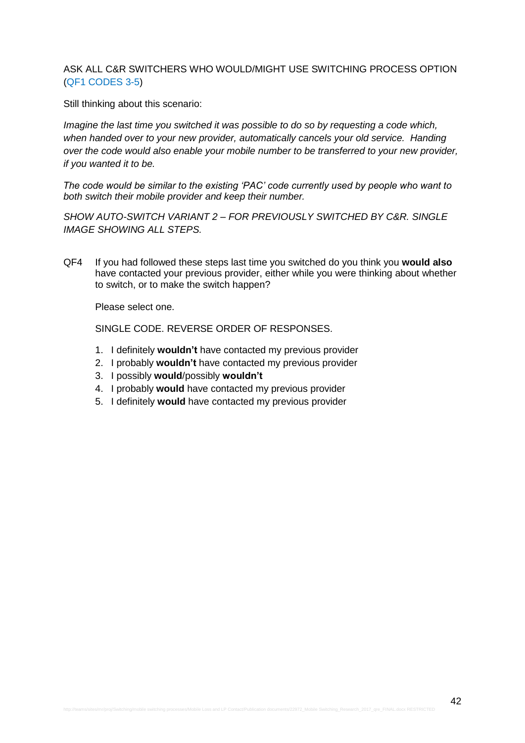ASK ALL C&R SWITCHERS WHO WOULD/MIGHT USE SWITCHING PROCESS OPTION (QF1 CODES 3-5)

Still thinking about this scenario:

*Imagine the last time you switched it was possible to do so by requesting a code which, when handed over to your new provider, automatically cancels your old service. Handing over the code would also enable your mobile number to be transferred to your new provider, if you wanted it to be.*

*The code would be similar to the existing 'PAC' code currently used by people who want to both switch their mobile provider and keep their number.*

*SHOW AUTO-SWITCH VARIANT 2 – FOR PREVIOUSLY SWITCHED BY C&R. SINGLE IMAGE SHOWING ALL STEPS.*

QF4 If you had followed these steps last time you switched do you think you **would also** have contacted your previous provider, either while you were thinking about whether to switch, or to make the switch happen?

Please select one.

SINGLE CODE. REVERSE ORDER OF RESPONSES.

1. I definitely **wouldn't** have contacted my previous provider
2. I probably **wouldn't** have contacted my previous provider
3. I possibly **would**/possibly **wouldn't**
4. I probably **would** have contacted my previous provider
5. I definitely **would** have contacted my previous provider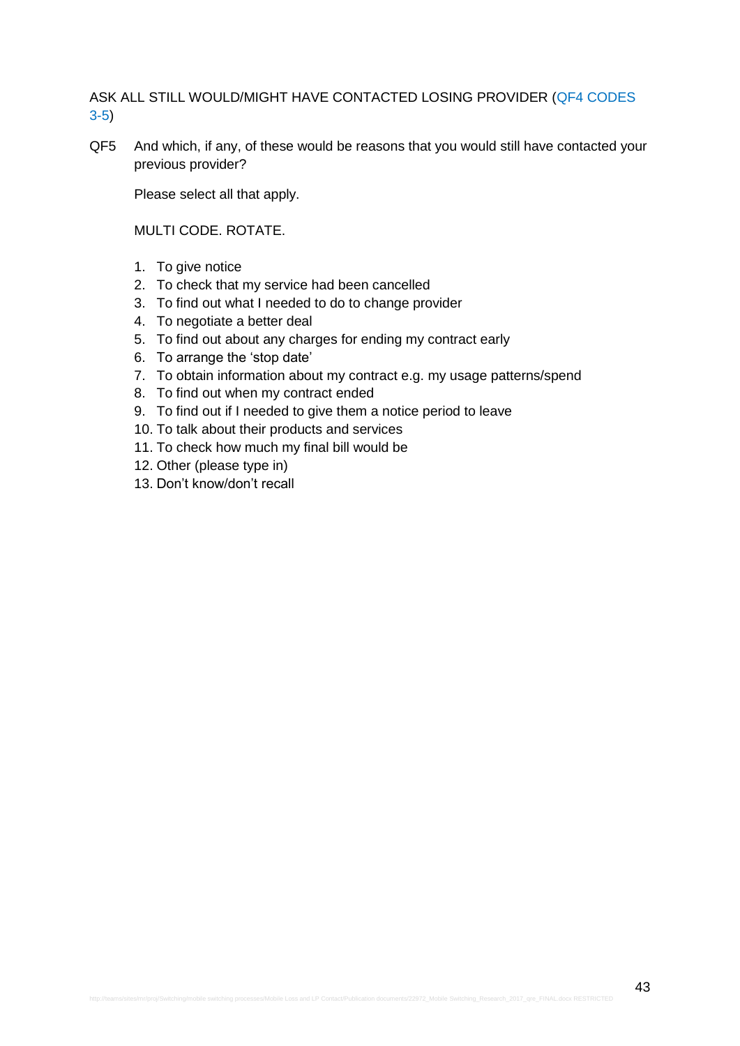ASK ALL STILL WOULD/MIGHT HAVE CONTACTED LOSING PROVIDER (QF4 CODES 3-5)

QF5 And which, if any, of these would be reasons that you would still have contacted your previous provider?

Please select all that apply.

MULTI CODE. ROTATE.

1. To give notice
2. To check that my service had been cancelled
3. To find out what I needed to do to change provider
4. To negotiate a better deal
5. To find out about any charges for ending my contract early
6. To arrange the 'stop date'
7. To obtain information about my contract e.g. my usage patterns/spend
8. To find out when my contract ended
9. To find out if I needed to give them a notice period to leave
10. To talk about their products and services
11. To check how much my final bill would be
12. Other (please type in)
13. Don't know/don't recall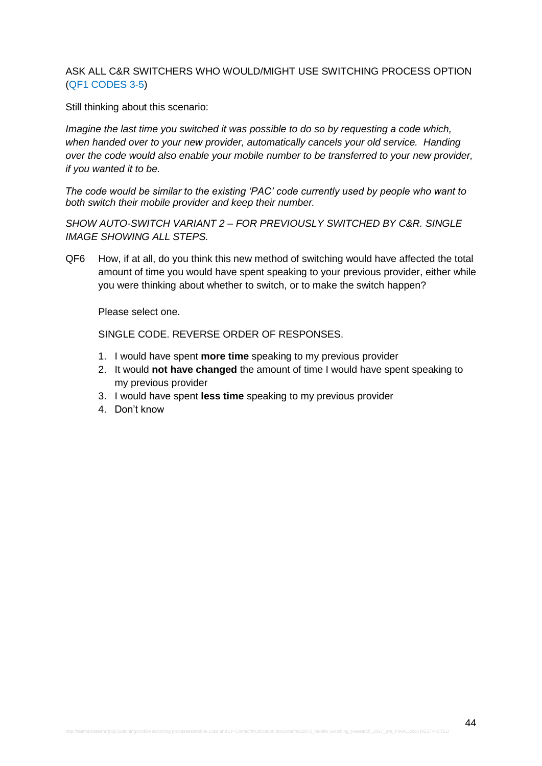ASK ALL C&R SWITCHERS WHO WOULD/MIGHT USE SWITCHING PROCESS OPTION (QF1 CODES 3-5)

Still thinking about this scenario:

*Imagine the last time you switched it was possible to do so by requesting a code which, when handed over to your new provider, automatically cancels your old service. Handing over the code would also enable your mobile number to be transferred to your new provider, if you wanted it to be.*

*The code would be similar to the existing 'PAC' code currently used by people who want to both switch their mobile provider and keep their number.*

*SHOW AUTO-SWITCH VARIANT 2 – FOR PREVIOUSLY SWITCHED BY C&R. SINGLE IMAGE SHOWING ALL STEPS.*

QF6 How, if at all, do you think this new method of switching would have affected the total amount of time you would have spent speaking to your previous provider, either while you were thinking about whether to switch, or to make the switch happen?

Please select one.

SINGLE CODE. REVERSE ORDER OF RESPONSES.

1. I would have spent **more time** speaking to my previous provider
2. It would **not have changed** the amount of time I would have spent speaking to my previous provider
3. I would have spent **less time** speaking to my previous provider
4. Don't know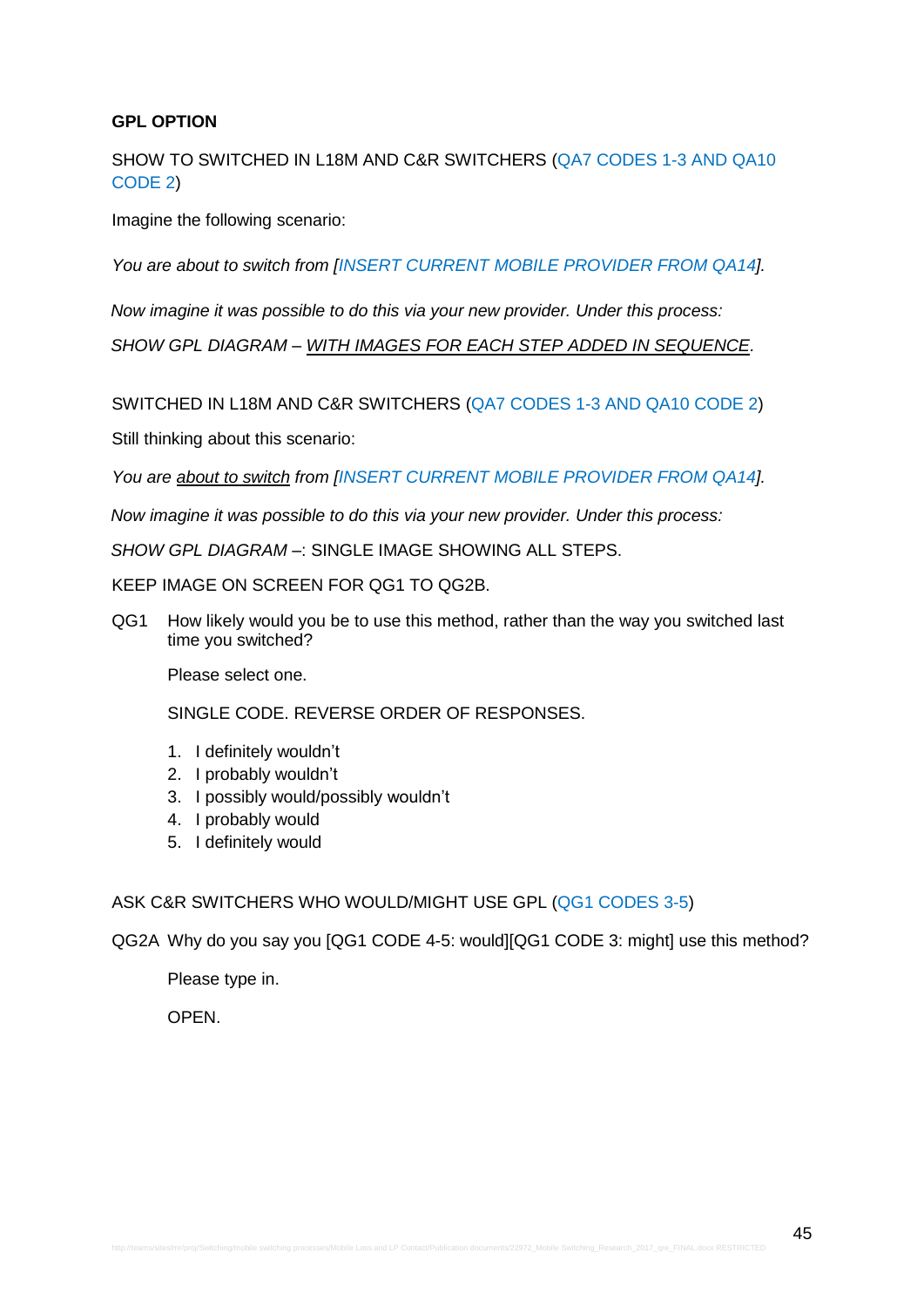**GPL OPTION**

SHOW TO SWITCHED IN L18M AND C&R SWITCHERS (QA7 CODES 1-3 AND QA10 CODE 2)

Imagine the following scenario:

*You are about to switch from [INSERT CURRENT MOBILE PROVIDER FROM QA14].*

*Now imagine it was possible to do this via your new provider. Under this process:*

*SHOW GPL DIAGRAM – WITH IMAGES FOR EACH STEP ADDED IN SEQUENCE.*

SWITCHED IN L18M AND C&R SWITCHERS (QA7 CODES 1-3 AND QA10 CODE 2)

Still thinking about this scenario:

*You are about to switch from [INSERT CURRENT MOBILE PROVIDER FROM QA14].*

*Now imagine it was possible to do this via your new provider. Under this process:*

*SHOW GPL DIAGRAM* –: SINGLE IMAGE SHOWING ALL STEPS.

KEEP IMAGE ON SCREEN FOR QG1 TO QG2B.

QG1 How likely would you be to use this method, rather than the way you switched last time you switched?

Please select one.

SINGLE CODE. REVERSE ORDER OF RESPONSES.

1. I definitely wouldn't
2. I probably wouldn't
3. I possibly would/possibly wouldn't
4. I probably would
5. I definitely would

ASK C&R SWITCHERS WHO WOULD/MIGHT USE GPL (QG1 CODES 3-5)

QG2A Why do you say you [QG1 CODE 4-5: would][QG1 CODE 3: might] use this method?

Please type in.

OPEN.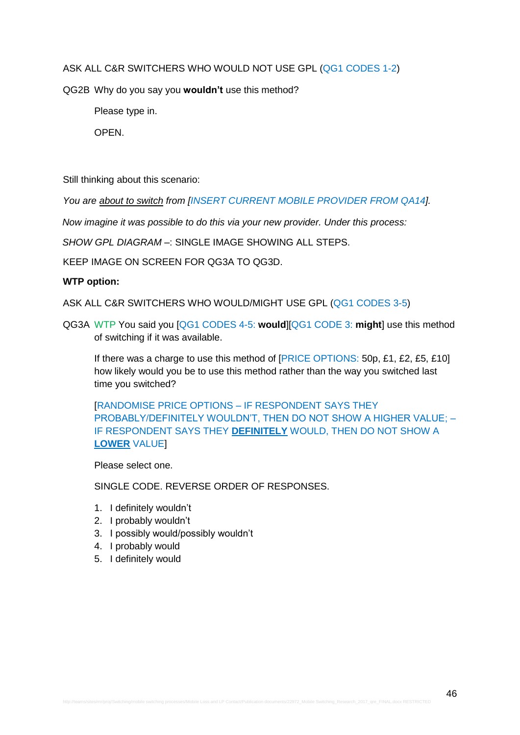ASK ALL C&R SWITCHERS WHO WOULD NOT USE GPL (QG1 CODES 1-2)

QG2B Why do you say you **wouldn't** use this method?

Please type in.

OPEN.

Still thinking about this scenario:

*You are <u>about to switch</u> from [INSERT CURRENT MOBILE PROVIDER FROM QA14].*

*Now imagine it was possible to do this via your new provider. Under this process:*

*SHOW GPL DIAGRAM* –: SINGLE IMAGE SHOWING ALL STEPS.

KEEP IMAGE ON SCREEN FOR QG3A TO QG3D.

**WTP option:**

ASK ALL C&R SWITCHERS WHO WOULD/MIGHT USE GPL (QG1 CODES 3-5)

QG3A WTP You said you [QG1 CODES 4-5: **would**][QG1 CODE 3: **might**] use this method of switching if it was available.

If there was a charge to use this method of [PRICE OPTIONS: 50p, £1, £2, £5, £10] how likely would you be to use this method rather than the way you switched last time you switched?

[RANDOMISE PRICE OPTIONS – IF RESPONDENT SAYS THEY PROBABLY/DEFINITELY WOULDN'T, THEN DO NOT SHOW A HIGHER VALUE; – IF RESPONDENT SAYS THEY **<u>DEFINITELY</u>** WOULD, THEN DO NOT SHOW A **<u>LOWER</u>** VALUE]

Please select one.

SINGLE CODE. REVERSE ORDER OF RESPONSES.

1. I definitely wouldn't
2. I probably wouldn't
3. I possibly would/possibly wouldn't
4. I probably would
5. I definitely would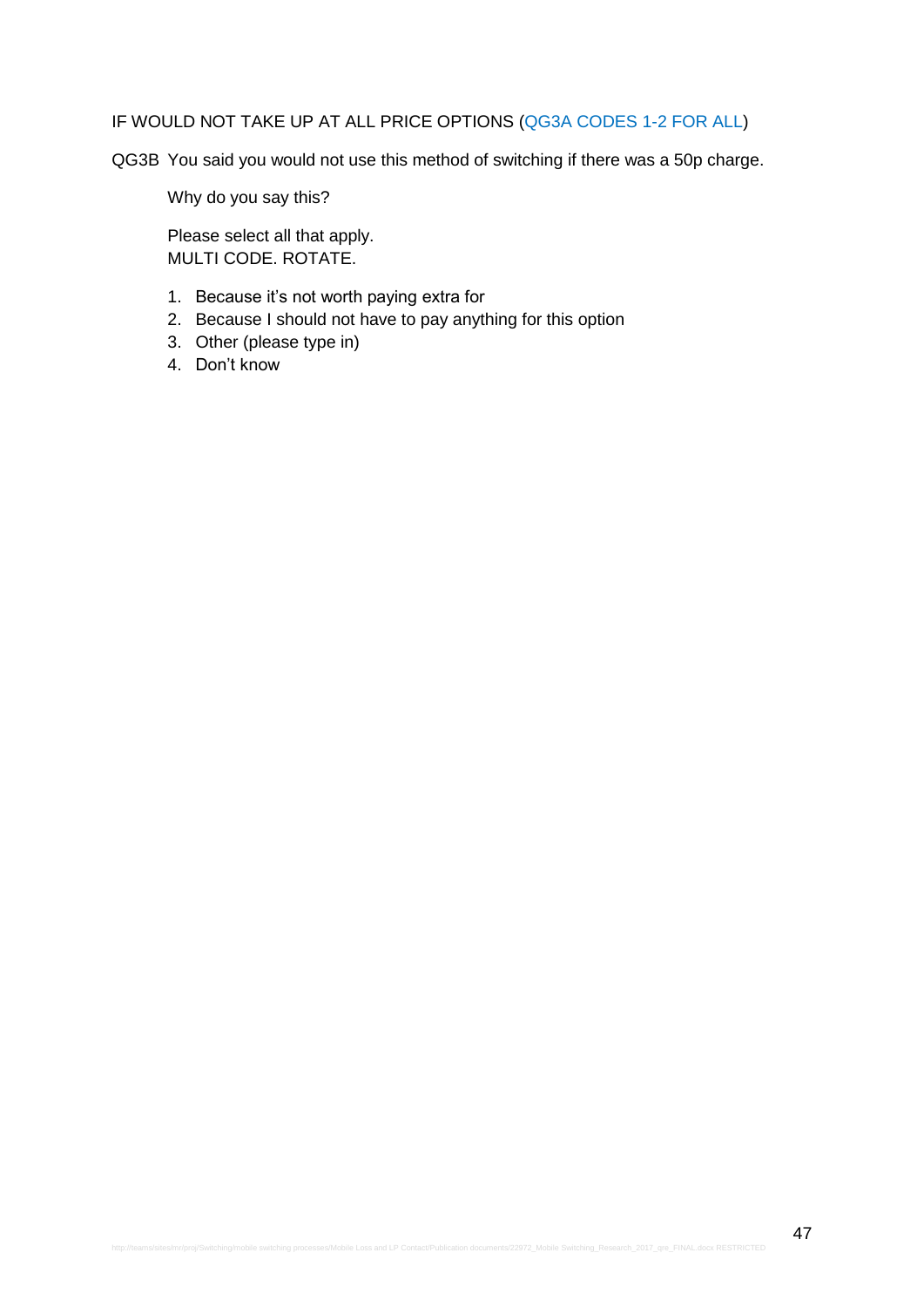IF WOULD NOT TAKE UP AT ALL PRICE OPTIONS (QG3A CODES 1-2 FOR ALL)

QG3B You said you would not use this method of switching if there was a 50p charge.

Why do you say this?

Please select all that apply.
MULTI CODE. ROTATE.

1. Because it's not worth paying extra for
2. Because I should not have to pay anything for this option
3. Other (please type in)
4. Don't know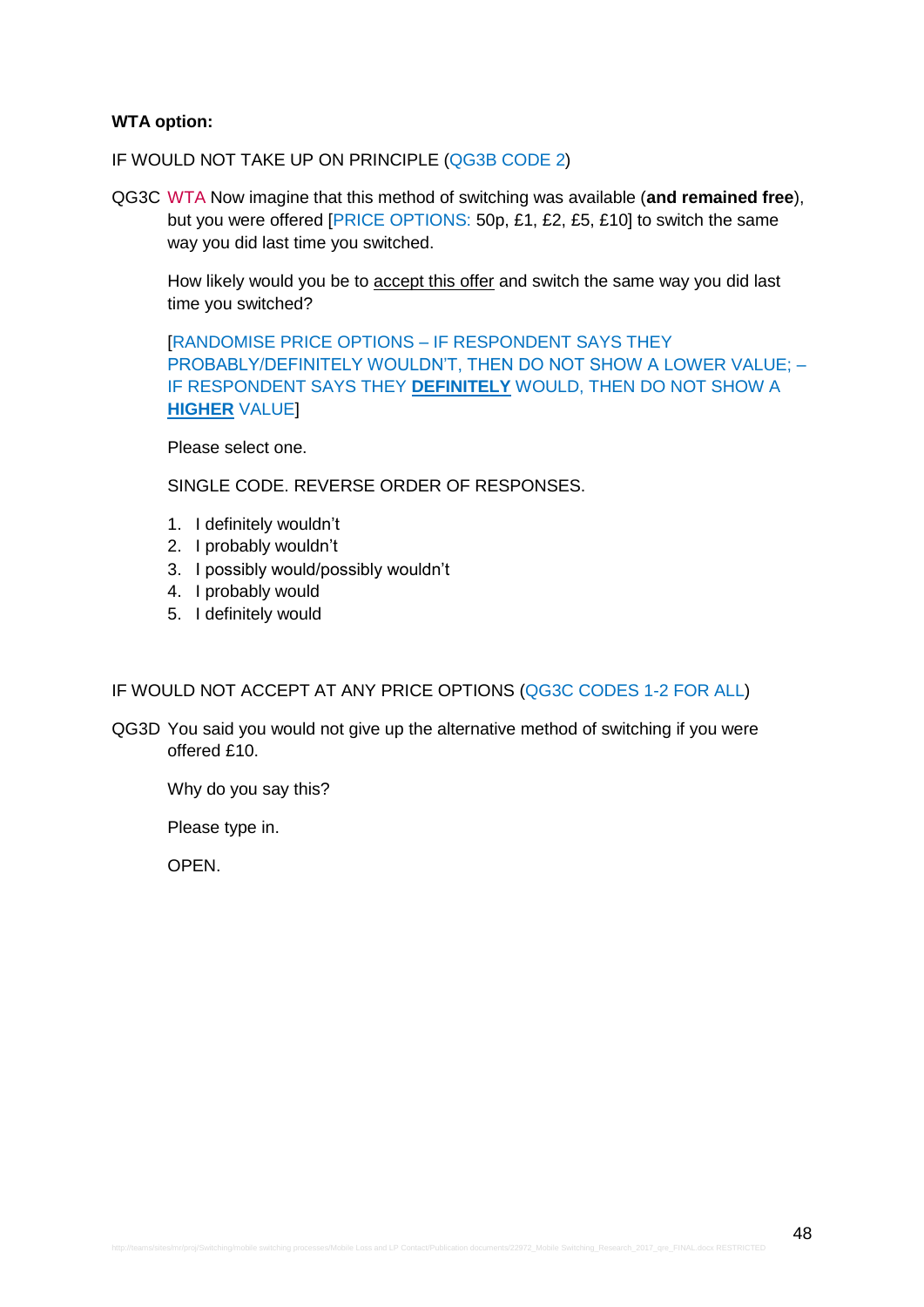**WTA option:**

IF WOULD NOT TAKE UP ON PRINCIPLE (QG3B CODE 2)

QG3C WTA Now imagine that this method of switching was available (**and remained free**), but you were offered [PRICE OPTIONS: 50p, £1, £2, £5, £10] to switch the same way you did last time you switched.

How likely would you be to <u>accept this offer</u> and switch the same way you did last time you switched?

[RANDOMISE PRICE OPTIONS – IF RESPONDENT SAYS THEY PROBABLY/DEFINITELY WOULDN'T, THEN DO NOT SHOW A LOWER VALUE; – IF RESPONDENT SAYS THEY **<u>DEFINITELY</u>** WOULD, THEN DO NOT SHOW A **<u>HIGHER</u>** VALUE]

Please select one.

SINGLE CODE. REVERSE ORDER OF RESPONSES.

1. I definitely wouldn't
2. I probably wouldn't
3. I possibly would/possibly wouldn't
4. I probably would
5. I definitely would

IF WOULD NOT ACCEPT AT ANY PRICE OPTIONS (QG3C CODES 1-2 FOR ALL)

QG3D You said you would not give up the alternative method of switching if you were offered £10.

Why do you say this?

Please type in.

OPEN.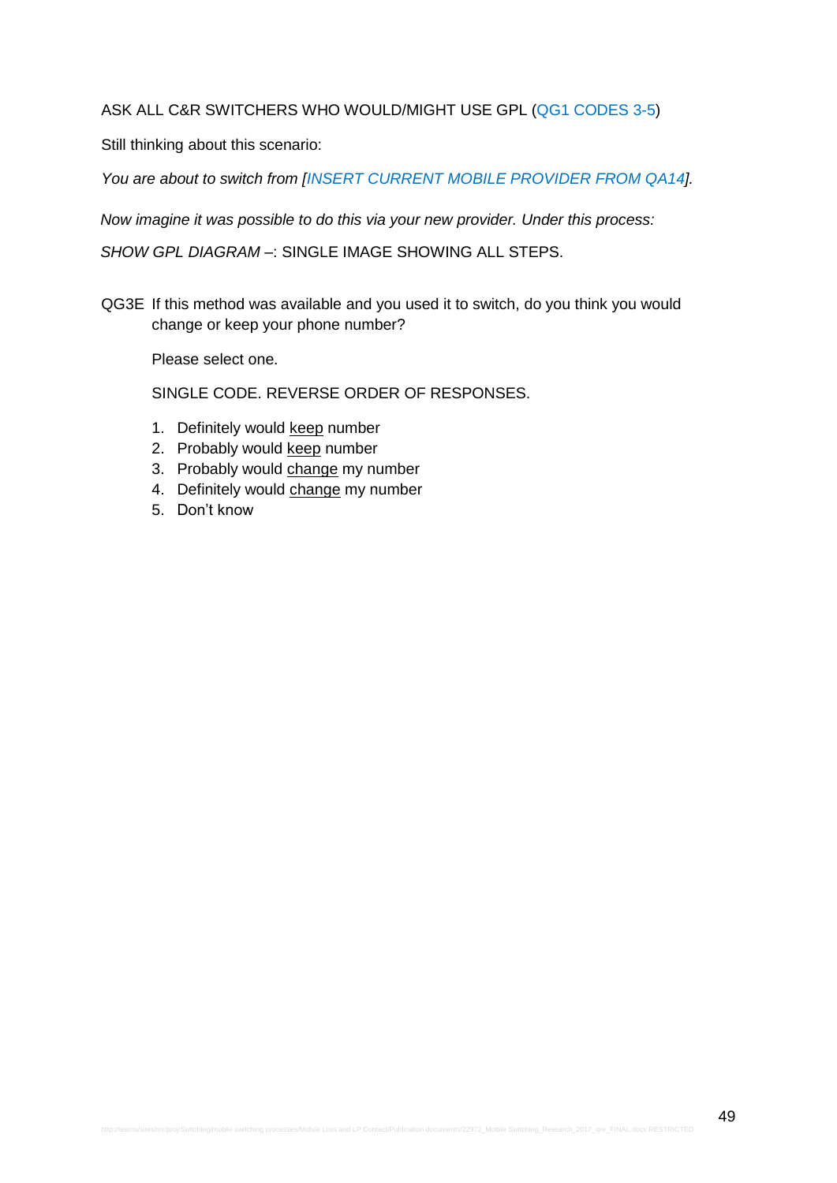ASK ALL C&R SWITCHERS WHO WOULD/MIGHT USE GPL (QG1 CODES 3-5)

Still thinking about this scenario:

*You are about to switch from [INSERT CURRENT MOBILE PROVIDER FROM QA14].*

*Now imagine it was possible to do this via your new provider. Under this process:*

*SHOW GPL DIAGRAM* –: SINGLE IMAGE SHOWING ALL STEPS.

QG3E If this method was available and you used it to switch, do you think you would change or keep your phone number?

Please select one.

SINGLE CODE. REVERSE ORDER OF RESPONSES.

1. Definitely would keep number
2. Probably would keep number
3. Probably would change my number
4. Definitely would change my number
5. Don't know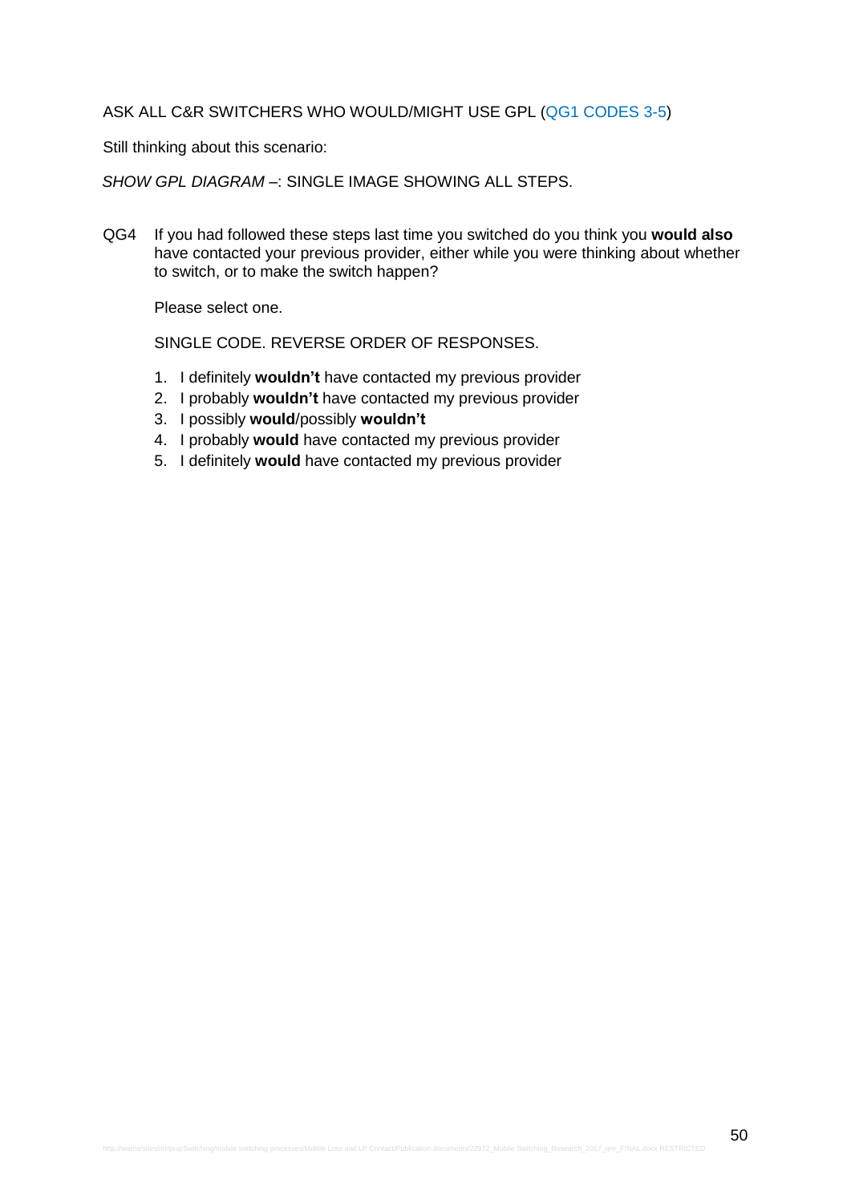ASK ALL C&R SWITCHERS WHO WOULD/MIGHT USE GPL (QG1 CODES 3-5)

Still thinking about this scenario:

*SHOW GPL DIAGRAM* –: SINGLE IMAGE SHOWING ALL STEPS.

QG4 If you had followed these steps last time you switched do you think you **would also** have contacted your previous provider, either while you were thinking about whether to switch, or to make the switch happen?

Please select one.

SINGLE CODE. REVERSE ORDER OF RESPONSES.

1. I definitely **wouldn't** have contacted my previous provider
2. I probably **wouldn't** have contacted my previous provider
3. I possibly **would**/possibly **wouldn't**
4. I probably **would** have contacted my previous provider
5. I definitely **would** have contacted my previous provider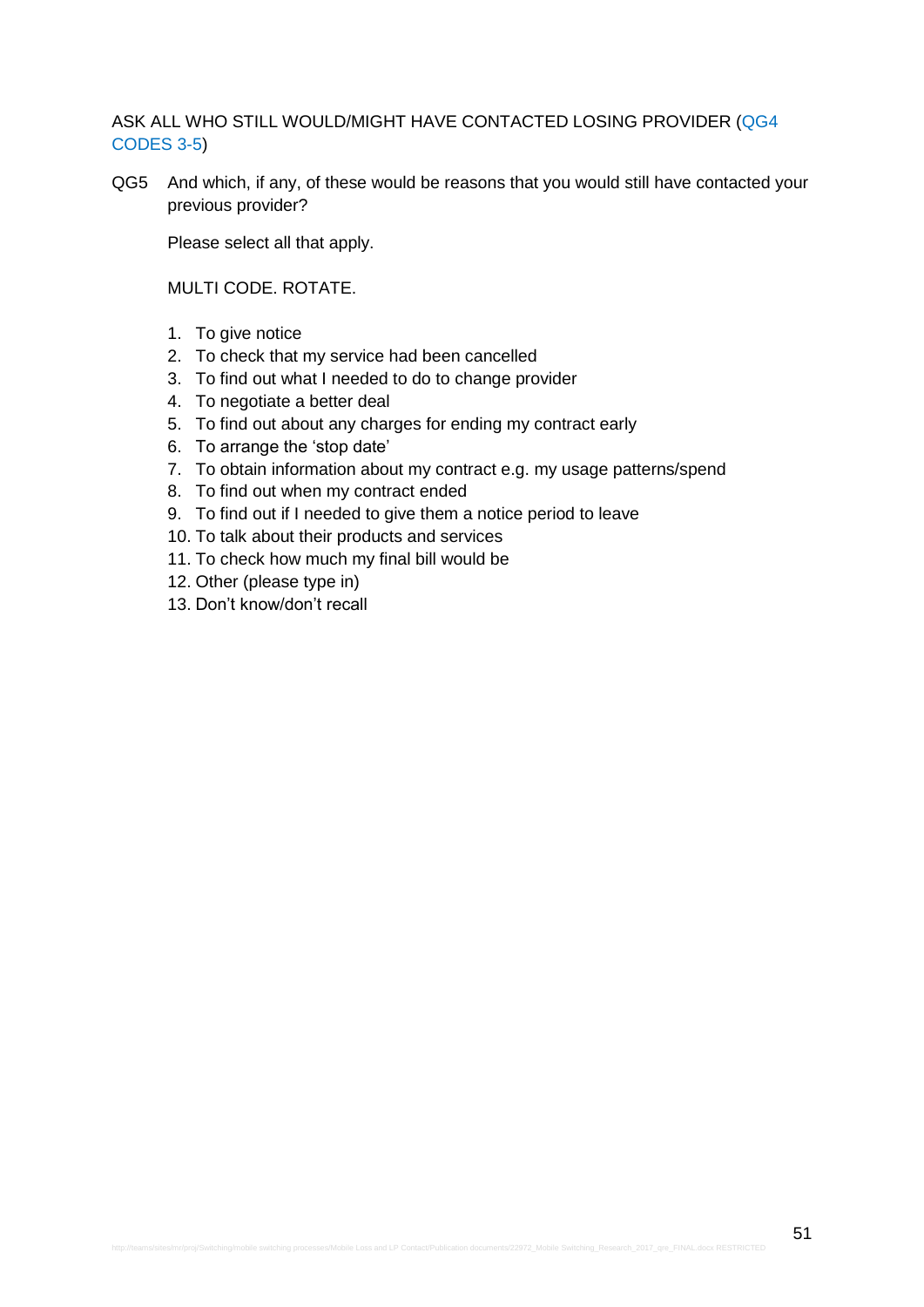ASK ALL WHO STILL WOULD/MIGHT HAVE CONTACTED LOSING PROVIDER (QG4 CODES 3-5)

QG5 And which, if any, of these would be reasons that you would still have contacted your previous provider?

Please select all that apply.

MULTI CODE. ROTATE.

1. To give notice
2. To check that my service had been cancelled
3. To find out what I needed to do to change provider
4. To negotiate a better deal
5. To find out about any charges for ending my contract early
6. To arrange the 'stop date'
7. To obtain information about my contract e.g. my usage patterns/spend
8. To find out when my contract ended
9. To find out if I needed to give them a notice period to leave
10. To talk about their products and services
11. To check how much my final bill would be
12. Other (please type in)
13. Don't know/don't recall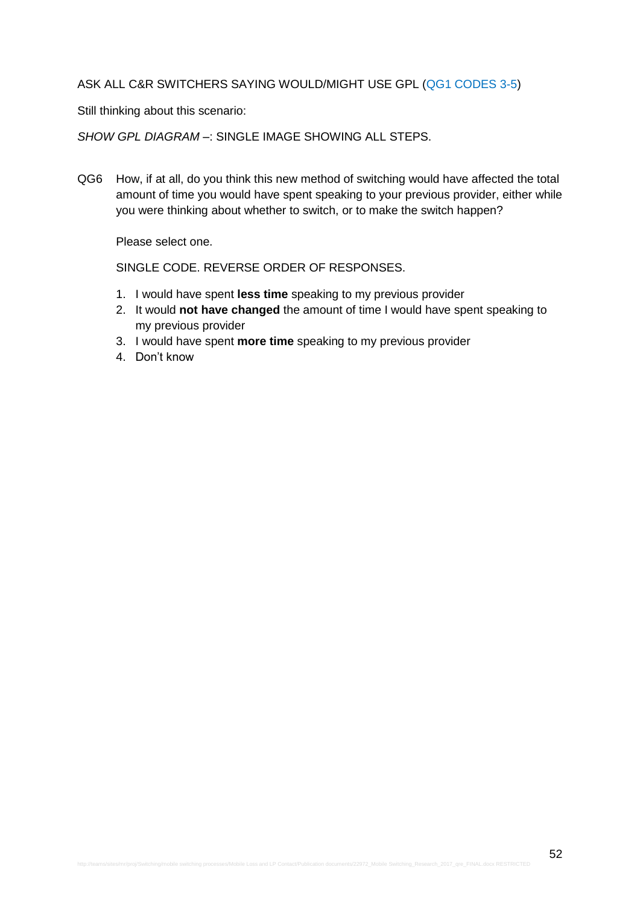ASK ALL C&R SWITCHERS SAYING WOULD/MIGHT USE GPL (QG1 CODES 3-5)

Still thinking about this scenario:

*SHOW GPL DIAGRAM* –: SINGLE IMAGE SHOWING ALL STEPS.

QG6 How, if at all, do you think this new method of switching would have affected the total amount of time you would have spent speaking to your previous provider, either while you were thinking about whether to switch, or to make the switch happen?

Please select one.

SINGLE CODE. REVERSE ORDER OF RESPONSES.

1. I would have spent **less time** speaking to my previous provider
2. It would **not have changed** the amount of time I would have spent speaking to my previous provider
3. I would have spent **more time** speaking to my previous provider
4. Don't know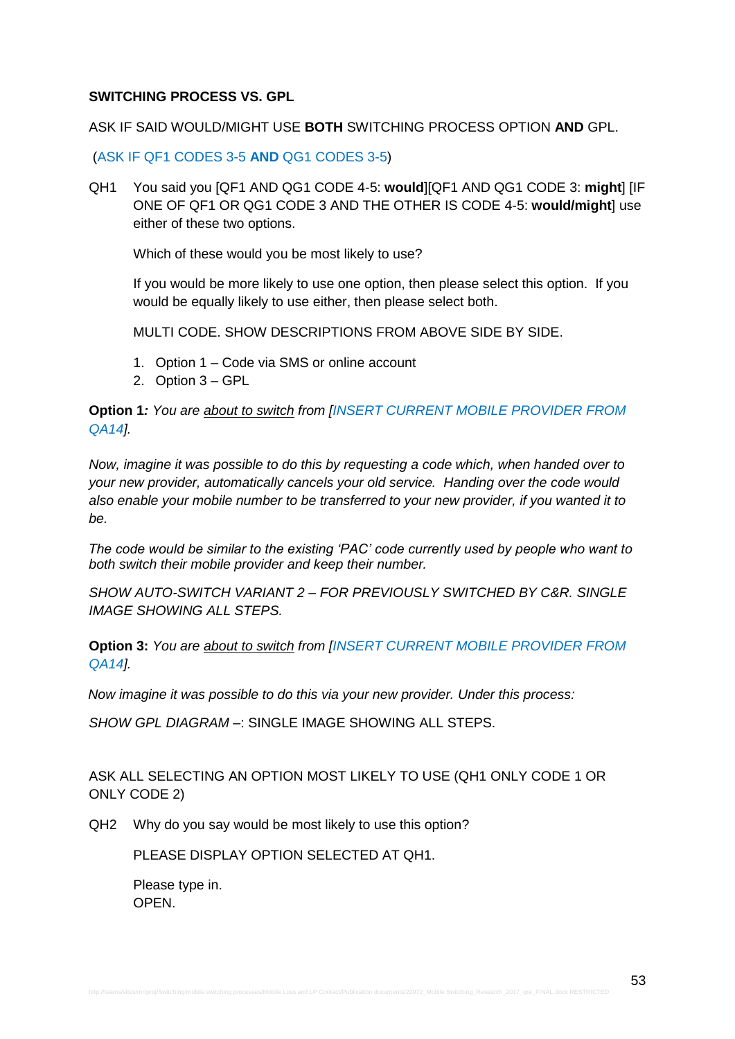**SWITCHING PROCESS VS. GPL**

ASK IF SAID WOULD/MIGHT USE **BOTH** SWITCHING PROCESS OPTION **AND** GPL.

(ASK IF QF1 CODES 3-5 **AND** QG1 CODES 3-5)

QH1 You said you [QF1 AND QG1 CODE 4-5: **would**][QF1 AND QG1 CODE 3: **might**] [IF ONE OF QF1 OR QG1 CODE 3 AND THE OTHER IS CODE 4-5: **would/might**] use either of these two options.

Which of these would you be most likely to use?

If you would be more likely to use one option, then please select this option. If you would be equally likely to use either, then please select both.

MULTI CODE. SHOW DESCRIPTIONS FROM ABOVE SIDE BY SIDE.

1. Option 1 – Code via SMS or online account
2. Option 3 – GPL

**Option 1***: You are about to switch from [INSERT CURRENT MOBILE PROVIDER FROM QA14].*

*Now, imagine it was possible to do this by requesting a code which, when handed over to your new provider, automatically cancels your old service. Handing over the code would also enable your mobile number to be transferred to your new provider, if you wanted it to be.*

*The code would be similar to the existing 'PAC' code currently used by people who want to both switch their mobile provider and keep their number.*

*SHOW AUTO-SWITCH VARIANT 2 – FOR PREVIOUSLY SWITCHED BY C&R. SINGLE IMAGE SHOWING ALL STEPS.*

**Option 3:** *You are about to switch from [INSERT CURRENT MOBILE PROVIDER FROM QA14].*

*Now imagine it was possible to do this via your new provider. Under this process:*

*SHOW GPL DIAGRAM* –: SINGLE IMAGE SHOWING ALL STEPS.

ASK ALL SELECTING AN OPTION MOST LIKELY TO USE (QH1 ONLY CODE 1 OR ONLY CODE 2)

QH2 Why do you say would be most likely to use this option?

PLEASE DISPLAY OPTION SELECTED AT QH1.

Please type in.
OPEN.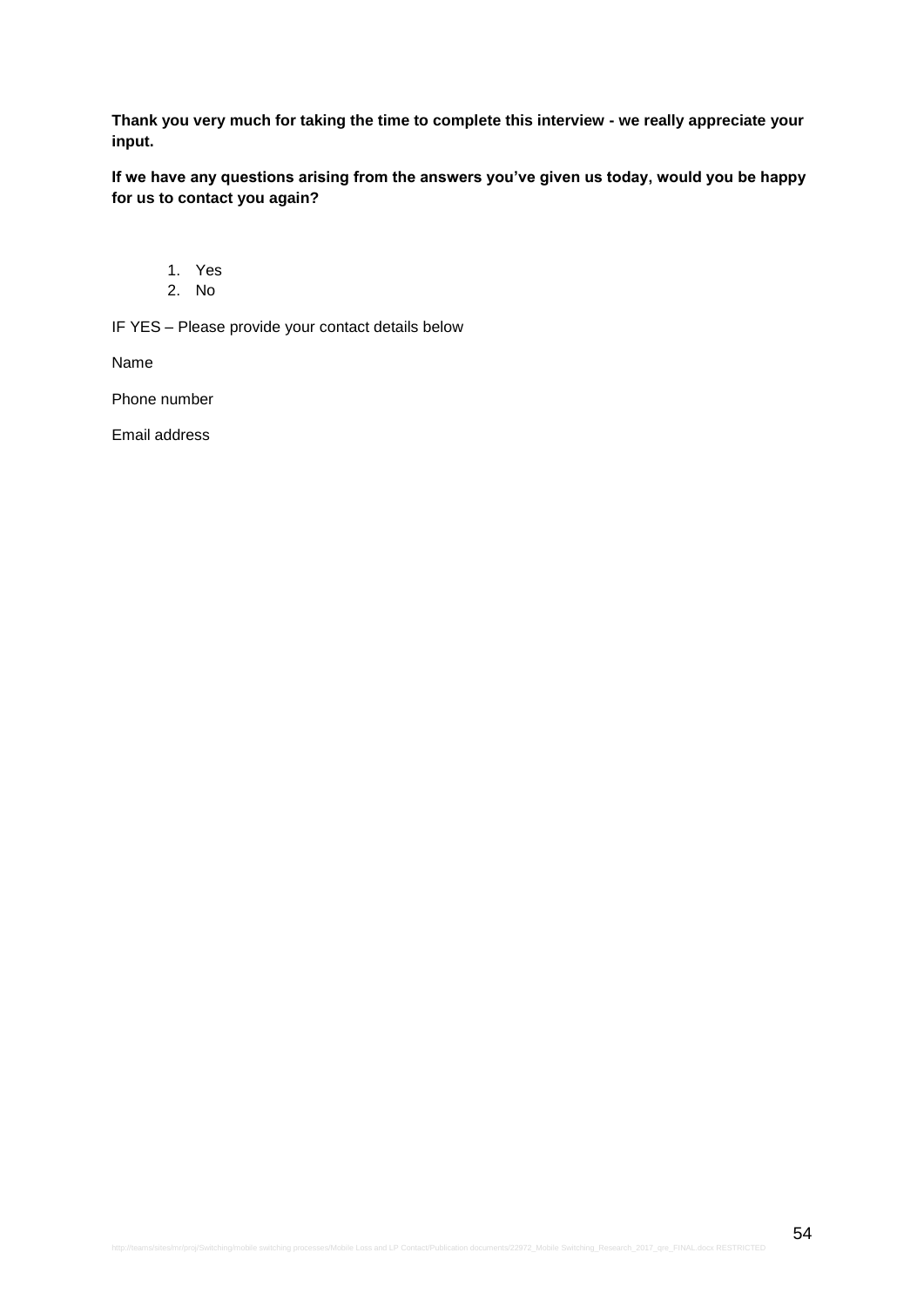**Thank you very much for taking the time to complete this interview - we really appreciate your input.**

**If we have any questions arising from the answers you've given us today, would you be happy for us to contact you again?**

1. Yes
2. No

IF YES – Please provide your contact details below

Name

Phone number

Email address